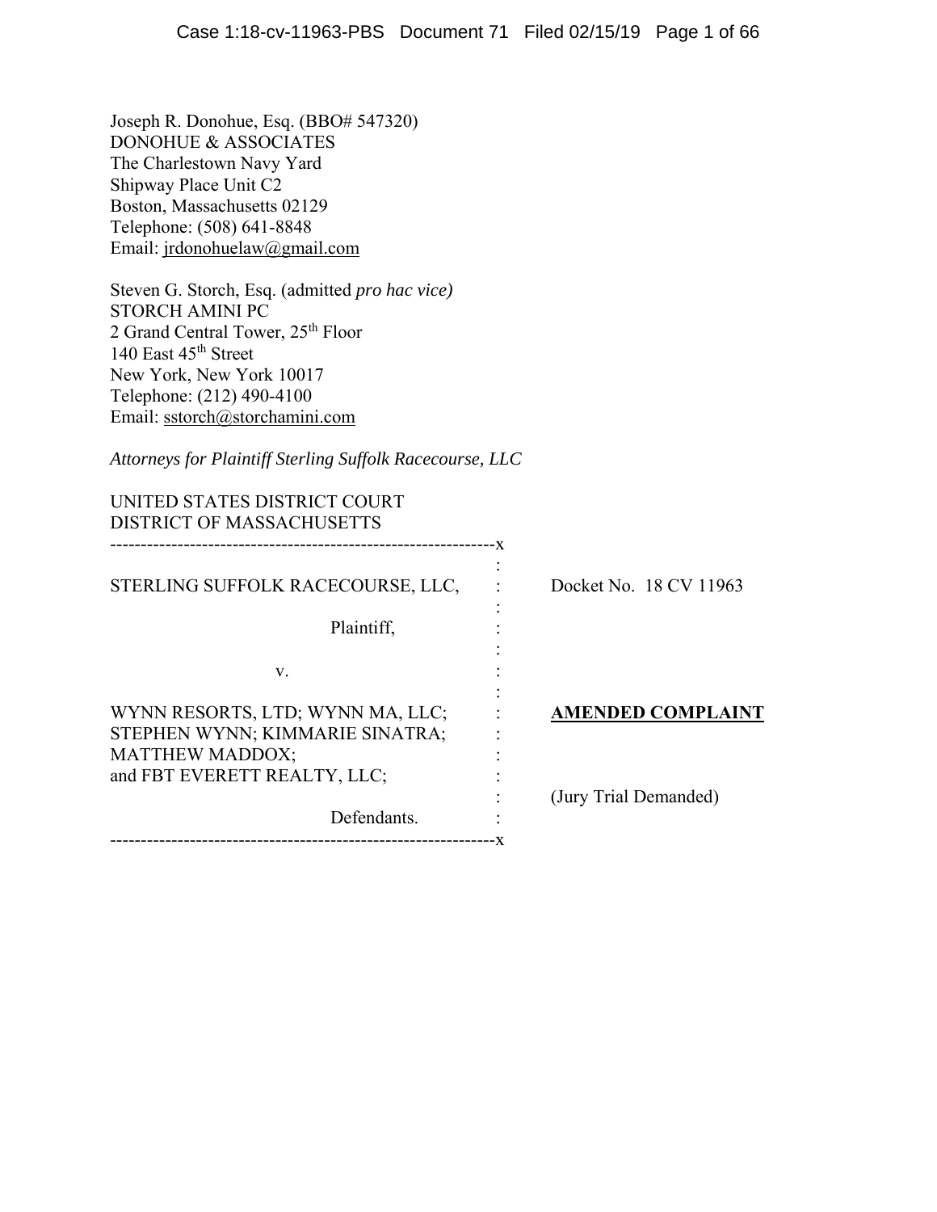Joseph R. Donohue, Esq. (BBO# 547320)
DONOHUE & ASSOCIATES
The Charlestown Navy Yard
Shipway Place Unit C2
Boston, Massachusetts 02129
Telephone: (508) 641-8848
Email: jrdonohuelaw@gmail.com

Steven G. Storch, Esq. (admitted *pro hac vice)*
STORCH AMINI PC
2 Grand Central Tower, 25th Floor
140 East 45th Street
New York, New York 10017
Telephone: (212) 490-4100
Email: sstorch@storchamini.com

*Attorneys for Plaintiff Sterling Suffolk Racecourse, LLC*

UNITED STATES DISTRICT COURT
DISTRICT OF MASSACHUSETTS

| | | |
|---|---|---|
| STERLING SUFFOLK RACECOURSE, LLC,<br><br>Plaintiff,<br><br>v.<br><br>WYNN RESORTS, LTD; WYNN MA, LLC; STEPHEN WYNN; KIMMARIE SINATRA; MATTHEW MADDOX; and FBT EVERETT REALTY, LLC;<br><br>Defendants. | : | Docket No. 18 CV 11963<br><br>**AMENDED COMPLAINT**<br><br>(Jury Trial Demanded) |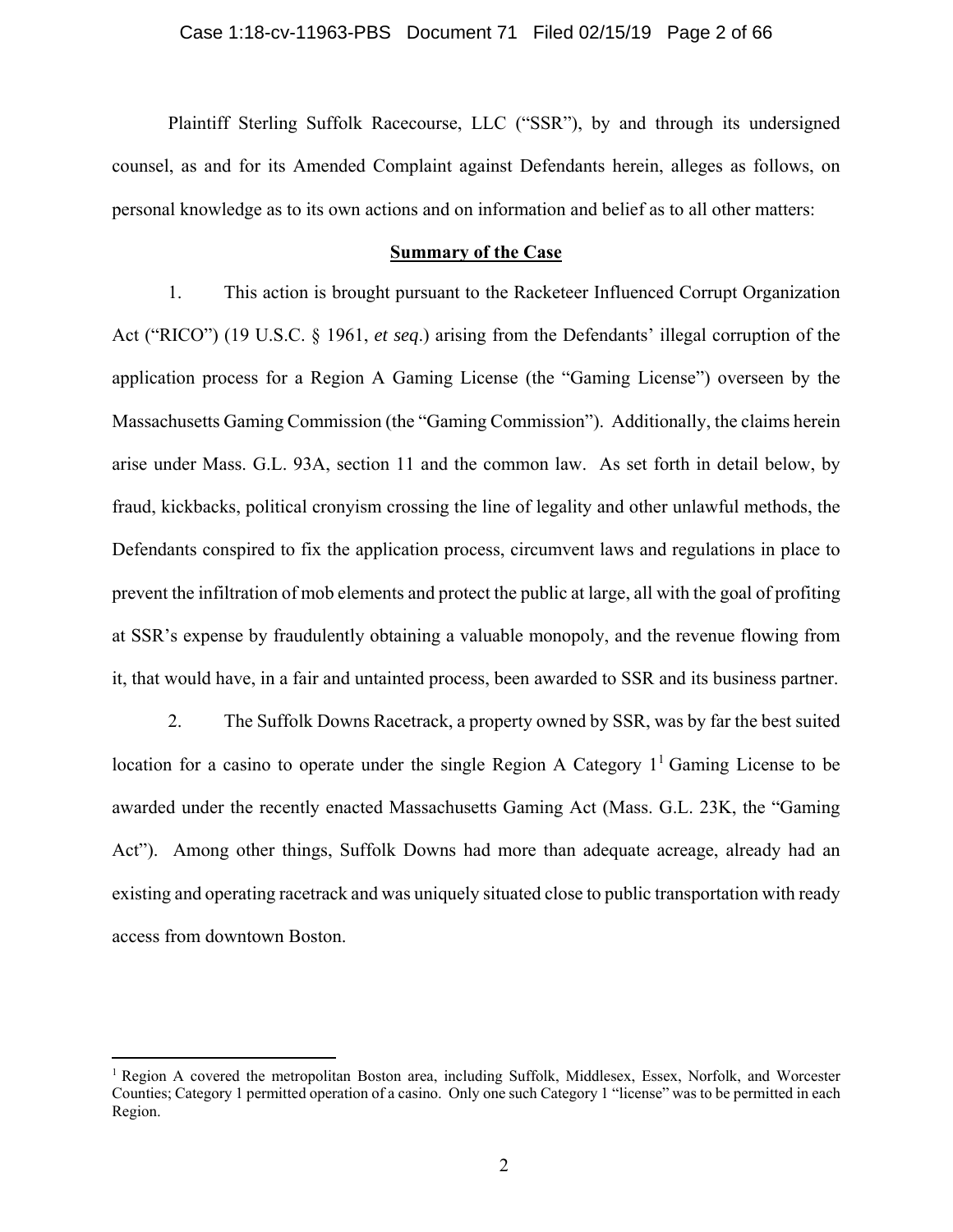Plaintiff Sterling Suffolk Racecourse, LLC ("SSR"), by and through its undersigned counsel, as and for its Amended Complaint against Defendants herein, alleges as follows, on personal knowledge as to its own actions and on information and belief as to all other matters:

## Summary of the Case

1. This action is brought pursuant to the Racketeer Influenced Corrupt Organization Act ("RICO") (19 U.S.C. § 1961, *et seq*.) arising from the Defendants' illegal corruption of the application process for a Region A Gaming License (the "Gaming License") overseen by the Massachusetts Gaming Commission (the "Gaming Commission"). Additionally, the claims herein arise under Mass. G.L. 93A, section 11 and the common law. As set forth in detail below, by fraud, kickbacks, political cronyism crossing the line of legality and other unlawful methods, the Defendants conspired to fix the application process, circumvent laws and regulations in place to prevent the infiltration of mob elements and protect the public at large, all with the goal of profiting at SSR's expense by fraudulently obtaining a valuable monopoly, and the revenue flowing from it, that would have, in a fair and untainted process, been awarded to SSR and its business partner.

2. The Suffolk Downs Racetrack, a property owned by SSR, was by far the best suited location for a casino to operate under the single Region A Category 1[1] Gaming License to be awarded under the recently enacted Massachusetts Gaming Act (Mass. G.L. 23K, the "Gaming Act"). Among other things, Suffolk Downs had more than adequate acreage, already had an existing and operating racetrack and was uniquely situated close to public transportation with ready access from downtown Boston.

---

[1] Region A covered the metropolitan Boston area, including Suffolk, Middlesex, Essex, Norfolk, and Worcester Counties; Category 1 permitted operation of a casino. Only one such Category 1 "license" was to be permitted in each Region.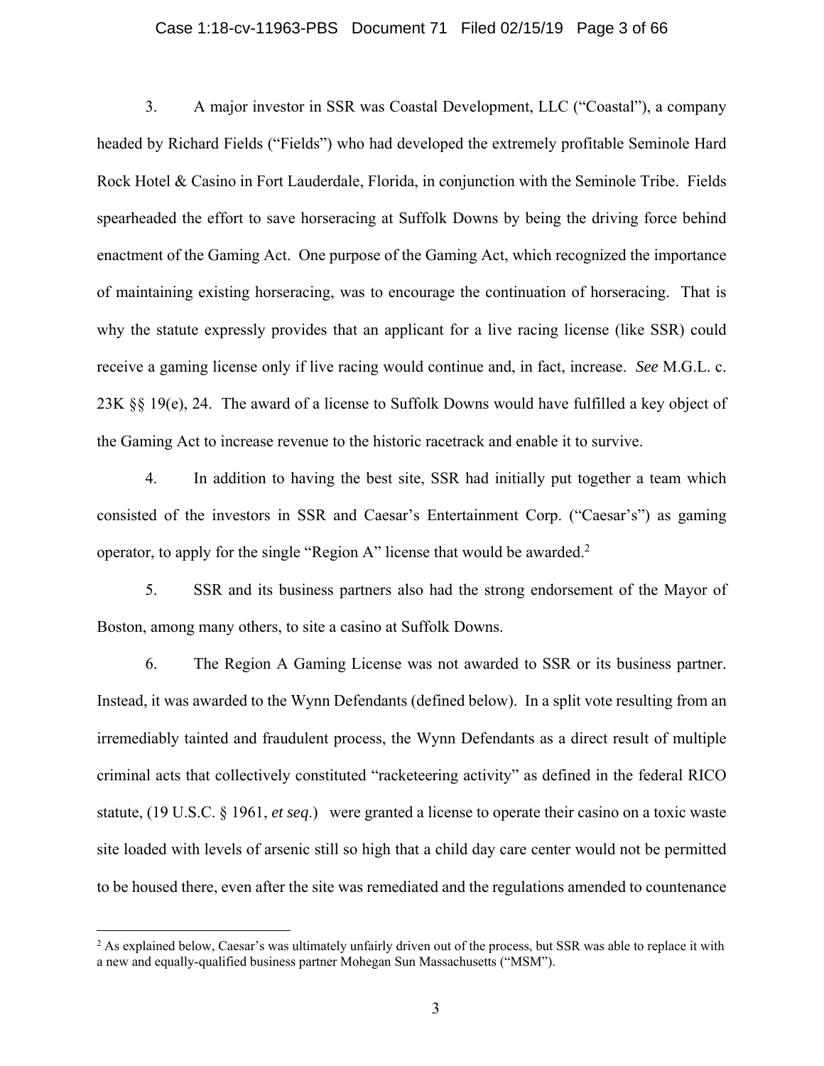3. A major investor in SSR was Coastal Development, LLC ("Coastal"), a company headed by Richard Fields ("Fields") who had developed the extremely profitable Seminole Hard Rock Hotel & Casino in Fort Lauderdale, Florida, in conjunction with the Seminole Tribe. Fields spearheaded the effort to save horseracing at Suffolk Downs by being the driving force behind enactment of the Gaming Act. One purpose of the Gaming Act, which recognized the importance of maintaining existing horseracing, was to encourage the continuation of horseracing. That is why the statute expressly provides that an applicant for a live racing license (like SSR) could receive a gaming license only if live racing would continue and, in fact, increase. *See* M.G.L. c. 23K §§ 19(e), 24. The award of a license to Suffolk Downs would have fulfilled a key object of the Gaming Act to increase revenue to the historic racetrack and enable it to survive.

4. In addition to having the best site, SSR had initially put together a team which consisted of the investors in SSR and Caesar's Entertainment Corp. ("Caesar's") as gaming operator, to apply for the single "Region A" license that would be awarded.[2]

5. SSR and its business partners also had the strong endorsement of the Mayor of Boston, among many others, to site a casino at Suffolk Downs.

6. The Region A Gaming License was not awarded to SSR or its business partner. Instead, it was awarded to the Wynn Defendants (defined below). In a split vote resulting from an irremediably tainted and fraudulent process, the Wynn Defendants as a direct result of multiple criminal acts that collectively constituted "racketeering activity" as defined in the federal RICO statute, (19 U.S.C. § 1961, *et seq.*) were granted a license to operate their casino on a toxic waste site loaded with levels of arsenic still so high that a child day care center would not be permitted to be housed there, even after the site was remediated and the regulations amended to countenance

[2] As explained below, Caesar's was ultimately unfairly driven out of the process, but SSR was able to replace it with a new and equally-qualified business partner Mohegan Sun Massachusetts ("MSM").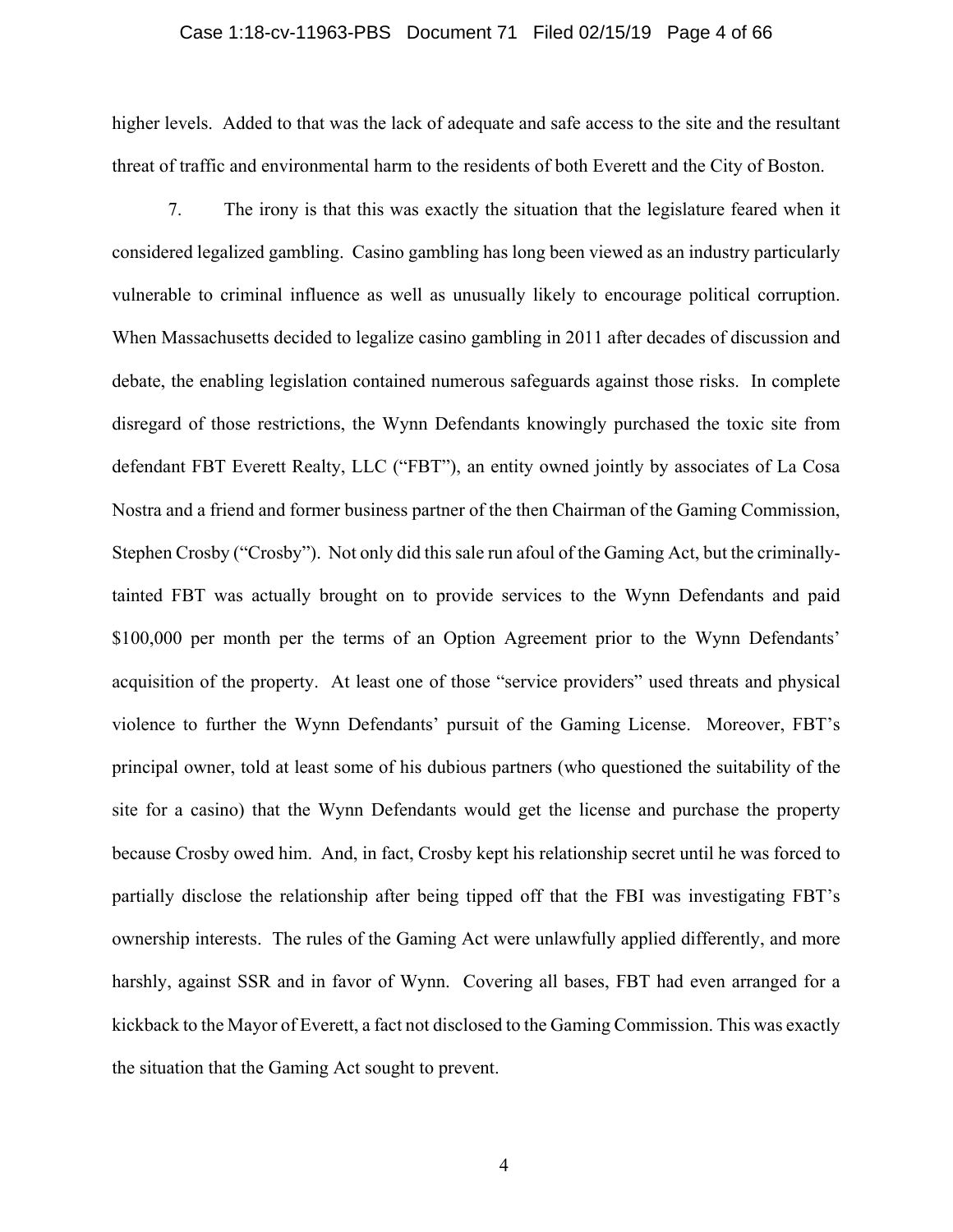higher levels. Added to that was the lack of adequate and safe access to the site and the resultant threat of traffic and environmental harm to the residents of both Everett and the City of Boston.

7. The irony is that this was exactly the situation that the legislature feared when it considered legalized gambling. Casino gambling has long been viewed as an industry particularly vulnerable to criminal influence as well as unusually likely to encourage political corruption. When Massachusetts decided to legalize casino gambling in 2011 after decades of discussion and debate, the enabling legislation contained numerous safeguards against those risks. In complete disregard of those restrictions, the Wynn Defendants knowingly purchased the toxic site from defendant FBT Everett Realty, LLC ("FBT"), an entity owned jointly by associates of La Cosa Nostra and a friend and former business partner of the then Chairman of the Gaming Commission, Stephen Crosby ("Crosby"). Not only did this sale run afoul of the Gaming Act, but the criminally-tainted FBT was actually brought on to provide services to the Wynn Defendants and paid $100,000 per month per the terms of an Option Agreement prior to the Wynn Defendants' acquisition of the property. At least one of those "service providers" used threats and physical violence to further the Wynn Defendants' pursuit of the Gaming License. Moreover, FBT's principal owner, told at least some of his dubious partners (who questioned the suitability of the site for a casino) that the Wynn Defendants would get the license and purchase the property because Crosby owed him. And, in fact, Crosby kept his relationship secret until he was forced to partially disclose the relationship after being tipped off that the FBI was investigating FBT's ownership interests. The rules of the Gaming Act were unlawfully applied differently, and more harshly, against SSR and in favor of Wynn. Covering all bases, FBT had even arranged for a kickback to the Mayor of Everett, a fact not disclosed to the Gaming Commission. This was exactly the situation that the Gaming Act sought to prevent.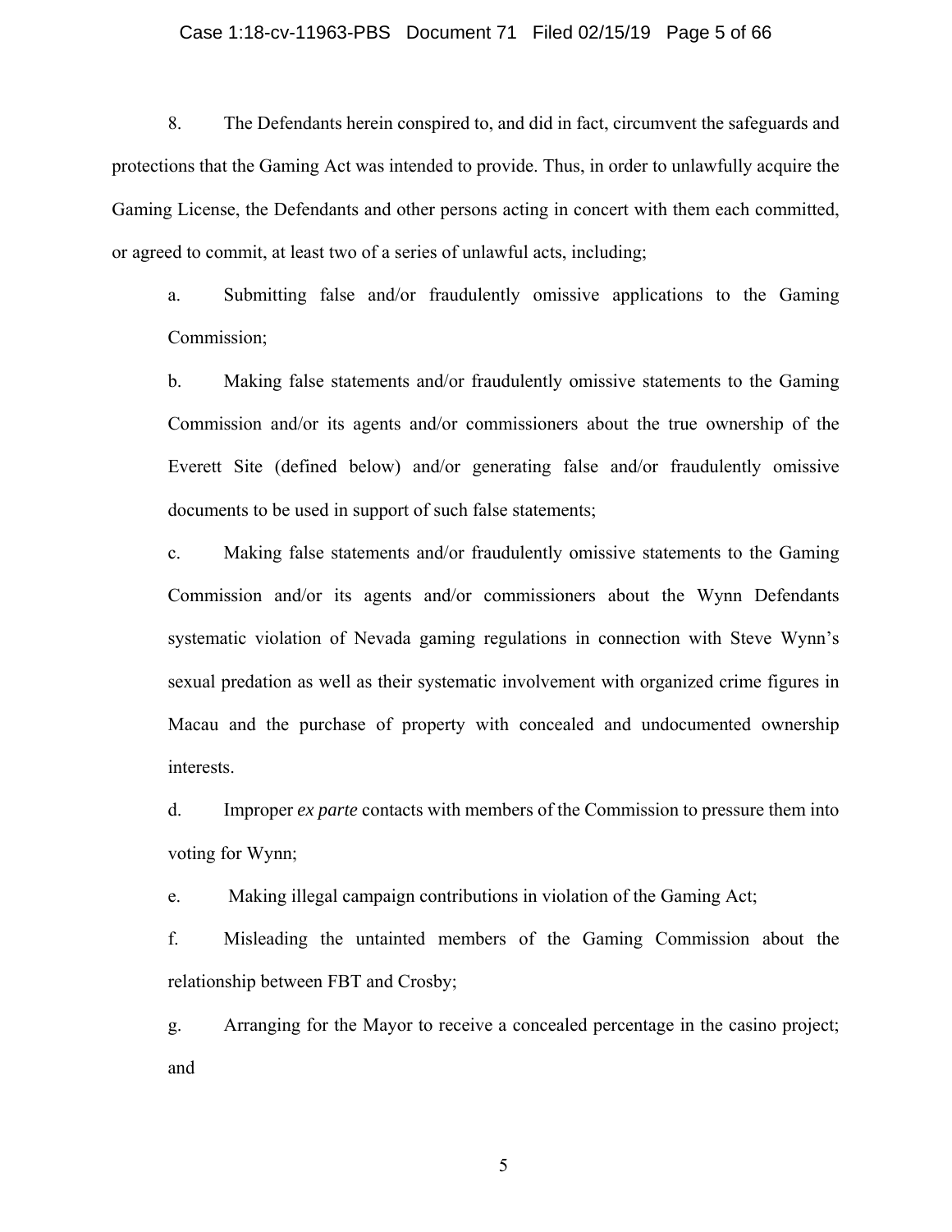8. The Defendants herein conspired to, and did in fact, circumvent the safeguards and protections that the Gaming Act was intended to provide. Thus, in order to unlawfully acquire the Gaming License, the Defendants and other persons acting in concert with them each committed, or agreed to commit, at least two of a series of unlawful acts, including;

a. Submitting false and/or fraudulently omissive applications to the Gaming Commission;

b. Making false statements and/or fraudulently omissive statements to the Gaming Commission and/or its agents and/or commissioners about the true ownership of the Everett Site (defined below) and/or generating false and/or fraudulently omissive documents to be used in support of such false statements;

c. Making false statements and/or fraudulently omissive statements to the Gaming Commission and/or its agents and/or commissioners about the Wynn Defendants systematic violation of Nevada gaming regulations in connection with Steve Wynn's sexual predation as well as their systematic involvement with organized crime figures in Macau and the purchase of property with concealed and undocumented ownership interests.

d. Improper *ex parte* contacts with members of the Commission to pressure them into voting for Wynn;

e. Making illegal campaign contributions in violation of the Gaming Act;

f. Misleading the untainted members of the Gaming Commission about the relationship between FBT and Crosby;

g. Arranging for the Mayor to receive a concealed percentage in the casino project; and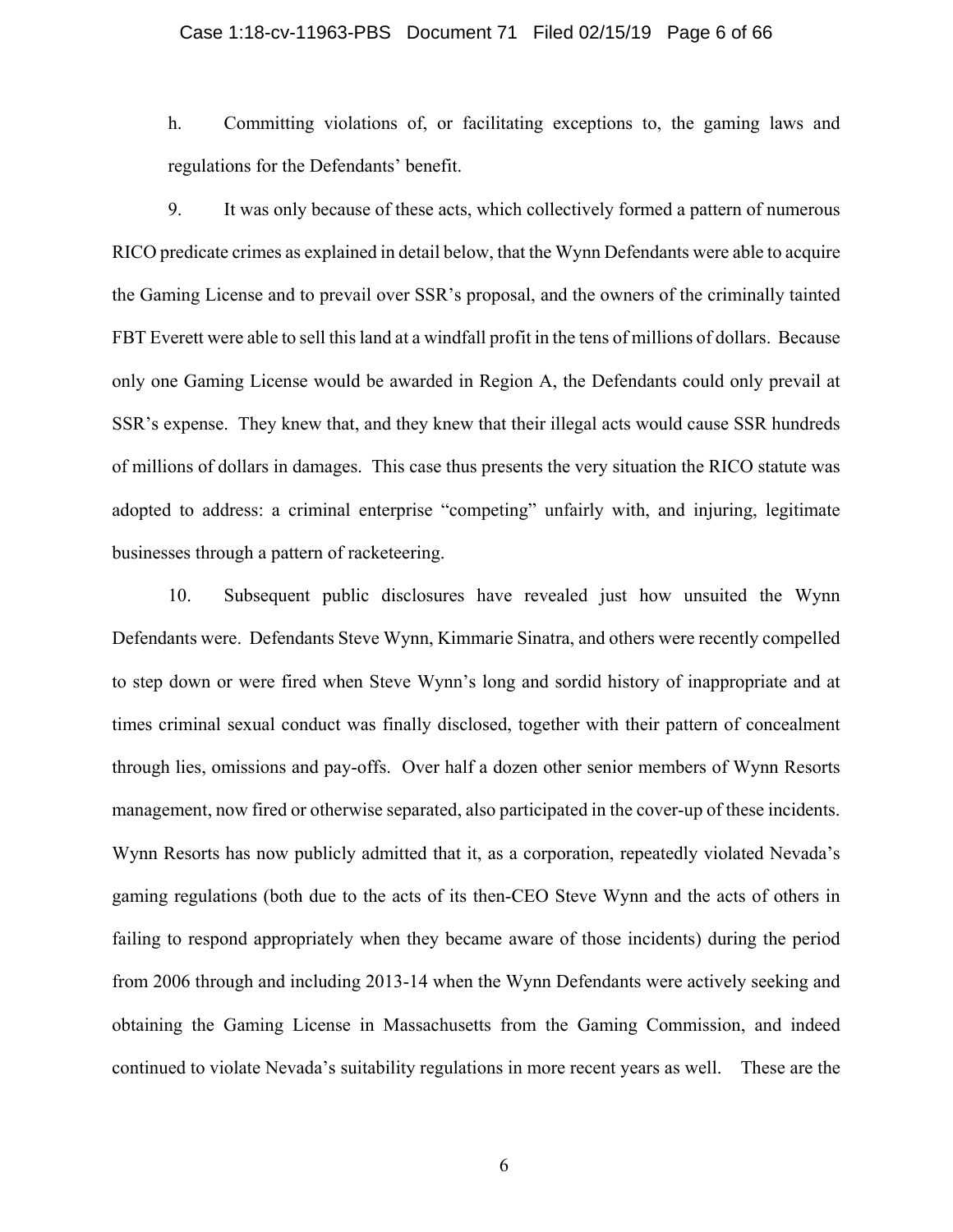h. Committing violations of, or facilitating exceptions to, the gaming laws and regulations for the Defendants' benefit.

9. It was only because of these acts, which collectively formed a pattern of numerous RICO predicate crimes as explained in detail below, that the Wynn Defendants were able to acquire the Gaming License and to prevail over SSR's proposal, and the owners of the criminally tainted FBT Everett were able to sell this land at a windfall profit in the tens of millions of dollars. Because only one Gaming License would be awarded in Region A, the Defendants could only prevail at SSR's expense. They knew that, and they knew that their illegal acts would cause SSR hundreds of millions of dollars in damages. This case thus presents the very situation the RICO statute was adopted to address: a criminal enterprise "competing" unfairly with, and injuring, legitimate businesses through a pattern of racketeering.

10. Subsequent public disclosures have revealed just how unsuited the Wynn Defendants were. Defendants Steve Wynn, Kimmarie Sinatra, and others were recently compelled to step down or were fired when Steve Wynn's long and sordid history of inappropriate and at times criminal sexual conduct was finally disclosed, together with their pattern of concealment through lies, omissions and pay-offs. Over half a dozen other senior members of Wynn Resorts management, now fired or otherwise separated, also participated in the cover-up of these incidents. Wynn Resorts has now publicly admitted that it, as a corporation, repeatedly violated Nevada's gaming regulations (both due to the acts of its then-CEO Steve Wynn and the acts of others in failing to respond appropriately when they became aware of those incidents) during the period from 2006 through and including 2013-14 when the Wynn Defendants were actively seeking and obtaining the Gaming License in Massachusetts from the Gaming Commission, and indeed continued to violate Nevada's suitability regulations in more recent years as well. These are the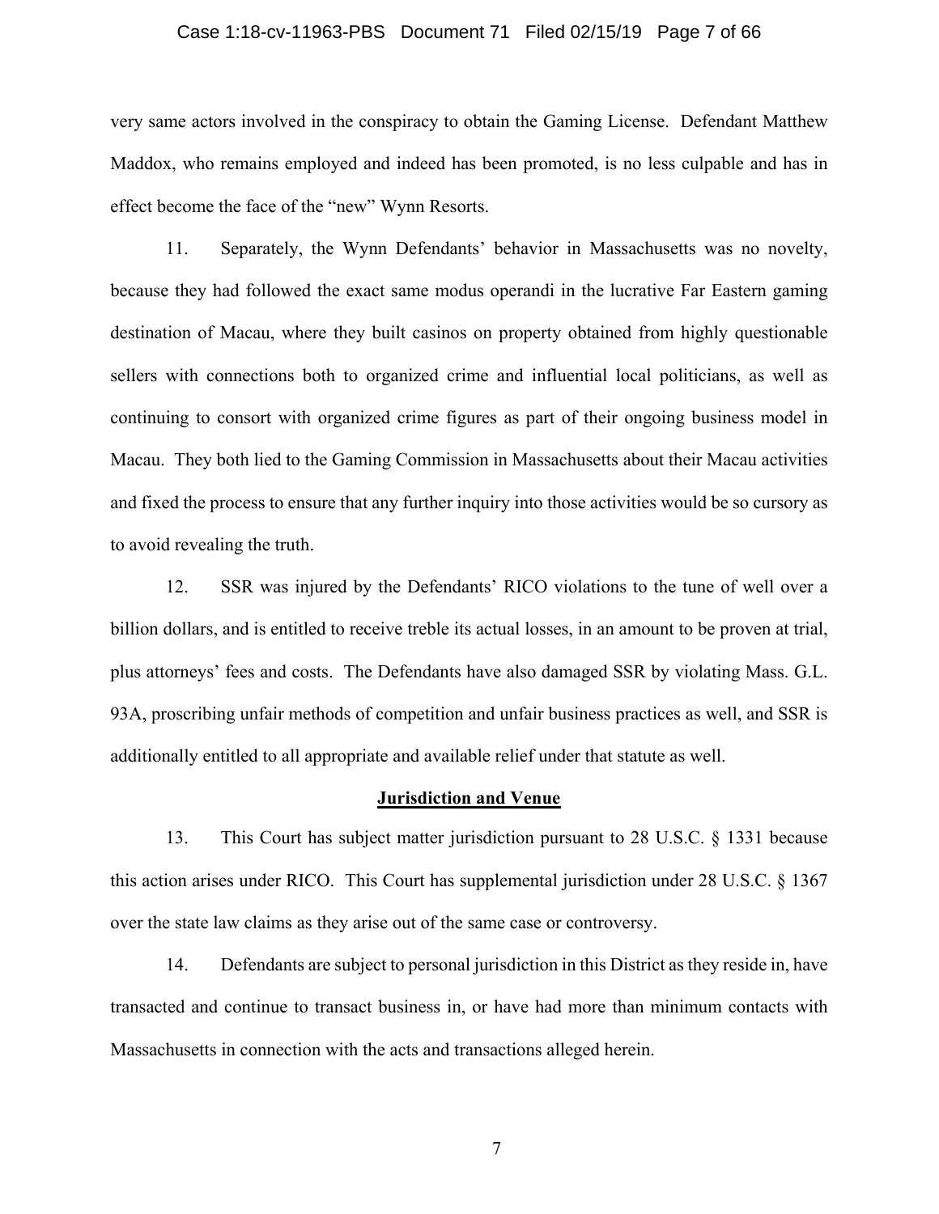very same actors involved in the conspiracy to obtain the Gaming License. Defendant Matthew Maddox, who remains employed and indeed has been promoted, is no less culpable and has in effect become the face of the "new" Wynn Resorts.

11. Separately, the Wynn Defendants' behavior in Massachusetts was no novelty, because they had followed the exact same modus operandi in the lucrative Far Eastern gaming destination of Macau, where they built casinos on property obtained from highly questionable sellers with connections both to organized crime and influential local politicians, as well as continuing to consort with organized crime figures as part of their ongoing business model in Macau. They both lied to the Gaming Commission in Massachusetts about their Macau activities and fixed the process to ensure that any further inquiry into those activities would be so cursory as to avoid revealing the truth.

12. SSR was injured by the Defendants' RICO violations to the tune of well over a billion dollars, and is entitled to receive treble its actual losses, in an amount to be proven at trial, plus attorneys' fees and costs. The Defendants have also damaged SSR by violating Mass. G.L. 93A, proscribing unfair methods of competition and unfair business practices as well, and SSR is additionally entitled to all appropriate and available relief under that statute as well.

## Jurisdiction and Venue

13. This Court has subject matter jurisdiction pursuant to 28 U.S.C. § 1331 because this action arises under RICO. This Court has supplemental jurisdiction under 28 U.S.C. § 1367 over the state law claims as they arise out of the same case or controversy.

14. Defendants are subject to personal jurisdiction in this District as they reside in, have transacted and continue to transact business in, or have had more than minimum contacts with Massachusetts in connection with the acts and transactions alleged herein.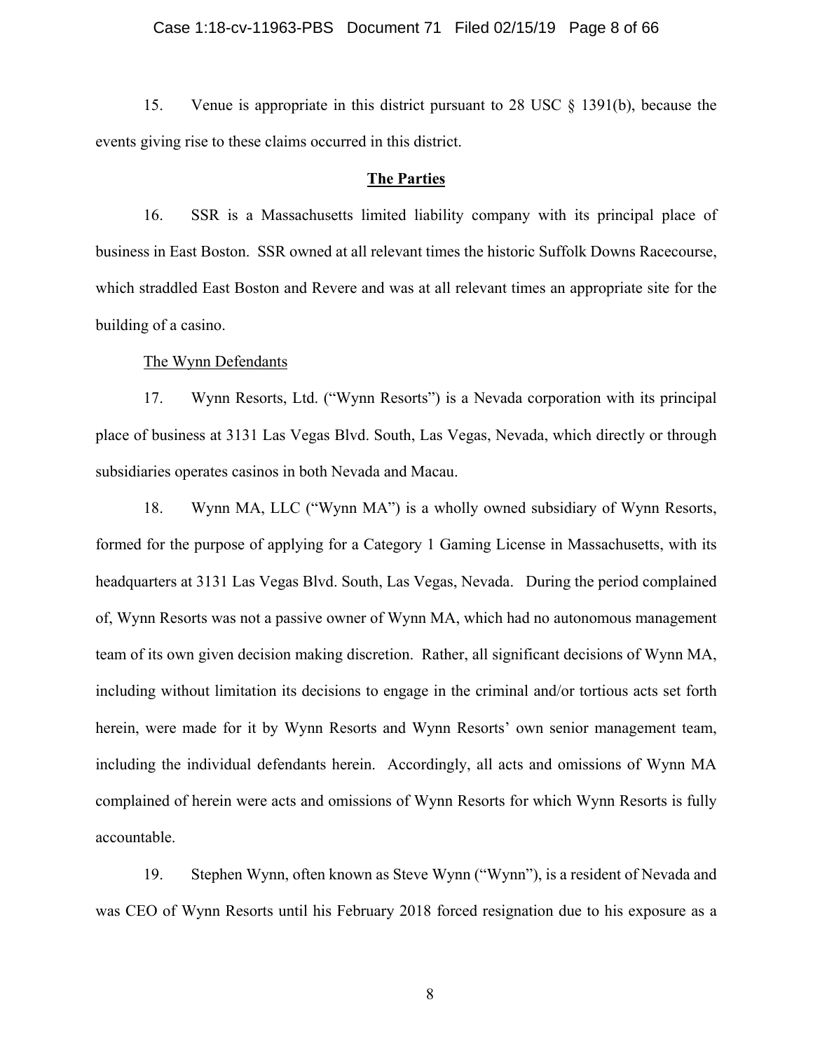15. Venue is appropriate in this district pursuant to 28 USC § 1391(b), because the events giving rise to these claims occurred in this district.

**The Parties**

16. SSR is a Massachusetts limited liability company with its principal place of business in East Boston. SSR owned at all relevant times the historic Suffolk Downs Racecourse, which straddled East Boston and Revere and was at all relevant times an appropriate site for the building of a casino.

The Wynn Defendants

17. Wynn Resorts, Ltd. ("Wynn Resorts") is a Nevada corporation with its principal place of business at 3131 Las Vegas Blvd. South, Las Vegas, Nevada, which directly or through subsidiaries operates casinos in both Nevada and Macau.

18. Wynn MA, LLC ("Wynn MA") is a wholly owned subsidiary of Wynn Resorts, formed for the purpose of applying for a Category 1 Gaming License in Massachusetts, with its headquarters at 3131 Las Vegas Blvd. South, Las Vegas, Nevada. During the period complained of, Wynn Resorts was not a passive owner of Wynn MA, which had no autonomous management team of its own given decision making discretion. Rather, all significant decisions of Wynn MA, including without limitation its decisions to engage in the criminal and/or tortious acts set forth herein, were made for it by Wynn Resorts and Wynn Resorts' own senior management team, including the individual defendants herein. Accordingly, all acts and omissions of Wynn MA complained of herein were acts and omissions of Wynn Resorts for which Wynn Resorts is fully accountable.

19. Stephen Wynn, often known as Steve Wynn ("Wynn"), is a resident of Nevada and was CEO of Wynn Resorts until his February 2018 forced resignation due to his exposure as a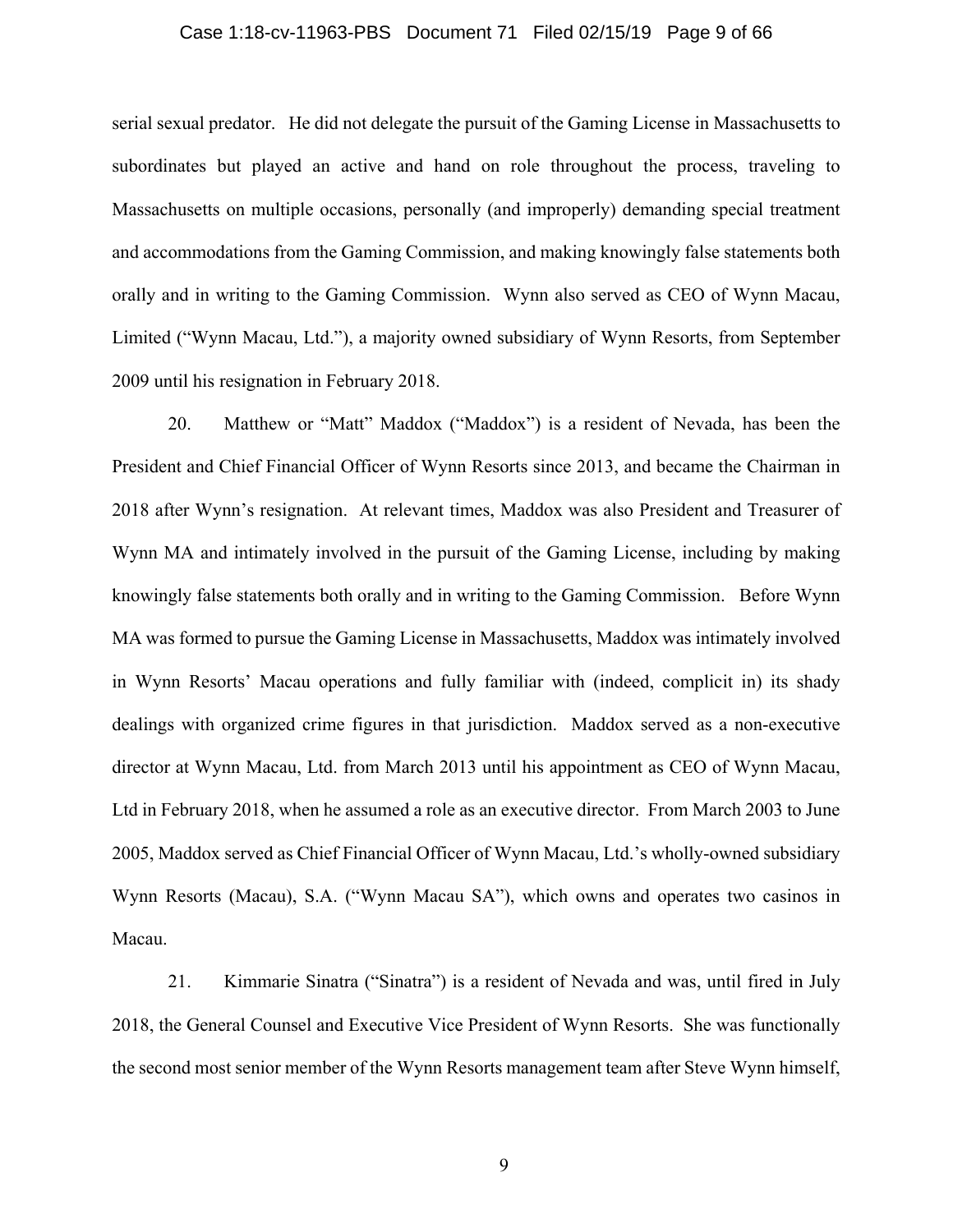serial sexual predator. He did not delegate the pursuit of the Gaming License in Massachusetts to subordinates but played an active and hand on role throughout the process, traveling to Massachusetts on multiple occasions, personally (and improperly) demanding special treatment and accommodations from the Gaming Commission, and making knowingly false statements both orally and in writing to the Gaming Commission. Wynn also served as CEO of Wynn Macau, Limited ("Wynn Macau, Ltd."), a majority owned subsidiary of Wynn Resorts, from September 2009 until his resignation in February 2018.

20. Matthew or "Matt" Maddox ("Maddox") is a resident of Nevada, has been the President and Chief Financial Officer of Wynn Resorts since 2013, and became the Chairman in 2018 after Wynn's resignation. At relevant times, Maddox was also President and Treasurer of Wynn MA and intimately involved in the pursuit of the Gaming License, including by making knowingly false statements both orally and in writing to the Gaming Commission. Before Wynn MA was formed to pursue the Gaming License in Massachusetts, Maddox was intimately involved in Wynn Resorts' Macau operations and fully familiar with (indeed, complicit in) its shady dealings with organized crime figures in that jurisdiction. Maddox served as a non-executive director at Wynn Macau, Ltd. from March 2013 until his appointment as CEO of Wynn Macau, Ltd in February 2018, when he assumed a role as an executive director. From March 2003 to June 2005, Maddox served as Chief Financial Officer of Wynn Macau, Ltd.'s wholly-owned subsidiary Wynn Resorts (Macau), S.A. ("Wynn Macau SA"), which owns and operates two casinos in Macau.

21. Kimmarie Sinatra ("Sinatra") is a resident of Nevada and was, until fired in July 2018, the General Counsel and Executive Vice President of Wynn Resorts. She was functionally the second most senior member of the Wynn Resorts management team after Steve Wynn himself,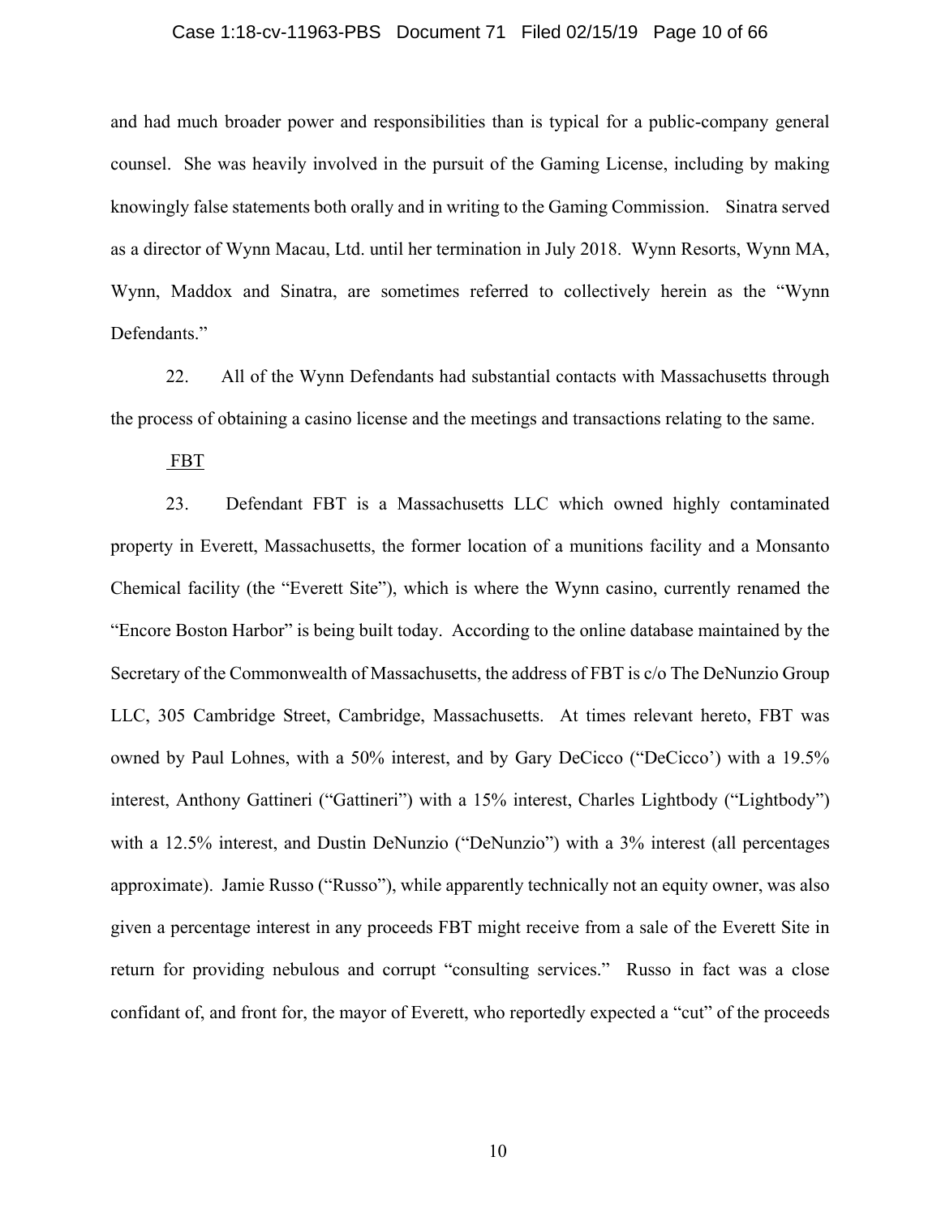and had much broader power and responsibilities than is typical for a public-company general counsel. She was heavily involved in the pursuit of the Gaming License, including by making knowingly false statements both orally and in writing to the Gaming Commission. Sinatra served as a director of Wynn Macau, Ltd. until her termination in July 2018. Wynn Resorts, Wynn MA, Wynn, Maddox and Sinatra, are sometimes referred to collectively herein as the "Wynn Defendants."

22. All of the Wynn Defendants had substantial contacts with Massachusetts through the process of obtaining a casino license and the meetings and transactions relating to the same.

FBT

23. Defendant FBT is a Massachusetts LLC which owned highly contaminated property in Everett, Massachusetts, the former location of a munitions facility and a Monsanto Chemical facility (the "Everett Site"), which is where the Wynn casino, currently renamed the "Encore Boston Harbor" is being built today. According to the online database maintained by the Secretary of the Commonwealth of Massachusetts, the address of FBT is c/o The DeNunzio Group LLC, 305 Cambridge Street, Cambridge, Massachusetts. At times relevant hereto, FBT was owned by Paul Lohnes, with a 50% interest, and by Gary DeCicco ("DeCicco') with a 19.5% interest, Anthony Gattineri ("Gattineri") with a 15% interest, Charles Lightbody ("Lightbody") with a 12.5% interest, and Dustin DeNunzio ("DeNunzio") with a 3% interest (all percentages approximate). Jamie Russo ("Russo"), while apparently technically not an equity owner, was also given a percentage interest in any proceeds FBT might receive from a sale of the Everett Site in return for providing nebulous and corrupt "consulting services." Russo in fact was a close confidant of, and front for, the mayor of Everett, who reportedly expected a "cut" of the proceeds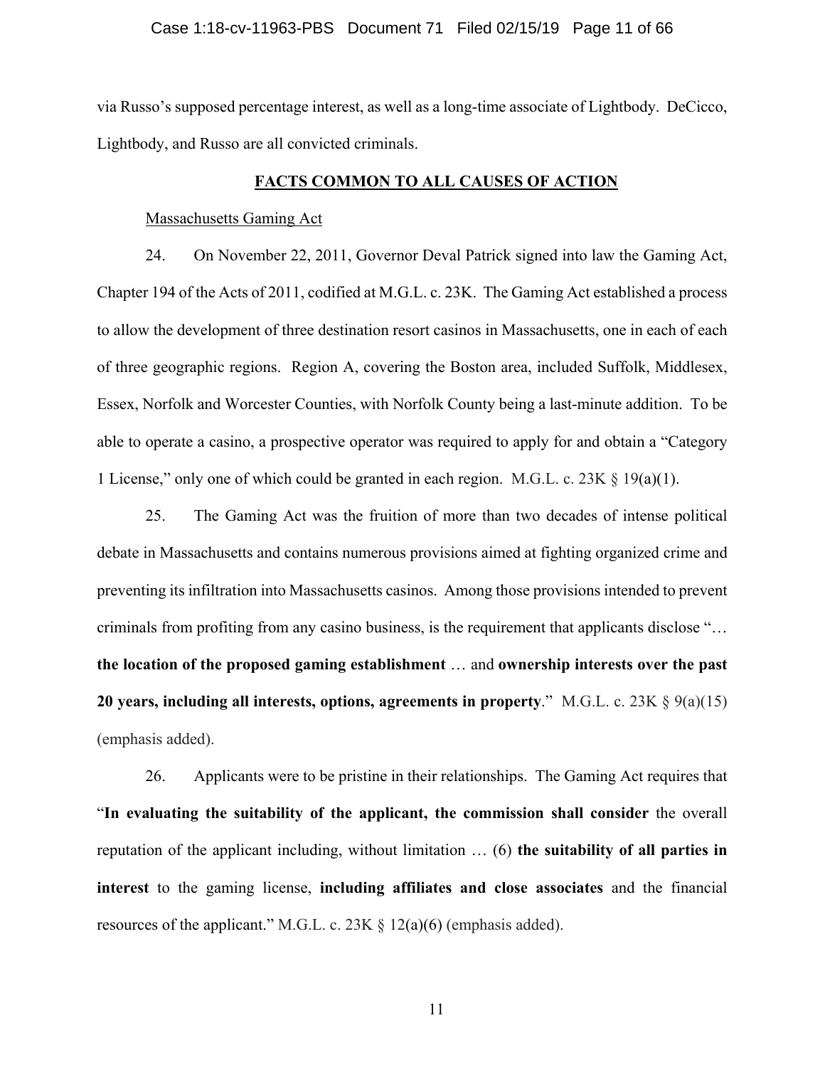via Russo's supposed percentage interest, as well as a long-time associate of Lightbody. DeCicco, Lightbody, and Russo are all convicted criminals.

## FACTS COMMON TO ALL CAUSES OF ACTION

Massachusetts Gaming Act

24. On November 22, 2011, Governor Deval Patrick signed into law the Gaming Act, Chapter 194 of the Acts of 2011, codified at M.G.L. c. 23K. The Gaming Act established a process to allow the development of three destination resort casinos in Massachusetts, one in each of each of three geographic regions. Region A, covering the Boston area, included Suffolk, Middlesex, Essex, Norfolk and Worcester Counties, with Norfolk County being a last-minute addition. To be able to operate a casino, a prospective operator was required to apply for and obtain a "Category 1 License," only one of which could be granted in each region. M.G.L. c. 23K § 19(a)(1).

25. The Gaming Act was the fruition of more than two decades of intense political debate in Massachusetts and contains numerous provisions aimed at fighting organized crime and preventing its infiltration into Massachusetts casinos. Among those provisions intended to prevent criminals from profiting from any casino business, is the requirement that applicants disclose "… **the location of the proposed gaming establishment** … and **ownership interests over the past 20 years, including all interests, options, agreements in property**." M.G.L. c. 23K § 9(a)(15) (emphasis added).

26. Applicants were to be pristine in their relationships. The Gaming Act requires that "**In evaluating the suitability of the applicant, the commission shall consider** the overall reputation of the applicant including, without limitation … (6) **the suitability of all parties in interest** to the gaming license, **including affiliates and close associates** and the financial resources of the applicant." M.G.L. c. 23K § 12(a)(6) (emphasis added).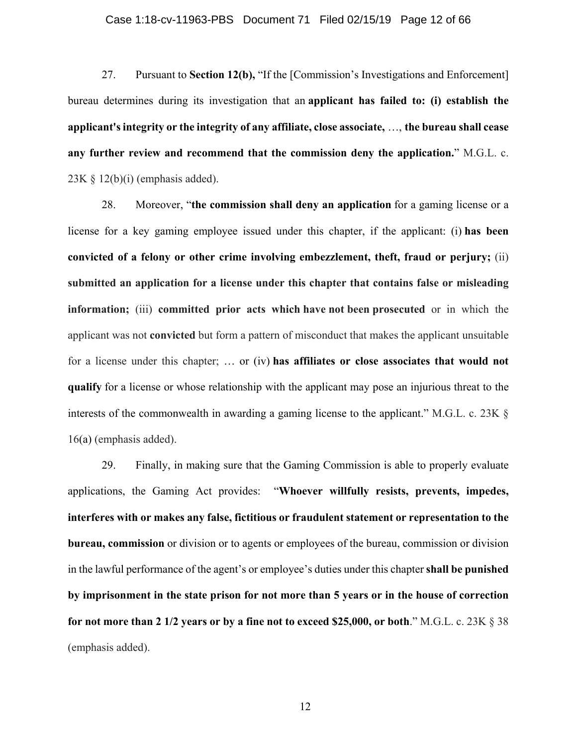27. Pursuant to **Section 12(b),** "If the [Commission's Investigations and Enforcement] bureau determines during its investigation that an **applicant has failed to: (i) establish the applicant's integrity or the integrity of any affiliate, close associate,** …, **the bureau shall cease any further review and recommend that the commission deny the application.**" M.G.L. c. 23K § 12(b)(i) (emphasis added).

28. Moreover, "**the commission shall deny an application** for a gaming license or a license for a key gaming employee issued under this chapter, if the applicant: (i) **has been convicted of a felony or other crime involving embezzlement, theft, fraud or perjury;** (ii) **submitted an application for a license under this chapter that contains false or misleading information;** (iii) **committed prior acts which have not been prosecuted** or in which the applicant was not **convicted** but form a pattern of misconduct that makes the applicant unsuitable for a license under this chapter; … or (iv) **has affiliates or close associates that would not qualify** for a license or whose relationship with the applicant may pose an injurious threat to the interests of the commonwealth in awarding a gaming license to the applicant." M.G.L. c. 23K § 16(a) (emphasis added).

29. Finally, in making sure that the Gaming Commission is able to properly evaluate applications, the Gaming Act provides: "**Whoever willfully resists, prevents, impedes, interferes with or makes any false, fictitious or fraudulent statement or representation to the bureau, commission** or division or to agents or employees of the bureau, commission or division in the lawful performance of the agent's or employee's duties under this chapter **shall be punished by imprisonment in the state prison for not more than 5 years or in the house of correction for not more than 2 1/2 years or by a fine not to exceed $25,000, or both**." M.G.L. c. 23K § 38 (emphasis added).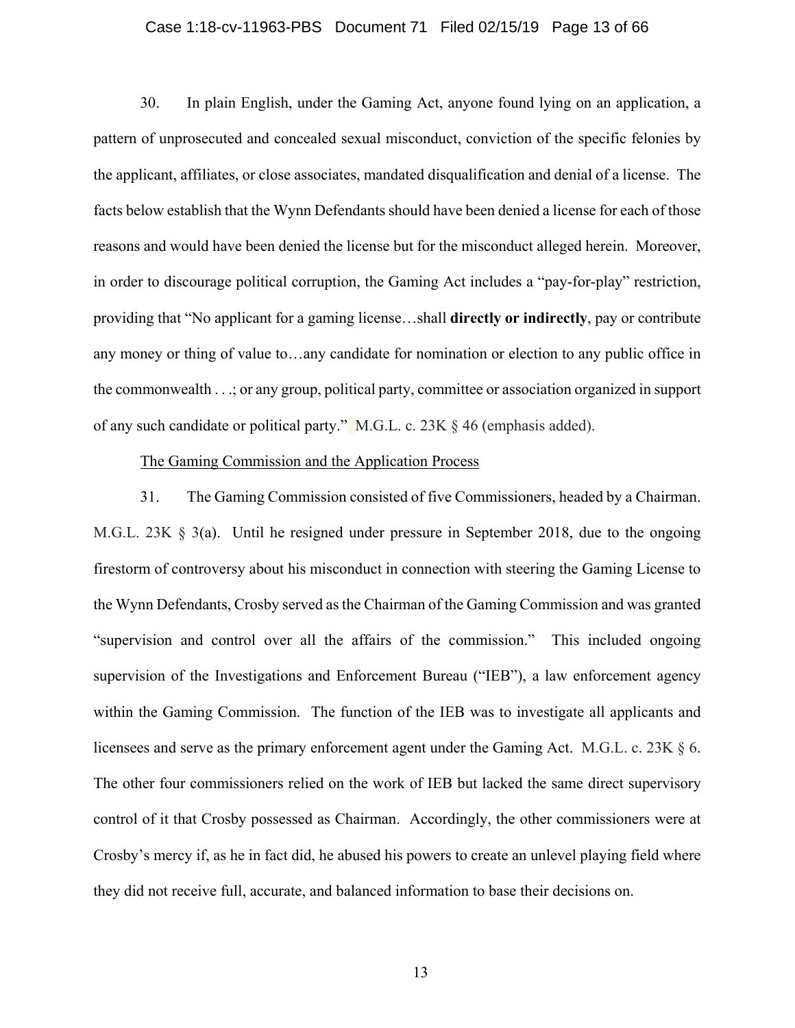30. In plain English, under the Gaming Act, anyone found lying on an application, a pattern of unprosecuted and concealed sexual misconduct, conviction of the specific felonies by the applicant, affiliates, or close associates, mandated disqualification and denial of a license. The facts below establish that the Wynn Defendants should have been denied a license for each of those reasons and would have been denied the license but for the misconduct alleged herein. Moreover, in order to discourage political corruption, the Gaming Act includes a "pay-for-play" restriction, providing that "No applicant for a gaming license…shall **directly or indirectly**, pay or contribute any money or thing of value to…any candidate for nomination or election to any public office in the commonwealth . . .; or any group, political party, committee or association organized in support of any such candidate or political party." M.G.L. c. 23K § 46 (emphasis added).

The Gaming Commission and the Application Process

31. The Gaming Commission consisted of five Commissioners, headed by a Chairman. M.G.L. 23K § 3(a). Until he resigned under pressure in September 2018, due to the ongoing firestorm of controversy about his misconduct in connection with steering the Gaming License to the Wynn Defendants, Crosby served as the Chairman of the Gaming Commission and was granted "supervision and control over all the affairs of the commission." This included ongoing supervision of the Investigations and Enforcement Bureau ("IEB"), a law enforcement agency within the Gaming Commission. The function of the IEB was to investigate all applicants and licensees and serve as the primary enforcement agent under the Gaming Act. M.G.L. c. 23K § 6. The other four commissioners relied on the work of IEB but lacked the same direct supervisory control of it that Crosby possessed as Chairman. Accordingly, the other commissioners were at Crosby's mercy if, as he in fact did, he abused his powers to create an unlevel playing field where they did not receive full, accurate, and balanced information to base their decisions on.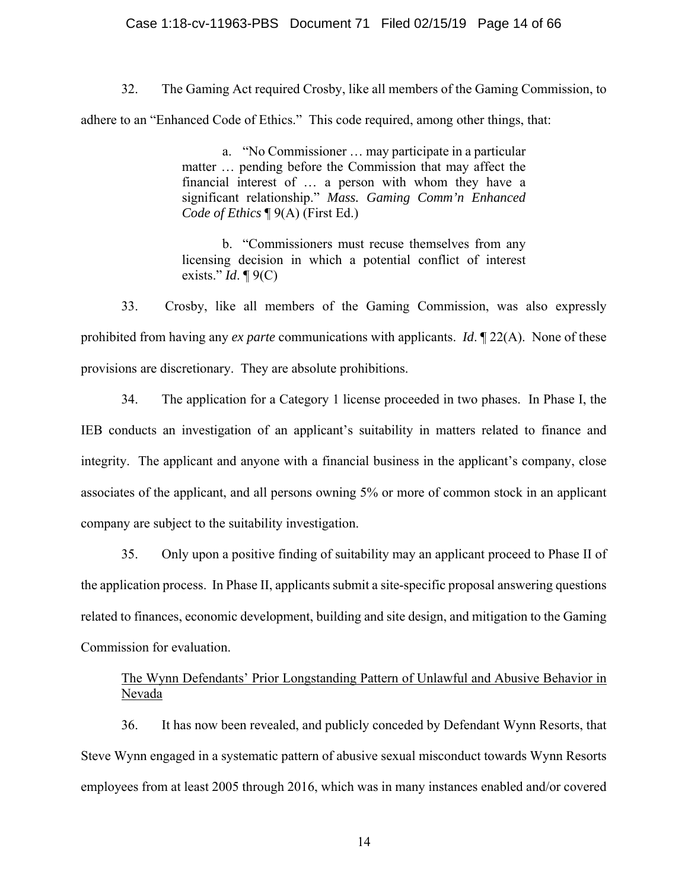32. The Gaming Act required Crosby, like all members of the Gaming Commission, to adhere to an "Enhanced Code of Ethics." This code required, among other things, that:

> a. "No Commissioner … may participate in a particular matter … pending before the Commission that may affect the financial interest of … a person with whom they have a significant relationship." *Mass. Gaming Comm'n Enhanced Code of Ethics* ¶ 9(A) (First Ed.)
>
> b. "Commissioners must recuse themselves from any licensing decision in which a potential conflict of interest exists." *Id*. ¶ 9(C)

33. Crosby, like all members of the Gaming Commission, was also expressly prohibited from having any *ex parte* communications with applicants. *Id*. ¶ 22(A). None of these provisions are discretionary. They are absolute prohibitions.

34. The application for a Category 1 license proceeded in two phases. In Phase I, the IEB conducts an investigation of an applicant's suitability in matters related to finance and integrity. The applicant and anyone with a financial business in the applicant's company, close associates of the applicant, and all persons owning 5% or more of common stock in an applicant company are subject to the suitability investigation.

35. Only upon a positive finding of suitability may an applicant proceed to Phase II of the application process. In Phase II, applicants submit a site-specific proposal answering questions related to finances, economic development, building and site design, and mitigation to the Gaming Commission for evaluation.

<u>The Wynn Defendants' Prior Longstanding Pattern of Unlawful and Abusive Behavior in Nevada</u>

36. It has now been revealed, and publicly conceded by Defendant Wynn Resorts, that Steve Wynn engaged in a systematic pattern of abusive sexual misconduct towards Wynn Resorts employees from at least 2005 through 2016, which was in many instances enabled and/or covered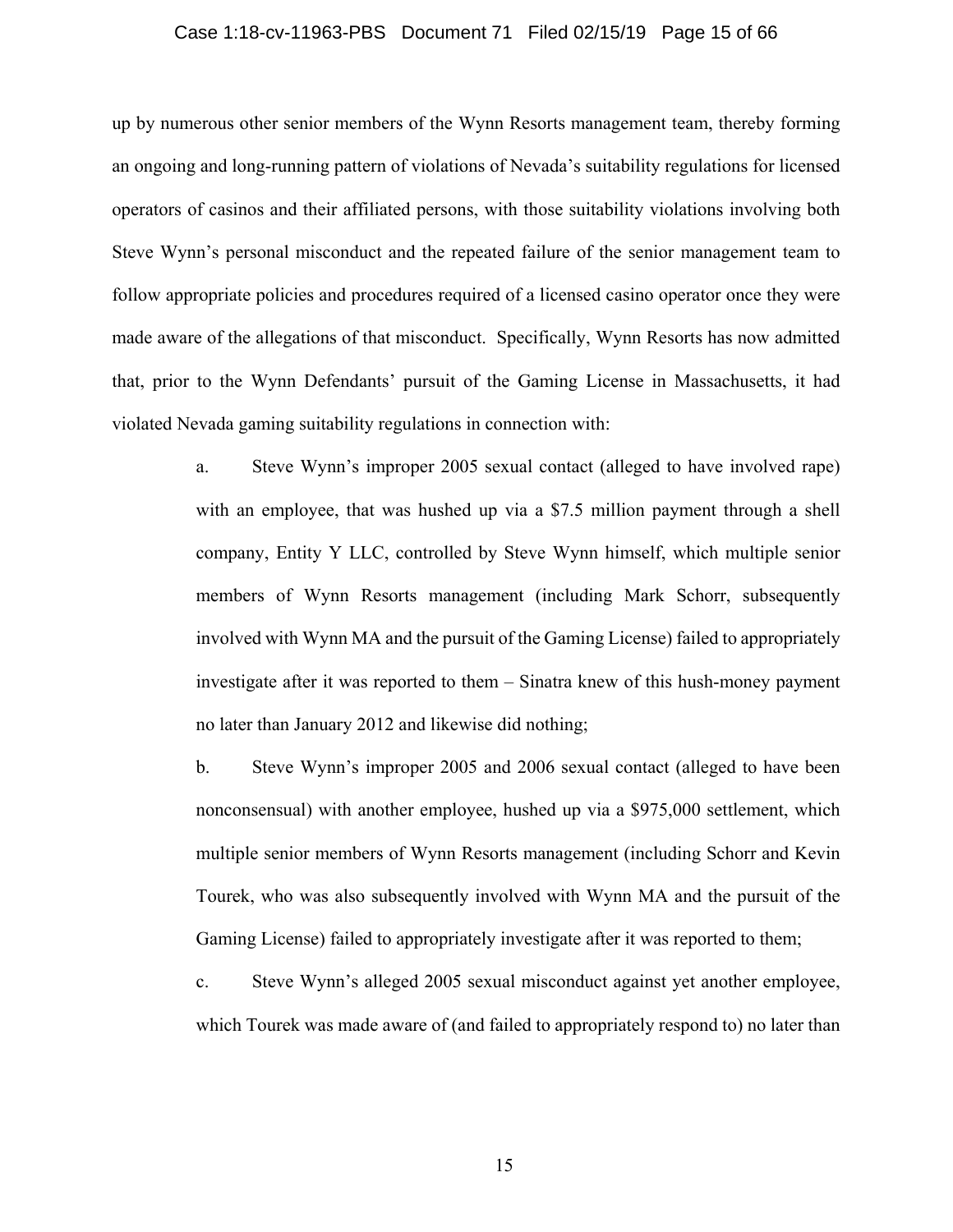up by numerous other senior members of the Wynn Resorts management team, thereby forming an ongoing and long-running pattern of violations of Nevada's suitability regulations for licensed operators of casinos and their affiliated persons, with those suitability violations involving both Steve Wynn's personal misconduct and the repeated failure of the senior management team to follow appropriate policies and procedures required of a licensed casino operator once they were made aware of the allegations of that misconduct. Specifically, Wynn Resorts has now admitted that, prior to the Wynn Defendants' pursuit of the Gaming License in Massachusetts, it had violated Nevada gaming suitability regulations in connection with:

a. Steve Wynn's improper 2005 sexual contact (alleged to have involved rape) with an employee, that was hushed up via a $7.5 million payment through a shell company, Entity Y LLC, controlled by Steve Wynn himself, which multiple senior members of Wynn Resorts management (including Mark Schorr, subsequently involved with Wynn MA and the pursuit of the Gaming License) failed to appropriately investigate after it was reported to them – Sinatra knew of this hush-money payment no later than January 2012 and likewise did nothing;

b. Steve Wynn's improper 2005 and 2006 sexual contact (alleged to have been nonconsensual) with another employee, hushed up via a $975,000 settlement, which multiple senior members of Wynn Resorts management (including Schorr and Kevin Tourek, who was also subsequently involved with Wynn MA and the pursuit of the Gaming License) failed to appropriately investigate after it was reported to them;

c. Steve Wynn's alleged 2005 sexual misconduct against yet another employee, which Tourek was made aware of (and failed to appropriately respond to) no later than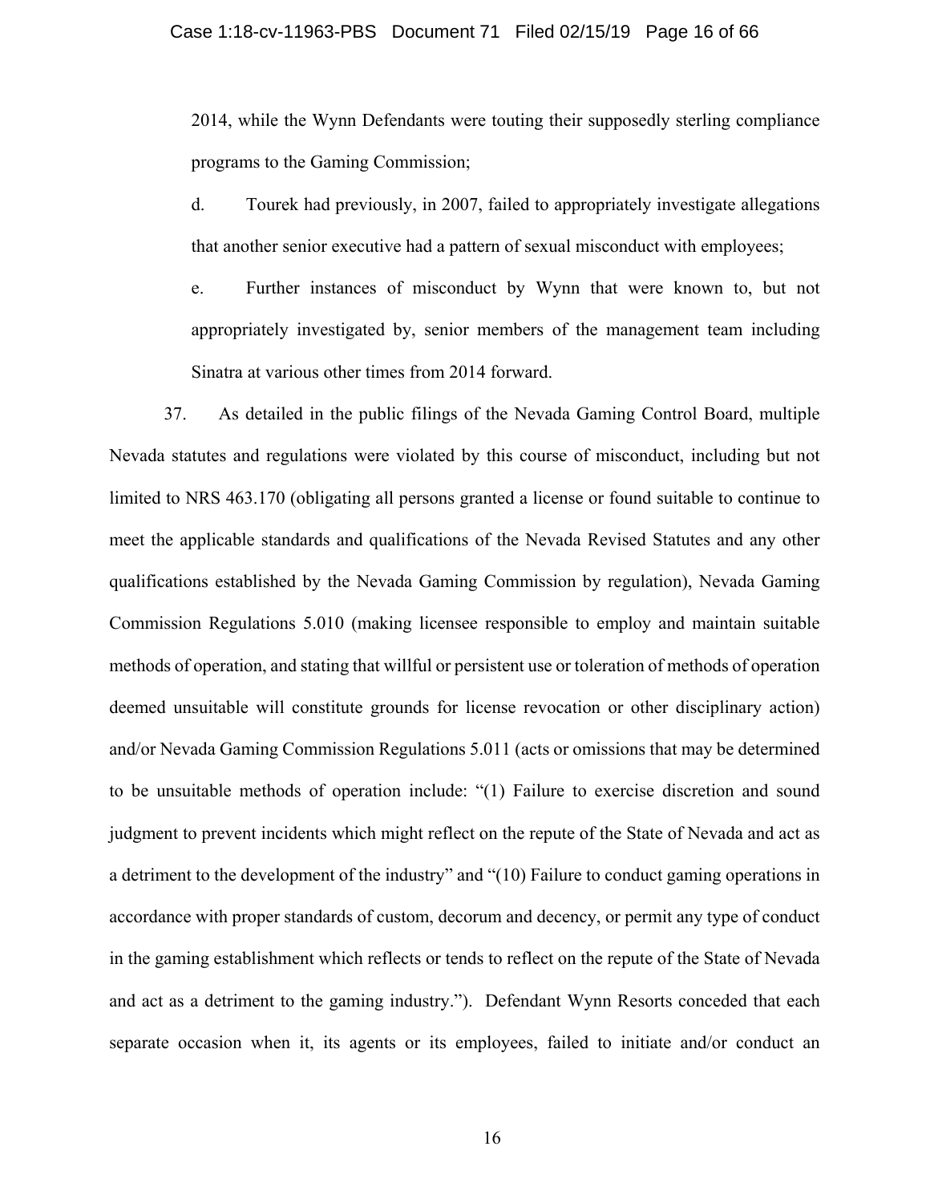2014, while the Wynn Defendants were touting their supposedly sterling compliance programs to the Gaming Commission;

d. Tourek had previously, in 2007, failed to appropriately investigate allegations that another senior executive had a pattern of sexual misconduct with employees;

e. Further instances of misconduct by Wynn that were known to, but not appropriately investigated by, senior members of the management team including Sinatra at various other times from 2014 forward.

37. As detailed in the public filings of the Nevada Gaming Control Board, multiple Nevada statutes and regulations were violated by this course of misconduct, including but not limited to NRS 463.170 (obligating all persons granted a license or found suitable to continue to meet the applicable standards and qualifications of the Nevada Revised Statutes and any other qualifications established by the Nevada Gaming Commission by regulation), Nevada Gaming Commission Regulations 5.010 (making licensee responsible to employ and maintain suitable methods of operation, and stating that willful or persistent use or toleration of methods of operation deemed unsuitable will constitute grounds for license revocation or other disciplinary action) and/or Nevada Gaming Commission Regulations 5.011 (acts or omissions that may be determined to be unsuitable methods of operation include: "(1) Failure to exercise discretion and sound judgment to prevent incidents which might reflect on the repute of the State of Nevada and act as a detriment to the development of the industry" and "(10) Failure to conduct gaming operations in accordance with proper standards of custom, decorum and decency, or permit any type of conduct in the gaming establishment which reflects or tends to reflect on the repute of the State of Nevada and act as a detriment to the gaming industry."). Defendant Wynn Resorts conceded that each separate occasion when it, its agents or its employees, failed to initiate and/or conduct an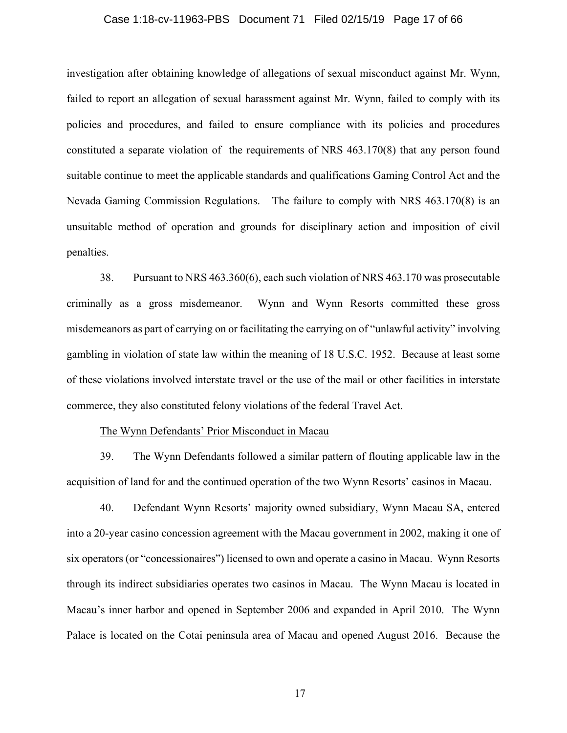investigation after obtaining knowledge of allegations of sexual misconduct against Mr. Wynn, failed to report an allegation of sexual harassment against Mr. Wynn, failed to comply with its policies and procedures, and failed to ensure compliance with its policies and procedures constituted a separate violation of the requirements of NRS 463.170(8) that any person found suitable continue to meet the applicable standards and qualifications Gaming Control Act and the Nevada Gaming Commission Regulations. The failure to comply with NRS 463.170(8) is an unsuitable method of operation and grounds for disciplinary action and imposition of civil penalties.

38. Pursuant to NRS 463.360(6), each such violation of NRS 463.170 was prosecutable criminally as a gross misdemeanor. Wynn and Wynn Resorts committed these gross misdemeanors as part of carrying on or facilitating the carrying on of "unlawful activity" involving gambling in violation of state law within the meaning of 18 U.S.C. 1952. Because at least some of these violations involved interstate travel or the use of the mail or other facilities in interstate commerce, they also constituted felony violations of the federal Travel Act.

<u>The Wynn Defendants' Prior Misconduct in Macau</u>

39. The Wynn Defendants followed a similar pattern of flouting applicable law in the acquisition of land for and the continued operation of the two Wynn Resorts' casinos in Macau.

40. Defendant Wynn Resorts' majority owned subsidiary, Wynn Macau SA, entered into a 20-year casino concession agreement with the Macau government in 2002, making it one of six operators (or "concessionaires") licensed to own and operate a casino in Macau. Wynn Resorts through its indirect subsidiaries operates two casinos in Macau. The Wynn Macau is located in Macau's inner harbor and opened in September 2006 and expanded in April 2010. The Wynn Palace is located on the Cotai peninsula area of Macau and opened August 2016. Because the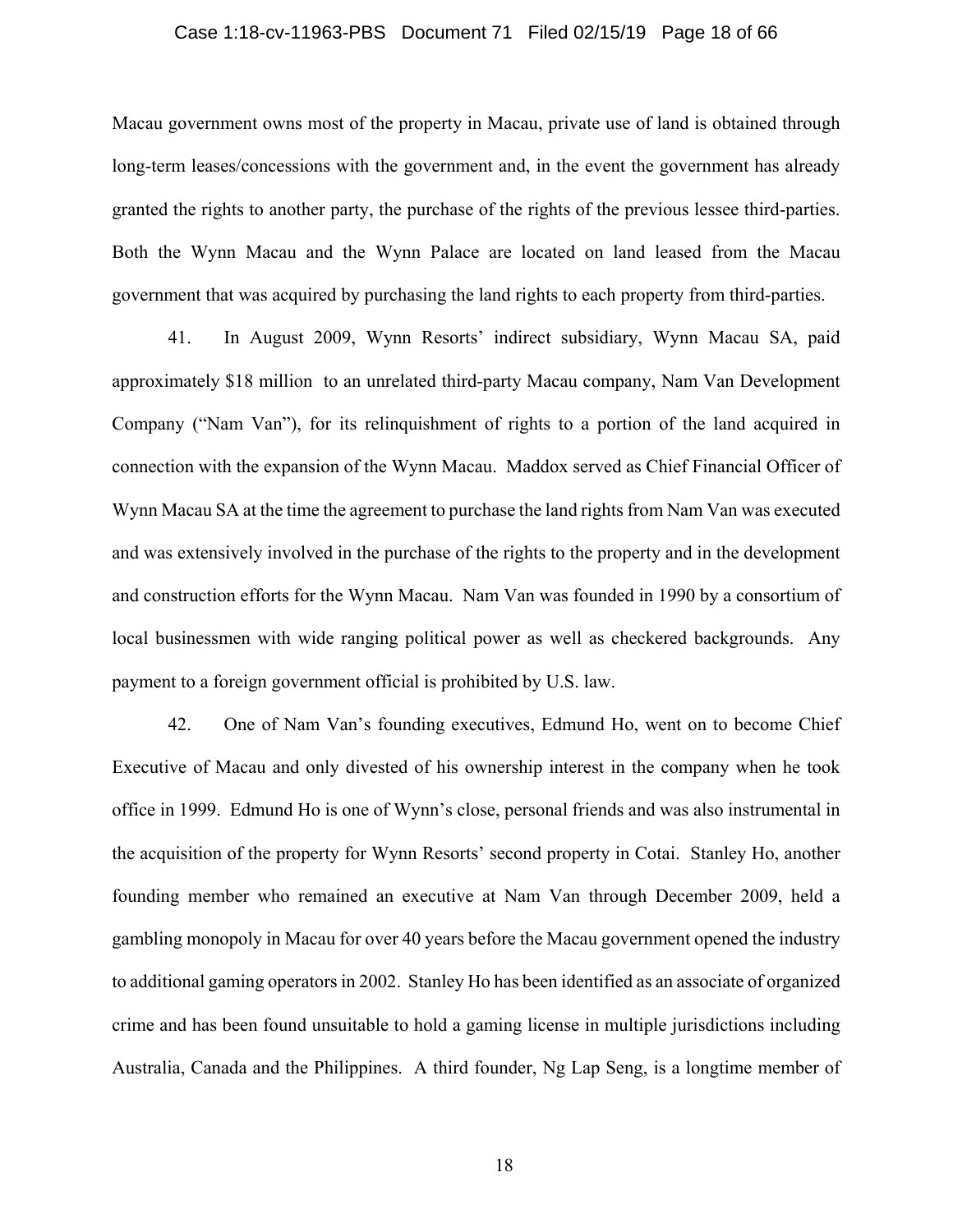Macau government owns most of the property in Macau, private use of land is obtained through long-term leases/concessions with the government and, in the event the government has already granted the rights to another party, the purchase of the rights of the previous lessee third-parties. Both the Wynn Macau and the Wynn Palace are located on land leased from the Macau government that was acquired by purchasing the land rights to each property from third-parties.

41. In August 2009, Wynn Resorts' indirect subsidiary, Wynn Macau SA, paid approximately $18 million to an unrelated third-party Macau company, Nam Van Development Company ("Nam Van"), for its relinquishment of rights to a portion of the land acquired in connection with the expansion of the Wynn Macau. Maddox served as Chief Financial Officer of Wynn Macau SA at the time the agreement to purchase the land rights from Nam Van was executed and was extensively involved in the purchase of the rights to the property and in the development and construction efforts for the Wynn Macau. Nam Van was founded in 1990 by a consortium of local businessmen with wide ranging political power as well as checkered backgrounds. Any payment to a foreign government official is prohibited by U.S. law.

42. One of Nam Van's founding executives, Edmund Ho, went on to become Chief Executive of Macau and only divested of his ownership interest in the company when he took office in 1999. Edmund Ho is one of Wynn's close, personal friends and was also instrumental in the acquisition of the property for Wynn Resorts' second property in Cotai. Stanley Ho, another founding member who remained an executive at Nam Van through December 2009, held a gambling monopoly in Macau for over 40 years before the Macau government opened the industry to additional gaming operators in 2002. Stanley Ho has been identified as an associate of organized crime and has been found unsuitable to hold a gaming license in multiple jurisdictions including Australia, Canada and the Philippines. A third founder, Ng Lap Seng, is a longtime member of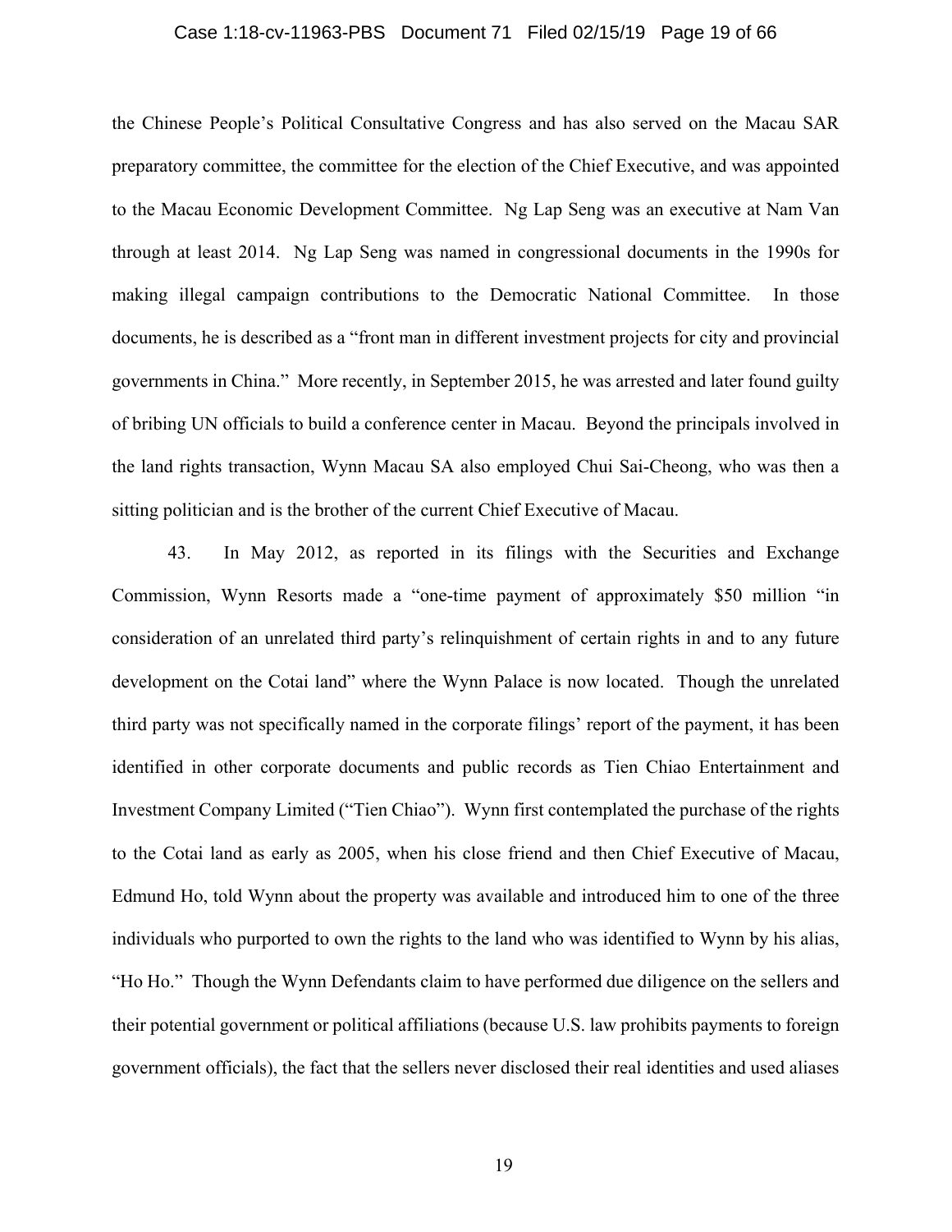the Chinese People's Political Consultative Congress and has also served on the Macau SAR preparatory committee, the committee for the election of the Chief Executive, and was appointed to the Macau Economic Development Committee. Ng Lap Seng was an executive at Nam Van through at least 2014. Ng Lap Seng was named in congressional documents in the 1990s for making illegal campaign contributions to the Democratic National Committee. In those documents, he is described as a "front man in different investment projects for city and provincial governments in China." More recently, in September 2015, he was arrested and later found guilty of bribing UN officials to build a conference center in Macau. Beyond the principals involved in the land rights transaction, Wynn Macau SA also employed Chui Sai-Cheong, who was then a sitting politician and is the brother of the current Chief Executive of Macau.

43. In May 2012, as reported in its filings with the Securities and Exchange Commission, Wynn Resorts made a "one-time payment of approximately $50 million "in consideration of an unrelated third party's relinquishment of certain rights in and to any future development on the Cotai land" where the Wynn Palace is now located. Though the unrelated third party was not specifically named in the corporate filings' report of the payment, it has been identified in other corporate documents and public records as Tien Chiao Entertainment and Investment Company Limited ("Tien Chiao"). Wynn first contemplated the purchase of the rights to the Cotai land as early as 2005, when his close friend and then Chief Executive of Macau, Edmund Ho, told Wynn about the property was available and introduced him to one of the three individuals who purported to own the rights to the land who was identified to Wynn by his alias, "Ho Ho." Though the Wynn Defendants claim to have performed due diligence on the sellers and their potential government or political affiliations (because U.S. law prohibits payments to foreign government officials), the fact that the sellers never disclosed their real identities and used aliases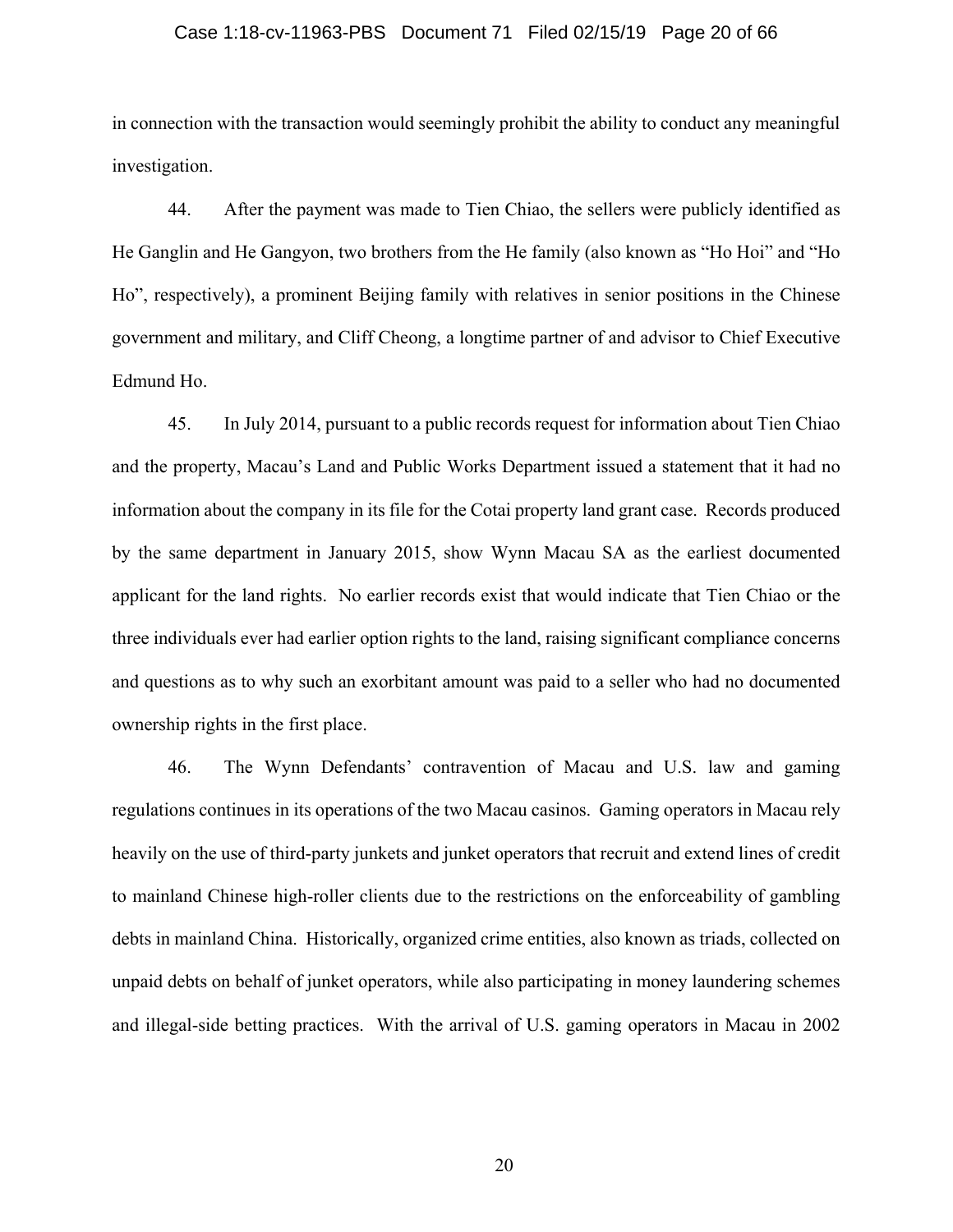in connection with the transaction would seemingly prohibit the ability to conduct any meaningful investigation.

44. After the payment was made to Tien Chiao, the sellers were publicly identified as He Ganglin and He Gangyon, two brothers from the He family (also known as "Ho Hoi" and "Ho Ho", respectively), a prominent Beijing family with relatives in senior positions in the Chinese government and military, and Cliff Cheong, a longtime partner of and advisor to Chief Executive Edmund Ho.

45. In July 2014, pursuant to a public records request for information about Tien Chiao and the property, Macau's Land and Public Works Department issued a statement that it had no information about the company in its file for the Cotai property land grant case. Records produced by the same department in January 2015, show Wynn Macau SA as the earliest documented applicant for the land rights. No earlier records exist that would indicate that Tien Chiao or the three individuals ever had earlier option rights to the land, raising significant compliance concerns and questions as to why such an exorbitant amount was paid to a seller who had no documented ownership rights in the first place.

46. The Wynn Defendants' contravention of Macau and U.S. law and gaming regulations continues in its operations of the two Macau casinos. Gaming operators in Macau rely heavily on the use of third-party junkets and junket operators that recruit and extend lines of credit to mainland Chinese high-roller clients due to the restrictions on the enforceability of gambling debts in mainland China. Historically, organized crime entities, also known as triads, collected on unpaid debts on behalf of junket operators, while also participating in money laundering schemes and illegal-side betting practices. With the arrival of U.S. gaming operators in Macau in 2002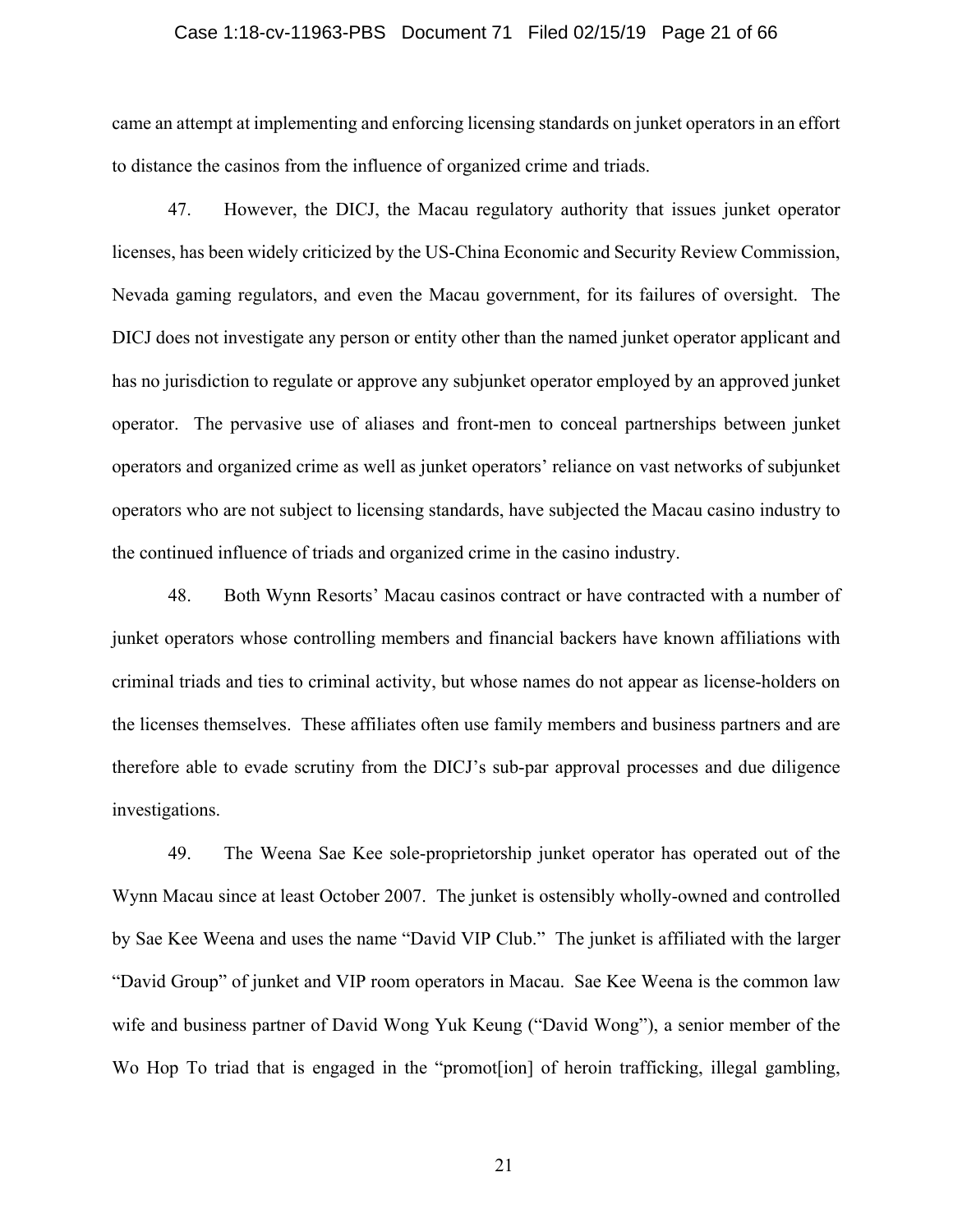came an attempt at implementing and enforcing licensing standards on junket operators in an effort to distance the casinos from the influence of organized crime and triads.

47. However, the DICJ, the Macau regulatory authority that issues junket operator licenses, has been widely criticized by the US-China Economic and Security Review Commission, Nevada gaming regulators, and even the Macau government, for its failures of oversight. The DICJ does not investigate any person or entity other than the named junket operator applicant and has no jurisdiction to regulate or approve any subjunket operator employed by an approved junket operator. The pervasive use of aliases and front-men to conceal partnerships between junket operators and organized crime as well as junket operators' reliance on vast networks of subjunket operators who are not subject to licensing standards, have subjected the Macau casino industry to the continued influence of triads and organized crime in the casino industry.

48. Both Wynn Resorts' Macau casinos contract or have contracted with a number of junket operators whose controlling members and financial backers have known affiliations with criminal triads and ties to criminal activity, but whose names do not appear as license-holders on the licenses themselves. These affiliates often use family members and business partners and are therefore able to evade scrutiny from the DICJ's sub-par approval processes and due diligence investigations.

49. The Weena Sae Kee sole-proprietorship junket operator has operated out of the Wynn Macau since at least October 2007. The junket is ostensibly wholly-owned and controlled by Sae Kee Weena and uses the name "David VIP Club." The junket is affiliated with the larger "David Group" of junket and VIP room operators in Macau. Sae Kee Weena is the common law wife and business partner of David Wong Yuk Keung ("David Wong"), a senior member of the Wo Hop To triad that is engaged in the "promot[ion] of heroin trafficking, illegal gambling,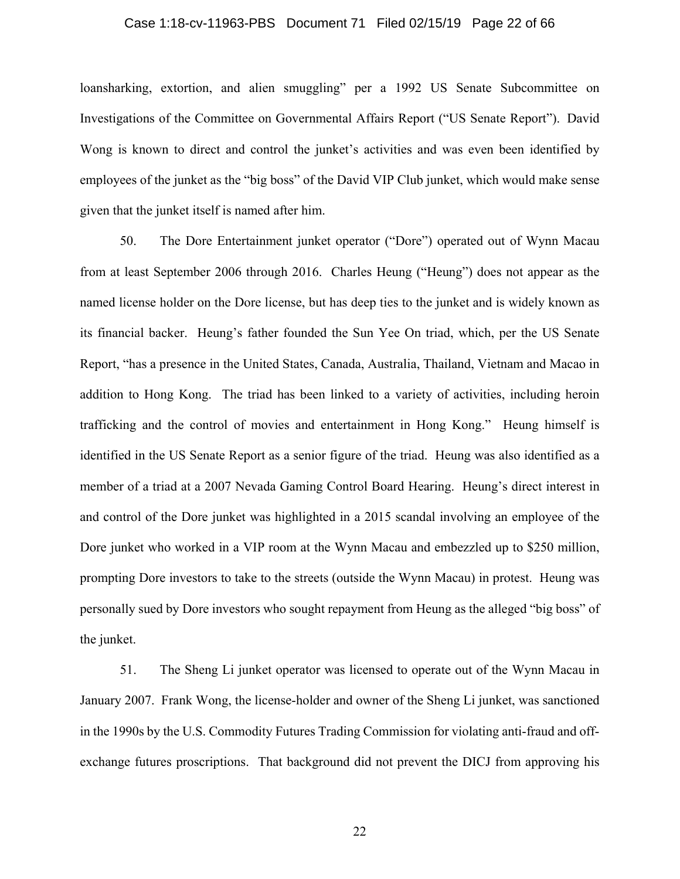loansharking, extortion, and alien smuggling" per a 1992 US Senate Subcommittee on Investigations of the Committee on Governmental Affairs Report ("US Senate Report"). David Wong is known to direct and control the junket's activities and was even been identified by employees of the junket as the "big boss" of the David VIP Club junket, which would make sense given that the junket itself is named after him.

50. The Dore Entertainment junket operator ("Dore") operated out of Wynn Macau from at least September 2006 through 2016. Charles Heung ("Heung") does not appear as the named license holder on the Dore license, but has deep ties to the junket and is widely known as its financial backer. Heung's father founded the Sun Yee On triad, which, per the US Senate Report, "has a presence in the United States, Canada, Australia, Thailand, Vietnam and Macao in addition to Hong Kong. The triad has been linked to a variety of activities, including heroin trafficking and the control of movies and entertainment in Hong Kong." Heung himself is identified in the US Senate Report as a senior figure of the triad. Heung was also identified as a member of a triad at a 2007 Nevada Gaming Control Board Hearing. Heung's direct interest in and control of the Dore junket was highlighted in a 2015 scandal involving an employee of the Dore junket who worked in a VIP room at the Wynn Macau and embezzled up to $250 million, prompting Dore investors to take to the streets (outside the Wynn Macau) in protest. Heung was personally sued by Dore investors who sought repayment from Heung as the alleged "big boss" of the junket.

51. The Sheng Li junket operator was licensed to operate out of the Wynn Macau in January 2007. Frank Wong, the license-holder and owner of the Sheng Li junket, was sanctioned in the 1990s by the U.S. Commodity Futures Trading Commission for violating anti-fraud and off-exchange futures proscriptions. That background did not prevent the DICJ from approving his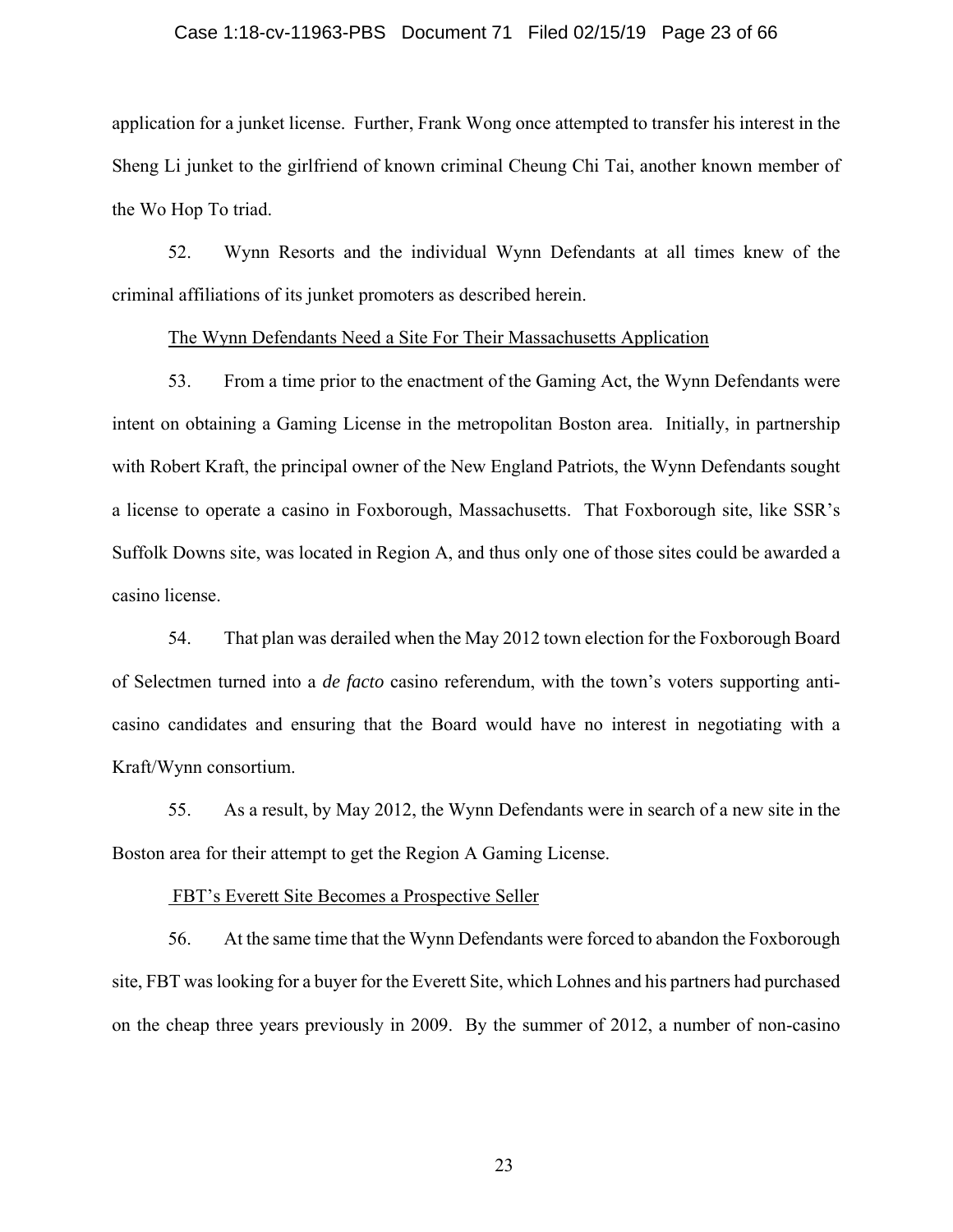application for a junket license. Further, Frank Wong once attempted to transfer his interest in the Sheng Li junket to the girlfriend of known criminal Cheung Chi Tai, another known member of the Wo Hop To triad.

52. Wynn Resorts and the individual Wynn Defendants at all times knew of the criminal affiliations of its junket promoters as described herein.

<u>The Wynn Defendants Need a Site For Their Massachusetts Application</u>

53. From a time prior to the enactment of the Gaming Act, the Wynn Defendants were intent on obtaining a Gaming License in the metropolitan Boston area. Initially, in partnership with Robert Kraft, the principal owner of the New England Patriots, the Wynn Defendants sought a license to operate a casino in Foxborough, Massachusetts. That Foxborough site, like SSR's Suffolk Downs site, was located in Region A, and thus only one of those sites could be awarded a casino license.

54. That plan was derailed when the May 2012 town election for the Foxborough Board of Selectmen turned into a *de facto* casino referendum, with the town's voters supporting anti-casino candidates and ensuring that the Board would have no interest in negotiating with a Kraft/Wynn consortium.

55. As a result, by May 2012, the Wynn Defendants were in search of a new site in the Boston area for their attempt to get the Region A Gaming License.

<u>FBT's Everett Site Becomes a Prospective Seller</u>

56. At the same time that the Wynn Defendants were forced to abandon the Foxborough site, FBT was looking for a buyer for the Everett Site, which Lohnes and his partners had purchased on the cheap three years previously in 2009. By the summer of 2012, a number of non-casino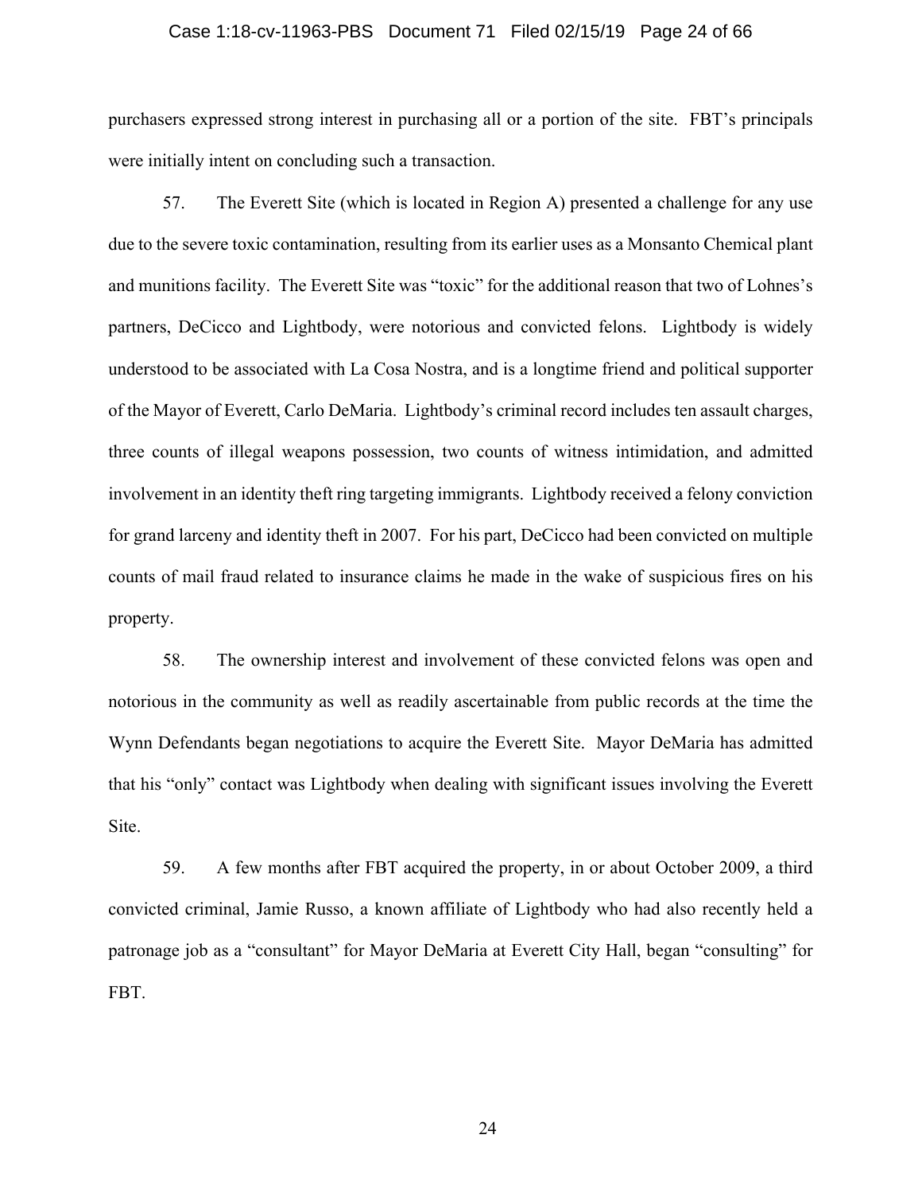purchasers expressed strong interest in purchasing all or a portion of the site. FBT's principals were initially intent on concluding such a transaction.

57. The Everett Site (which is located in Region A) presented a challenge for any use due to the severe toxic contamination, resulting from its earlier uses as a Monsanto Chemical plant and munitions facility. The Everett Site was "toxic" for the additional reason that two of Lohnes's partners, DeCicco and Lightbody, were notorious and convicted felons. Lightbody is widely understood to be associated with La Cosa Nostra, and is a longtime friend and political supporter of the Mayor of Everett, Carlo DeMaria. Lightbody's criminal record includes ten assault charges, three counts of illegal weapons possession, two counts of witness intimidation, and admitted involvement in an identity theft ring targeting immigrants. Lightbody received a felony conviction for grand larceny and identity theft in 2007. For his part, DeCicco had been convicted on multiple counts of mail fraud related to insurance claims he made in the wake of suspicious fires on his property.

58. The ownership interest and involvement of these convicted felons was open and notorious in the community as well as readily ascertainable from public records at the time the Wynn Defendants began negotiations to acquire the Everett Site. Mayor DeMaria has admitted that his "only" contact was Lightbody when dealing with significant issues involving the Everett Site.

59. A few months after FBT acquired the property, in or about October 2009, a third convicted criminal, Jamie Russo, a known affiliate of Lightbody who had also recently held a patronage job as a "consultant" for Mayor DeMaria at Everett City Hall, began "consulting" for FBT.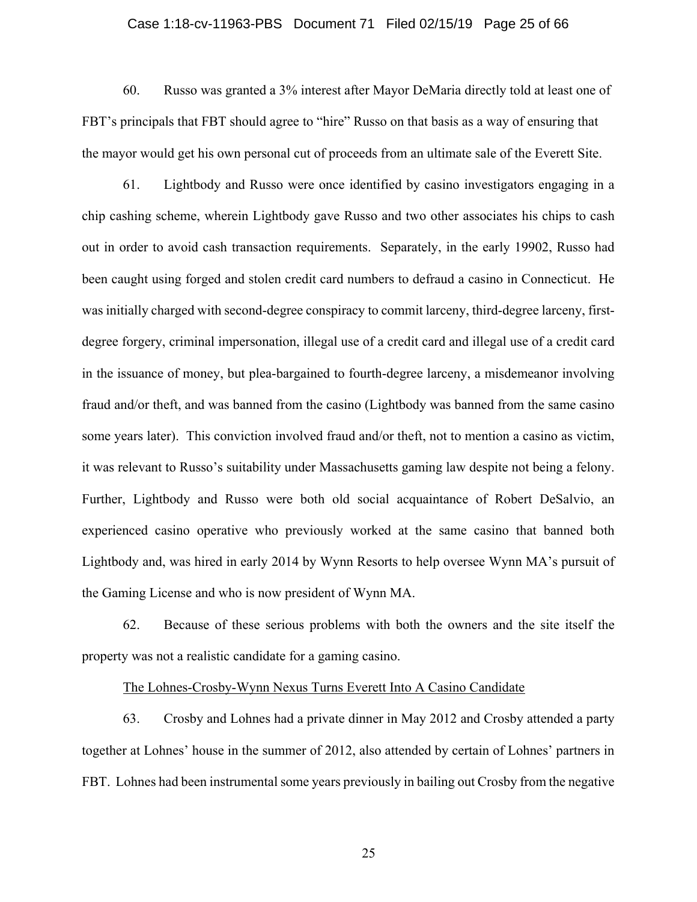60. Russo was granted a 3% interest after Mayor DeMaria directly told at least one of FBT's principals that FBT should agree to "hire" Russo on that basis as a way of ensuring that the mayor would get his own personal cut of proceeds from an ultimate sale of the Everett Site.

61. Lightbody and Russo were once identified by casino investigators engaging in a chip cashing scheme, wherein Lightbody gave Russo and two other associates his chips to cash out in order to avoid cash transaction requirements. Separately, in the early 19902, Russo had been caught using forged and stolen credit card numbers to defraud a casino in Connecticut. He was initially charged with second-degree conspiracy to commit larceny, third-degree larceny, first-degree forgery, criminal impersonation, illegal use of a credit card and illegal use of a credit card in the issuance of money, but plea-bargained to fourth-degree larceny, a misdemeanor involving fraud and/or theft, and was banned from the casino (Lightbody was banned from the same casino some years later). This conviction involved fraud and/or theft, not to mention a casino as victim, it was relevant to Russo's suitability under Massachusetts gaming law despite not being a felony. Further, Lightbody and Russo were both old social acquaintance of Robert DeSalvio, an experienced casino operative who previously worked at the same casino that banned both Lightbody and, was hired in early 2014 by Wynn Resorts to help oversee Wynn MA's pursuit of the Gaming License and who is now president of Wynn MA.

62. Because of these serious problems with both the owners and the site itself the property was not a realistic candidate for a gaming casino.

<u>The Lohnes-Crosby-Wynn Nexus Turns Everett Into A Casino Candidate</u>

63. Crosby and Lohnes had a private dinner in May 2012 and Crosby attended a party together at Lohnes' house in the summer of 2012, also attended by certain of Lohnes' partners in FBT. Lohnes had been instrumental some years previously in bailing out Crosby from the negative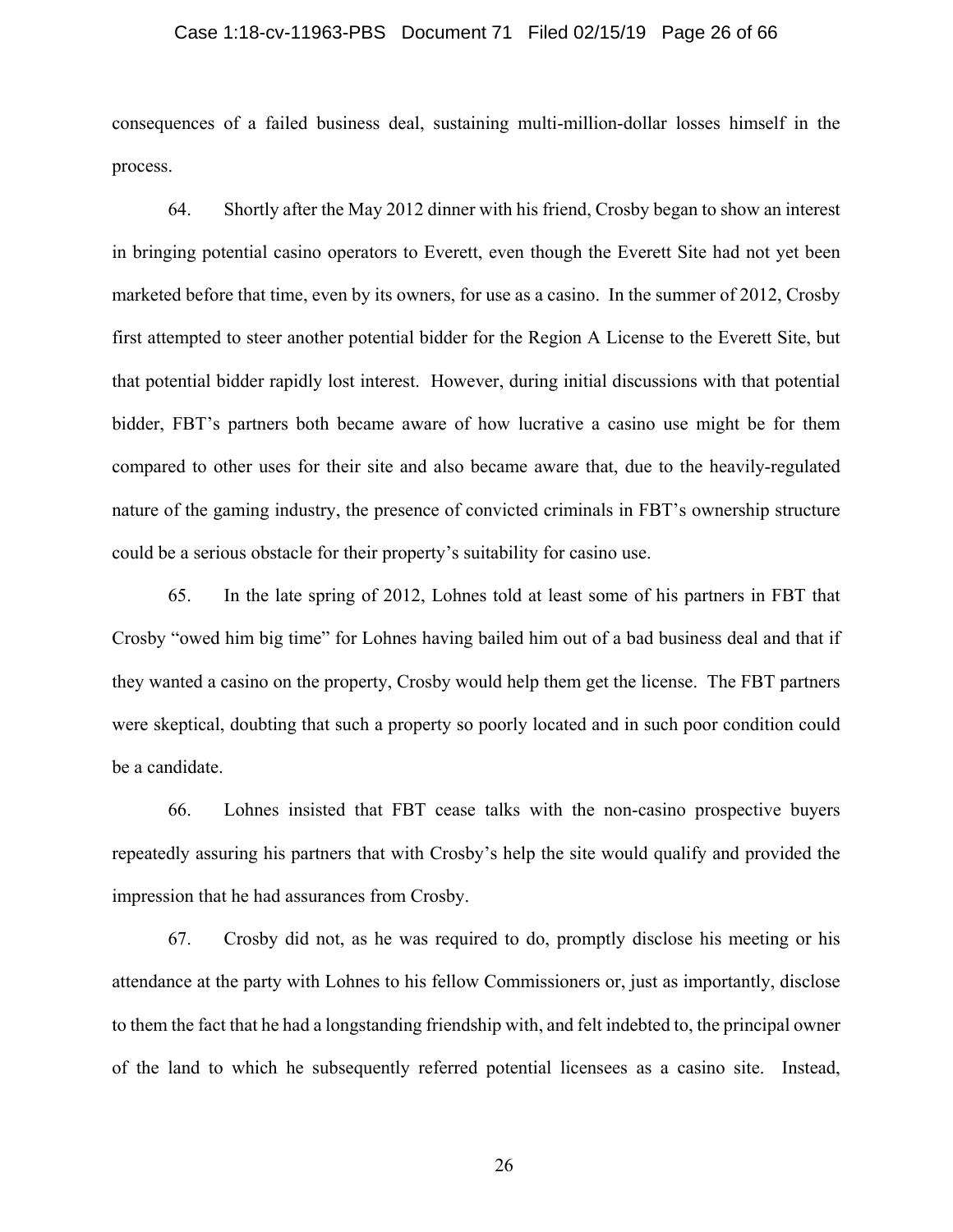consequences of a failed business deal, sustaining multi-million-dollar losses himself in the process.

64. Shortly after the May 2012 dinner with his friend, Crosby began to show an interest in bringing potential casino operators to Everett, even though the Everett Site had not yet been marketed before that time, even by its owners, for use as a casino. In the summer of 2012, Crosby first attempted to steer another potential bidder for the Region A License to the Everett Site, but that potential bidder rapidly lost interest. However, during initial discussions with that potential bidder, FBT's partners both became aware of how lucrative a casino use might be for them compared to other uses for their site and also became aware that, due to the heavily-regulated nature of the gaming industry, the presence of convicted criminals in FBT's ownership structure could be a serious obstacle for their property's suitability for casino use.

65. In the late spring of 2012, Lohnes told at least some of his partners in FBT that Crosby "owed him big time" for Lohnes having bailed him out of a bad business deal and that if they wanted a casino on the property, Crosby would help them get the license. The FBT partners were skeptical, doubting that such a property so poorly located and in such poor condition could be a candidate.

66. Lohnes insisted that FBT cease talks with the non-casino prospective buyers repeatedly assuring his partners that with Crosby's help the site would qualify and provided the impression that he had assurances from Crosby.

67. Crosby did not, as he was required to do, promptly disclose his meeting or his attendance at the party with Lohnes to his fellow Commissioners or, just as importantly, disclose to them the fact that he had a longstanding friendship with, and felt indebted to, the principal owner of the land to which he subsequently referred potential licensees as a casino site. Instead,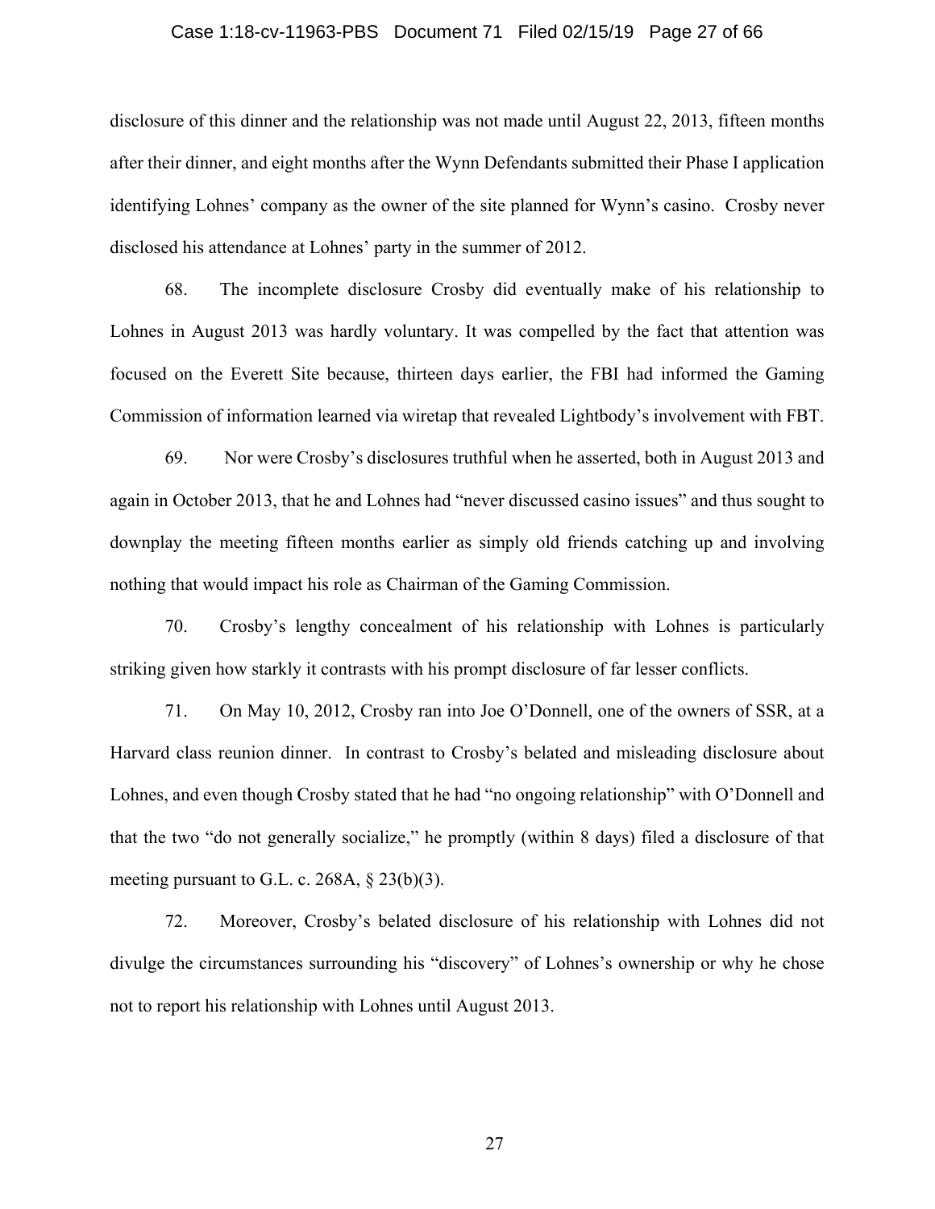disclosure of this dinner and the relationship was not made until August 22, 2013, fifteen months after their dinner, and eight months after the Wynn Defendants submitted their Phase I application identifying Lohnes' company as the owner of the site planned for Wynn's casino. Crosby never disclosed his attendance at Lohnes' party in the summer of 2012.

68. The incomplete disclosure Crosby did eventually make of his relationship to Lohnes in August 2013 was hardly voluntary. It was compelled by the fact that attention was focused on the Everett Site because, thirteen days earlier, the FBI had informed the Gaming Commission of information learned via wiretap that revealed Lightbody's involvement with FBT.

69. Nor were Crosby's disclosures truthful when he asserted, both in August 2013 and again in October 2013, that he and Lohnes had "never discussed casino issues" and thus sought to downplay the meeting fifteen months earlier as simply old friends catching up and involving nothing that would impact his role as Chairman of the Gaming Commission.

70. Crosby's lengthy concealment of his relationship with Lohnes is particularly striking given how starkly it contrasts with his prompt disclosure of far lesser conflicts.

71. On May 10, 2012, Crosby ran into Joe O'Donnell, one of the owners of SSR, at a Harvard class reunion dinner. In contrast to Crosby's belated and misleading disclosure about Lohnes, and even though Crosby stated that he had "no ongoing relationship" with O'Donnell and that the two "do not generally socialize," he promptly (within 8 days) filed a disclosure of that meeting pursuant to G.L. c. 268A, § 23(b)(3).

72. Moreover, Crosby's belated disclosure of his relationship with Lohnes did not divulge the circumstances surrounding his "discovery" of Lohnes's ownership or why he chose not to report his relationship with Lohnes until August 2013.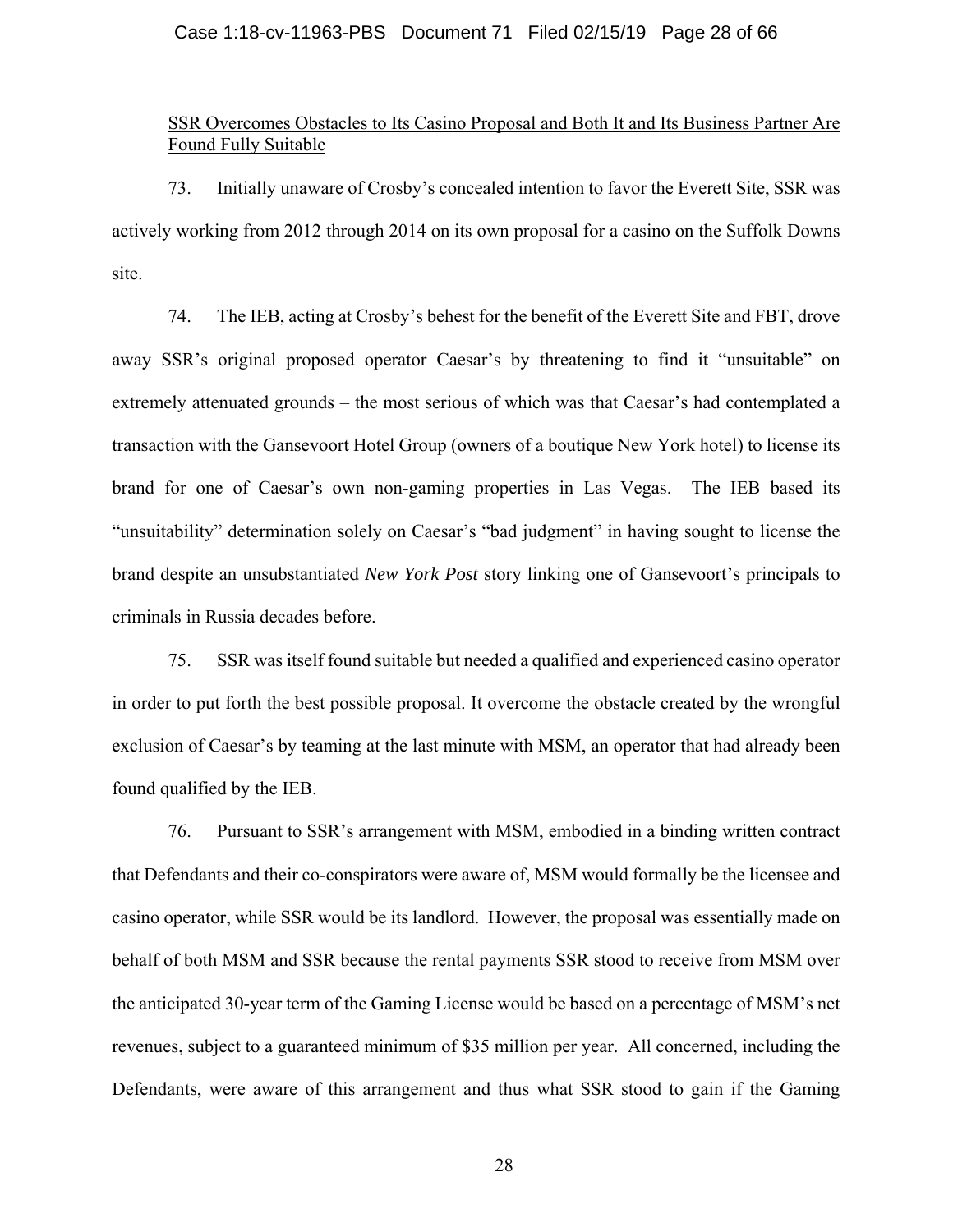SSR Overcomes Obstacles to Its Casino Proposal and Both It and Its Business Partner Are Found Fully Suitable

73. Initially unaware of Crosby's concealed intention to favor the Everett Site, SSR was actively working from 2012 through 2014 on its own proposal for a casino on the Suffolk Downs site.

74. The IEB, acting at Crosby's behest for the benefit of the Everett Site and FBT, drove away SSR's original proposed operator Caesar's by threatening to find it "unsuitable" on extremely attenuated grounds – the most serious of which was that Caesar's had contemplated a transaction with the Gansevoort Hotel Group (owners of a boutique New York hotel) to license its brand for one of Caesar's own non-gaming properties in Las Vegas. The IEB based its "unsuitability" determination solely on Caesar's "bad judgment" in having sought to license the brand despite an unsubstantiated *New York Post* story linking one of Gansevoort's principals to criminals in Russia decades before.

75. SSR was itself found suitable but needed a qualified and experienced casino operator in order to put forth the best possible proposal. It overcome the obstacle created by the wrongful exclusion of Caesar's by teaming at the last minute with MSM, an operator that had already been found qualified by the IEB.

76. Pursuant to SSR's arrangement with MSM, embodied in a binding written contract that Defendants and their co-conspirators were aware of, MSM would formally be the licensee and casino operator, while SSR would be its landlord. However, the proposal was essentially made on behalf of both MSM and SSR because the rental payments SSR stood to receive from MSM over the anticipated 30-year term of the Gaming License would be based on a percentage of MSM's net revenues, subject to a guaranteed minimum of $35 million per year. All concerned, including the Defendants, were aware of this arrangement and thus what SSR stood to gain if the Gaming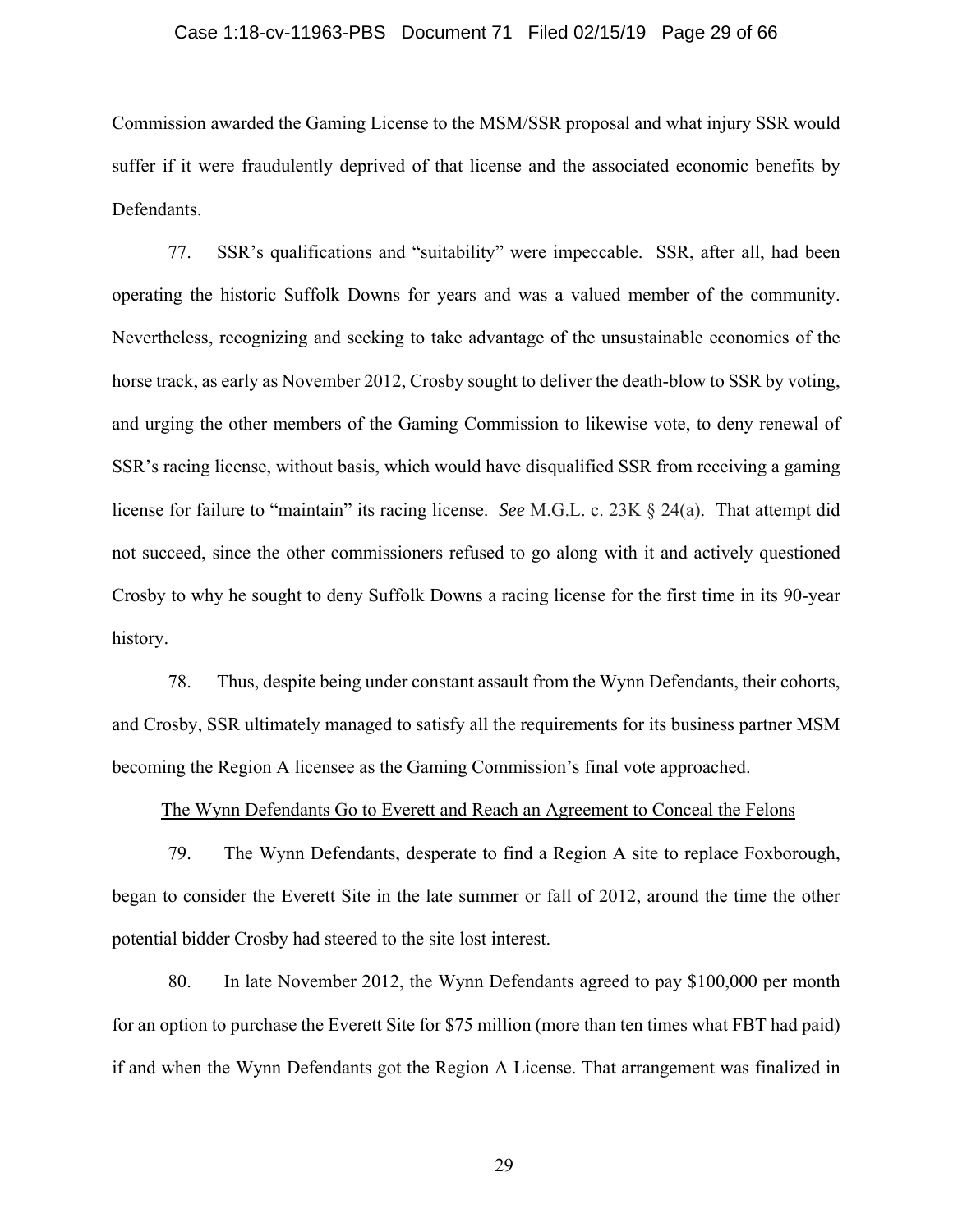Commission awarded the Gaming License to the MSM/SSR proposal and what injury SSR would suffer if it were fraudulently deprived of that license and the associated economic benefits by Defendants.

77. SSR's qualifications and "suitability" were impeccable. SSR, after all, had been operating the historic Suffolk Downs for years and was a valued member of the community. Nevertheless, recognizing and seeking to take advantage of the unsustainable economics of the horse track, as early as November 2012, Crosby sought to deliver the death-blow to SSR by voting, and urging the other members of the Gaming Commission to likewise vote, to deny renewal of SSR's racing license, without basis, which would have disqualified SSR from receiving a gaming license for failure to "maintain" its racing license. *See* M.G.L. c. 23K § 24(a). That attempt did not succeed, since the other commissioners refused to go along with it and actively questioned Crosby to why he sought to deny Suffolk Downs a racing license for the first time in its 90-year history.

78. Thus, despite being under constant assault from the Wynn Defendants, their cohorts, and Crosby, SSR ultimately managed to satisfy all the requirements for its business partner MSM becoming the Region A licensee as the Gaming Commission's final vote approached.

<u>The Wynn Defendants Go to Everett and Reach an Agreement to Conceal the Felons</u>

79. The Wynn Defendants, desperate to find a Region A site to replace Foxborough, began to consider the Everett Site in the late summer or fall of 2012, around the time the other potential bidder Crosby had steered to the site lost interest.

80. In late November 2012, the Wynn Defendants agreed to pay $100,000 per month for an option to purchase the Everett Site for $75 million (more than ten times what FBT had paid) if and when the Wynn Defendants got the Region A License. That arrangement was finalized in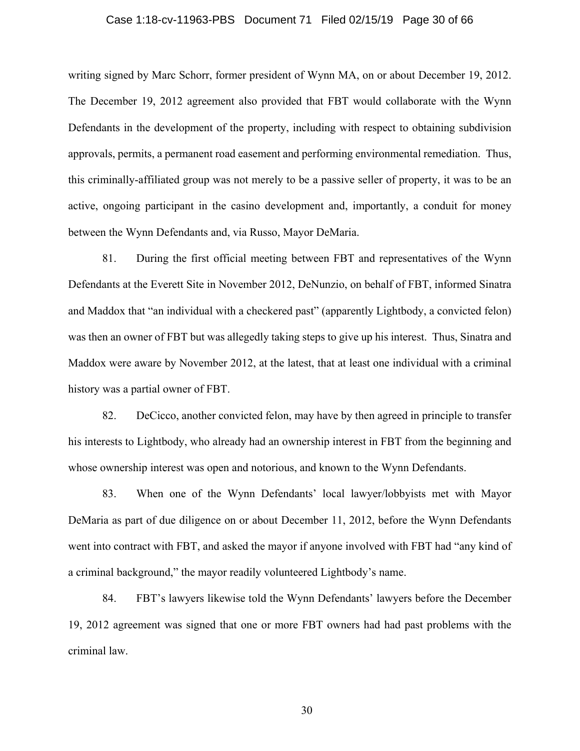writing signed by Marc Schorr, former president of Wynn MA, on or about December 19, 2012. The December 19, 2012 agreement also provided that FBT would collaborate with the Wynn Defendants in the development of the property, including with respect to obtaining subdivision approvals, permits, a permanent road easement and performing environmental remediation. Thus, this criminally-affiliated group was not merely to be a passive seller of property, it was to be an active, ongoing participant in the casino development and, importantly, a conduit for money between the Wynn Defendants and, via Russo, Mayor DeMaria.

81. During the first official meeting between FBT and representatives of the Wynn Defendants at the Everett Site in November 2012, DeNunzio, on behalf of FBT, informed Sinatra and Maddox that "an individual with a checkered past" (apparently Lightbody, a convicted felon) was then an owner of FBT but was allegedly taking steps to give up his interest. Thus, Sinatra and Maddox were aware by November 2012, at the latest, that at least one individual with a criminal history was a partial owner of FBT.

82. DeCicco, another convicted felon, may have by then agreed in principle to transfer his interests to Lightbody, who already had an ownership interest in FBT from the beginning and whose ownership interest was open and notorious, and known to the Wynn Defendants.

83. When one of the Wynn Defendants' local lawyer/lobbyists met with Mayor DeMaria as part of due diligence on or about December 11, 2012, before the Wynn Defendants went into contract with FBT, and asked the mayor if anyone involved with FBT had "any kind of a criminal background," the mayor readily volunteered Lightbody's name.

84. FBT's lawyers likewise told the Wynn Defendants' lawyers before the December 19, 2012 agreement was signed that one or more FBT owners had had past problems with the criminal law.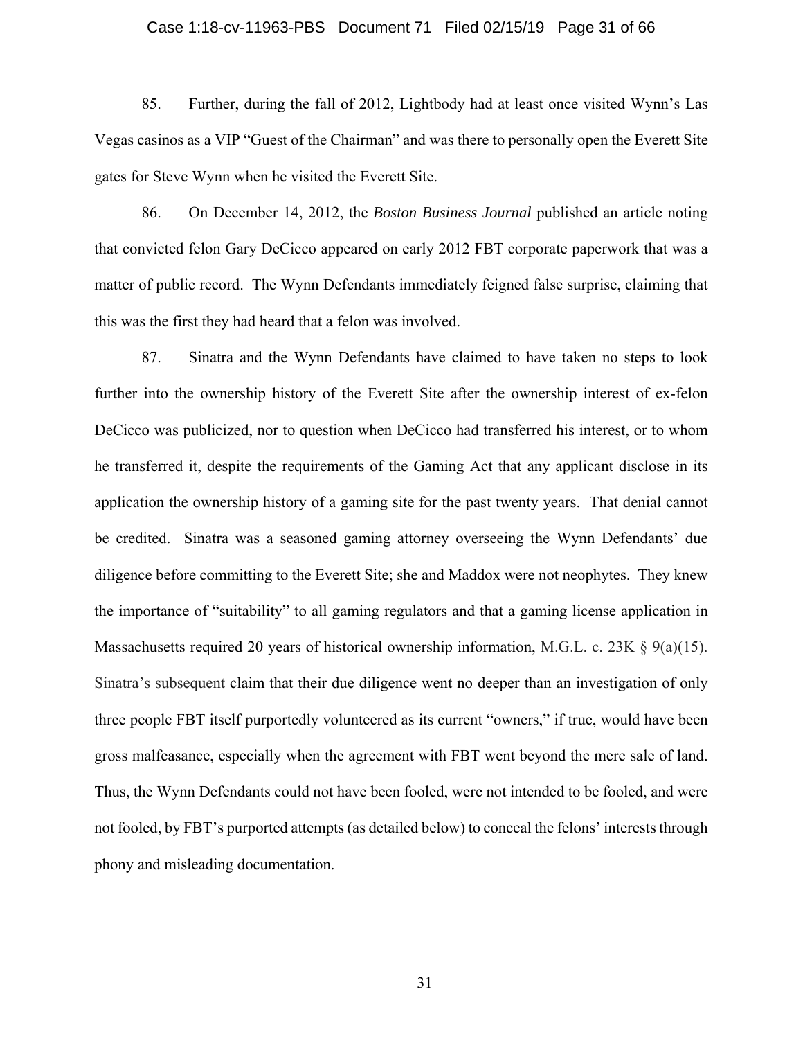85. Further, during the fall of 2012, Lightbody had at least once visited Wynn's Las Vegas casinos as a VIP "Guest of the Chairman" and was there to personally open the Everett Site gates for Steve Wynn when he visited the Everett Site.

86. On December 14, 2012, the *Boston Business Journal* published an article noting that convicted felon Gary DeCicco appeared on early 2012 FBT corporate paperwork that was a matter of public record. The Wynn Defendants immediately feigned false surprise, claiming that this was the first they had heard that a felon was involved.

87. Sinatra and the Wynn Defendants have claimed to have taken no steps to look further into the ownership history of the Everett Site after the ownership interest of ex-felon DeCicco was publicized, nor to question when DeCicco had transferred his interest, or to whom he transferred it, despite the requirements of the Gaming Act that any applicant disclose in its application the ownership history of a gaming site for the past twenty years. That denial cannot be credited. Sinatra was a seasoned gaming attorney overseeing the Wynn Defendants' due diligence before committing to the Everett Site; she and Maddox were not neophytes. They knew the importance of "suitability" to all gaming regulators and that a gaming license application in Massachusetts required 20 years of historical ownership information, M.G.L. c. 23K § 9(a)(15). Sinatra's subsequent claim that their due diligence went no deeper than an investigation of only three people FBT itself purportedly volunteered as its current "owners," if true, would have been gross malfeasance, especially when the agreement with FBT went beyond the mere sale of land. Thus, the Wynn Defendants could not have been fooled, were not intended to be fooled, and were not fooled, by FBT's purported attempts (as detailed below) to conceal the felons' interests through phony and misleading documentation.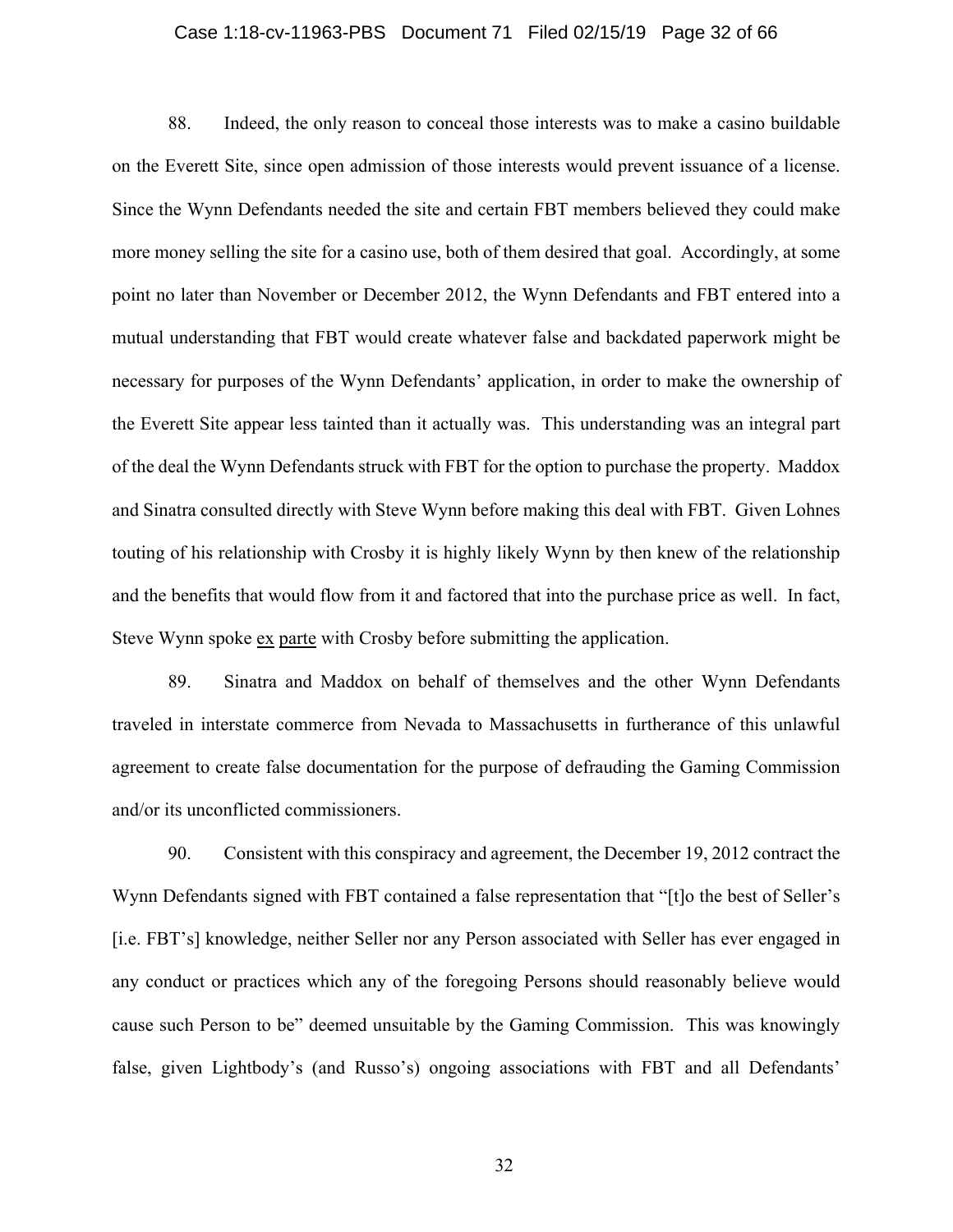88. Indeed, the only reason to conceal those interests was to make a casino buildable on the Everett Site, since open admission of those interests would prevent issuance of a license. Since the Wynn Defendants needed the site and certain FBT members believed they could make more money selling the site for a casino use, both of them desired that goal. Accordingly, at some point no later than November or December 2012, the Wynn Defendants and FBT entered into a mutual understanding that FBT would create whatever false and backdated paperwork might be necessary for purposes of the Wynn Defendants' application, in order to make the ownership of the Everett Site appear less tainted than it actually was. This understanding was an integral part of the deal the Wynn Defendants struck with FBT for the option to purchase the property. Maddox and Sinatra consulted directly with Steve Wynn before making this deal with FBT. Given Lohnes touting of his relationship with Crosby it is highly likely Wynn by then knew of the relationship and the benefits that would flow from it and factored that into the purchase price as well. In fact, Steve Wynn spoke ex parte with Crosby before submitting the application.

89. Sinatra and Maddox on behalf of themselves and the other Wynn Defendants traveled in interstate commerce from Nevada to Massachusetts in furtherance of this unlawful agreement to create false documentation for the purpose of defrauding the Gaming Commission and/or its unconflicted commissioners.

90. Consistent with this conspiracy and agreement, the December 19, 2012 contract the Wynn Defendants signed with FBT contained a false representation that "[t]o the best of Seller's [i.e. FBT's] knowledge, neither Seller nor any Person associated with Seller has ever engaged in any conduct or practices which any of the foregoing Persons should reasonably believe would cause such Person to be" deemed unsuitable by the Gaming Commission. This was knowingly false, given Lightbody's (and Russo's) ongoing associations with FBT and all Defendants'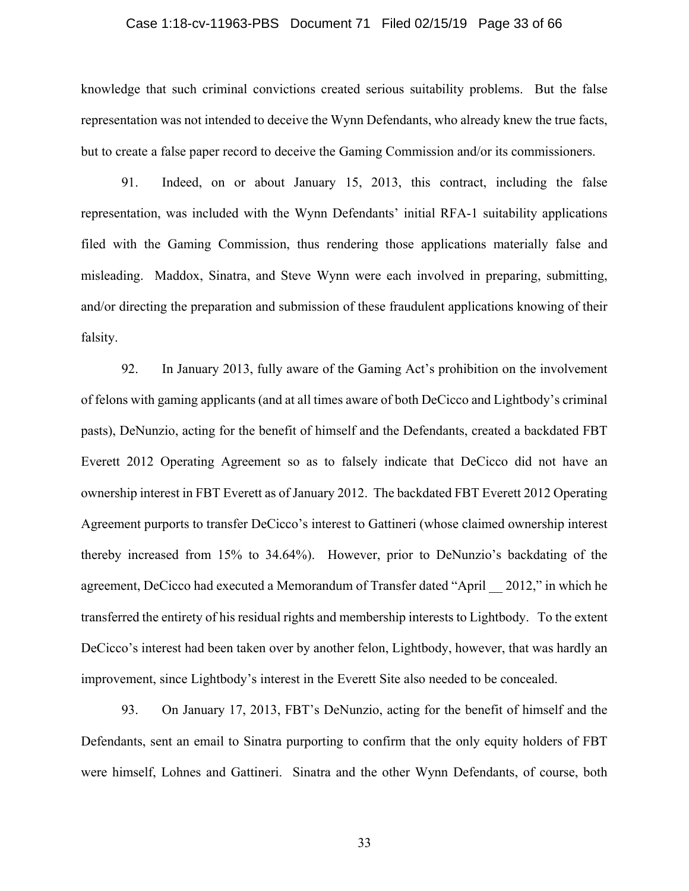knowledge that such criminal convictions created serious suitability problems. But the false representation was not intended to deceive the Wynn Defendants, who already knew the true facts, but to create a false paper record to deceive the Gaming Commission and/or its commissioners.

91. Indeed, on or about January 15, 2013, this contract, including the false representation, was included with the Wynn Defendants' initial RFA-1 suitability applications filed with the Gaming Commission, thus rendering those applications materially false and misleading. Maddox, Sinatra, and Steve Wynn were each involved in preparing, submitting, and/or directing the preparation and submission of these fraudulent applications knowing of their falsity.

92. In January 2013, fully aware of the Gaming Act's prohibition on the involvement of felons with gaming applicants (and at all times aware of both DeCicco and Lightbody's criminal pasts), DeNunzio, acting for the benefit of himself and the Defendants, created a backdated FBT Everett 2012 Operating Agreement so as to falsely indicate that DeCicco did not have an ownership interest in FBT Everett as of January 2012. The backdated FBT Everett 2012 Operating Agreement purports to transfer DeCicco's interest to Gattineri (whose claimed ownership interest thereby increased from 15% to 34.64%). However, prior to DeNunzio's backdating of the agreement, DeCicco had executed a Memorandum of Transfer dated "April __ 2012," in which he transferred the entirety of his residual rights and membership interests to Lightbody. To the extent DeCicco's interest had been taken over by another felon, Lightbody, however, that was hardly an improvement, since Lightbody's interest in the Everett Site also needed to be concealed.

93. On January 17, 2013, FBT's DeNunzio, acting for the benefit of himself and the Defendants, sent an email to Sinatra purporting to confirm that the only equity holders of FBT were himself, Lohnes and Gattineri. Sinatra and the other Wynn Defendants, of course, both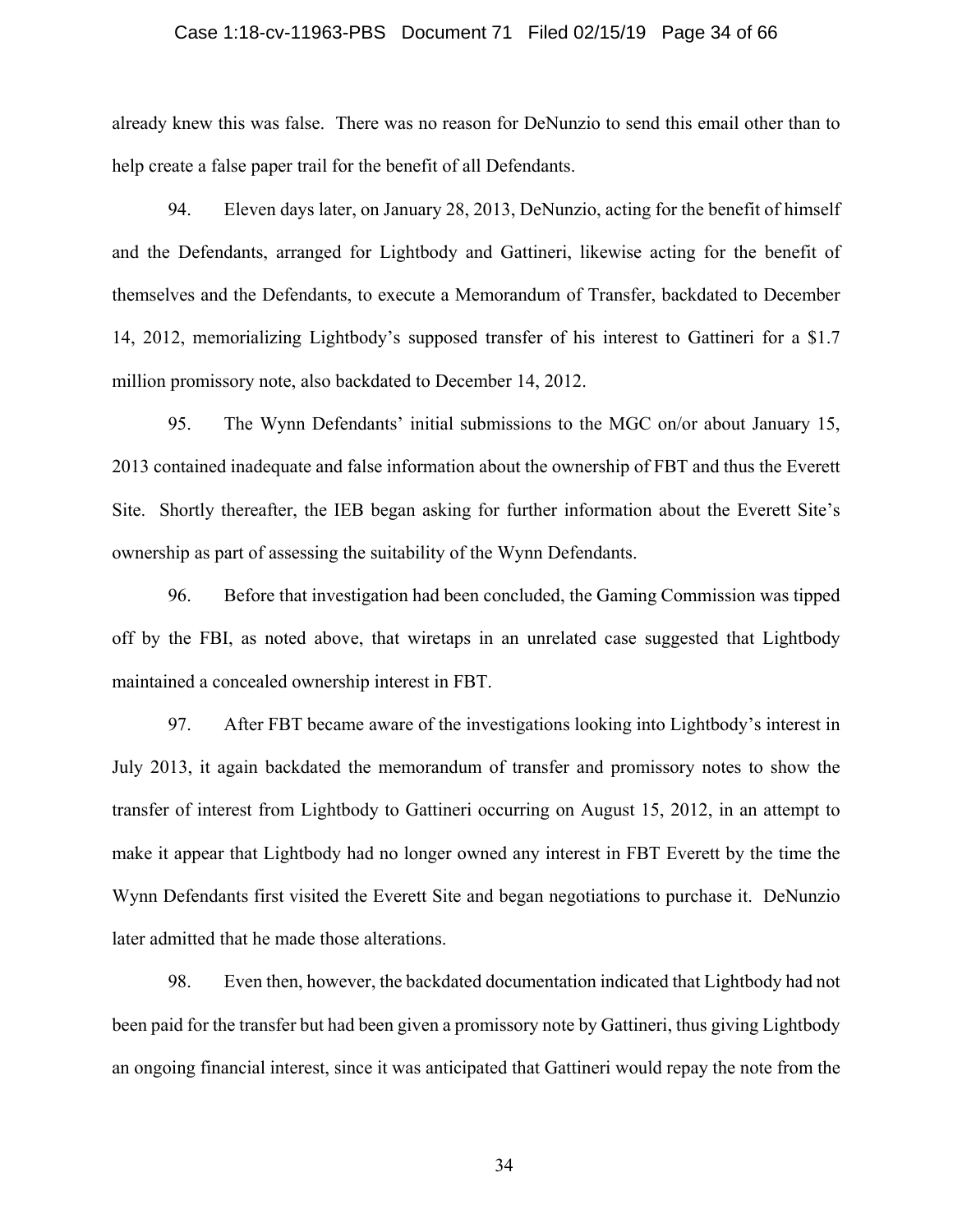already knew this was false. There was no reason for DeNunzio to send this email other than to help create a false paper trail for the benefit of all Defendants.

94. Eleven days later, on January 28, 2013, DeNunzio, acting for the benefit of himself and the Defendants, arranged for Lightbody and Gattineri, likewise acting for the benefit of themselves and the Defendants, to execute a Memorandum of Transfer, backdated to December 14, 2012, memorializing Lightbody's supposed transfer of his interest to Gattineri for a $1.7 million promissory note, also backdated to December 14, 2012.

95. The Wynn Defendants' initial submissions to the MGC on/or about January 15, 2013 contained inadequate and false information about the ownership of FBT and thus the Everett Site. Shortly thereafter, the IEB began asking for further information about the Everett Site's ownership as part of assessing the suitability of the Wynn Defendants.

96. Before that investigation had been concluded, the Gaming Commission was tipped off by the FBI, as noted above, that wiretaps in an unrelated case suggested that Lightbody maintained a concealed ownership interest in FBT.

97. After FBT became aware of the investigations looking into Lightbody's interest in July 2013, it again backdated the memorandum of transfer and promissory notes to show the transfer of interest from Lightbody to Gattineri occurring on August 15, 2012, in an attempt to make it appear that Lightbody had no longer owned any interest in FBT Everett by the time the Wynn Defendants first visited the Everett Site and began negotiations to purchase it. DeNunzio later admitted that he made those alterations.

98. Even then, however, the backdated documentation indicated that Lightbody had not been paid for the transfer but had been given a promissory note by Gattineri, thus giving Lightbody an ongoing financial interest, since it was anticipated that Gattineri would repay the note from the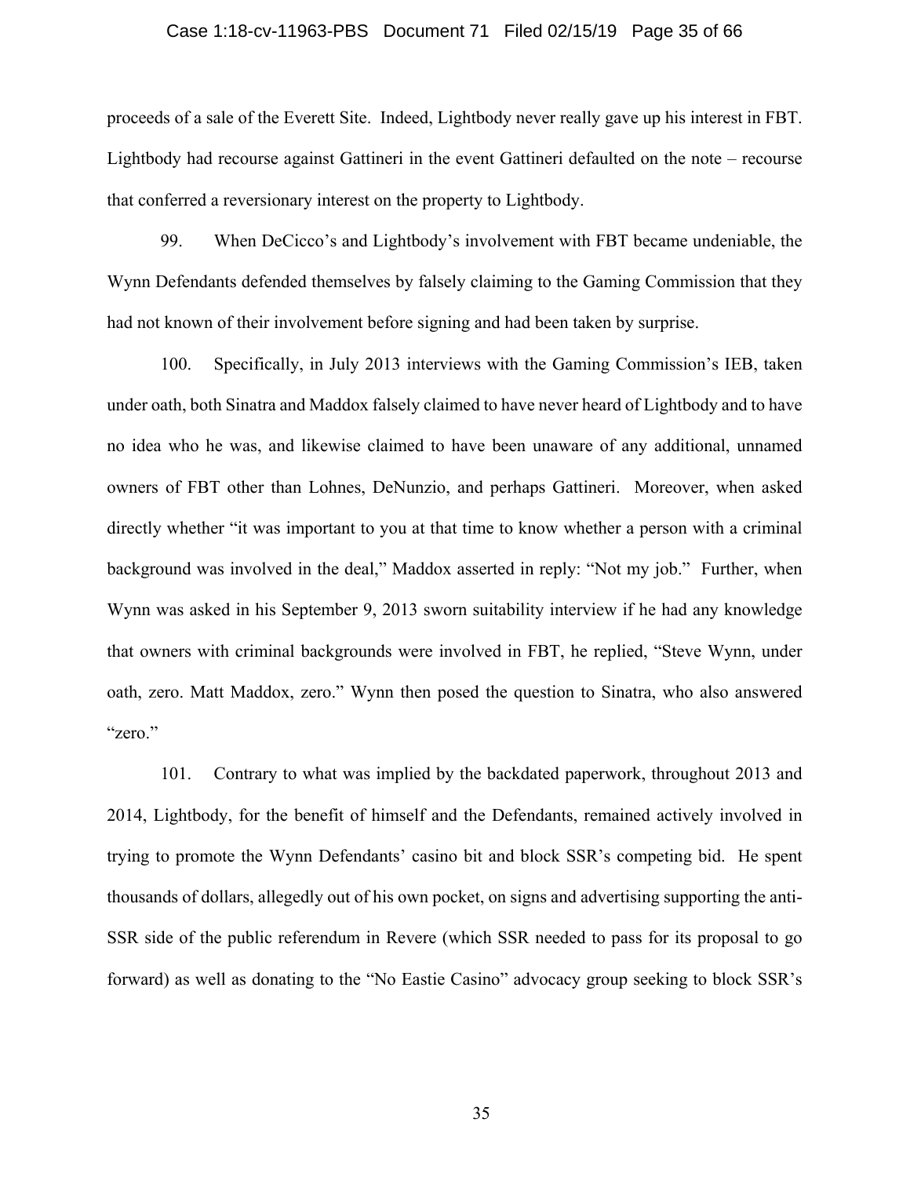proceeds of a sale of the Everett Site. Indeed, Lightbody never really gave up his interest in FBT. Lightbody had recourse against Gattineri in the event Gattineri defaulted on the note – recourse that conferred a reversionary interest on the property to Lightbody.

99. When DeCicco's and Lightbody's involvement with FBT became undeniable, the Wynn Defendants defended themselves by falsely claiming to the Gaming Commission that they had not known of their involvement before signing and had been taken by surprise.

100. Specifically, in July 2013 interviews with the Gaming Commission's IEB, taken under oath, both Sinatra and Maddox falsely claimed to have never heard of Lightbody and to have no idea who he was, and likewise claimed to have been unaware of any additional, unnamed owners of FBT other than Lohnes, DeNunzio, and perhaps Gattineri. Moreover, when asked directly whether "it was important to you at that time to know whether a person with a criminal background was involved in the deal," Maddox asserted in reply: "Not my job." Further, when Wynn was asked in his September 9, 2013 sworn suitability interview if he had any knowledge that owners with criminal backgrounds were involved in FBT, he replied, "Steve Wynn, under oath, zero. Matt Maddox, zero." Wynn then posed the question to Sinatra, who also answered "zero."

101. Contrary to what was implied by the backdated paperwork, throughout 2013 and 2014, Lightbody, for the benefit of himself and the Defendants, remained actively involved in trying to promote the Wynn Defendants' casino bit and block SSR's competing bid. He spent thousands of dollars, allegedly out of his own pocket, on signs and advertising supporting the anti-SSR side of the public referendum in Revere (which SSR needed to pass for its proposal to go forward) as well as donating to the "No Eastie Casino" advocacy group seeking to block SSR's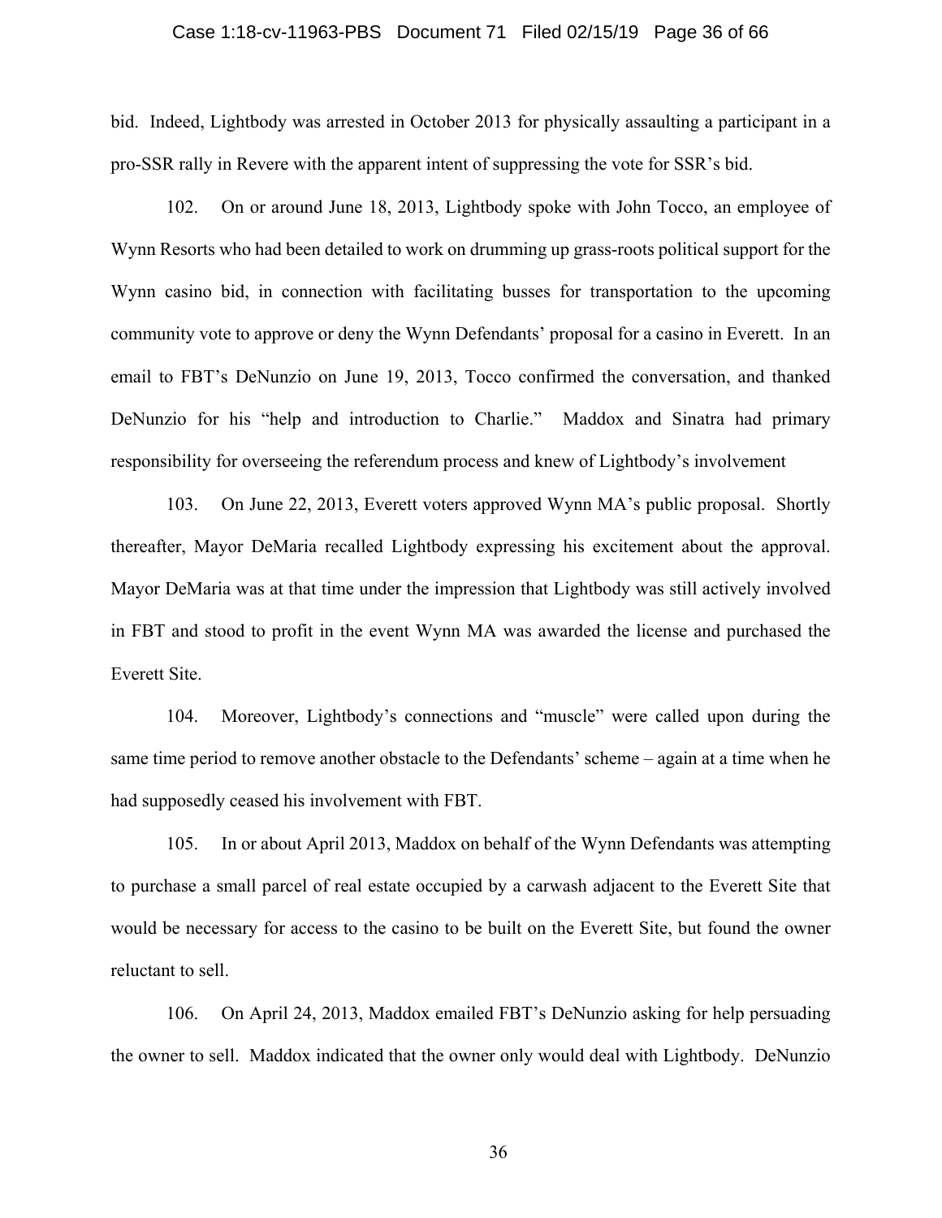bid. Indeed, Lightbody was arrested in October 2013 for physically assaulting a participant in a pro-SSR rally in Revere with the apparent intent of suppressing the vote for SSR's bid.

102. On or around June 18, 2013, Lightbody spoke with John Tocco, an employee of Wynn Resorts who had been detailed to work on drumming up grass-roots political support for the Wynn casino bid, in connection with facilitating busses for transportation to the upcoming community vote to approve or deny the Wynn Defendants' proposal for a casino in Everett. In an email to FBT's DeNunzio on June 19, 2013, Tocco confirmed the conversation, and thanked DeNunzio for his "help and introduction to Charlie." Maddox and Sinatra had primary responsibility for overseeing the referendum process and knew of Lightbody's involvement

103. On June 22, 2013, Everett voters approved Wynn MA's public proposal. Shortly thereafter, Mayor DeMaria recalled Lightbody expressing his excitement about the approval. Mayor DeMaria was at that time under the impression that Lightbody was still actively involved in FBT and stood to profit in the event Wynn MA was awarded the license and purchased the Everett Site.

104. Moreover, Lightbody's connections and "muscle" were called upon during the same time period to remove another obstacle to the Defendants' scheme – again at a time when he had supposedly ceased his involvement with FBT.

105. In or about April 2013, Maddox on behalf of the Wynn Defendants was attempting to purchase a small parcel of real estate occupied by a carwash adjacent to the Everett Site that would be necessary for access to the casino to be built on the Everett Site, but found the owner reluctant to sell.

106. On April 24, 2013, Maddox emailed FBT's DeNunzio asking for help persuading the owner to sell. Maddox indicated that the owner only would deal with Lightbody. DeNunzio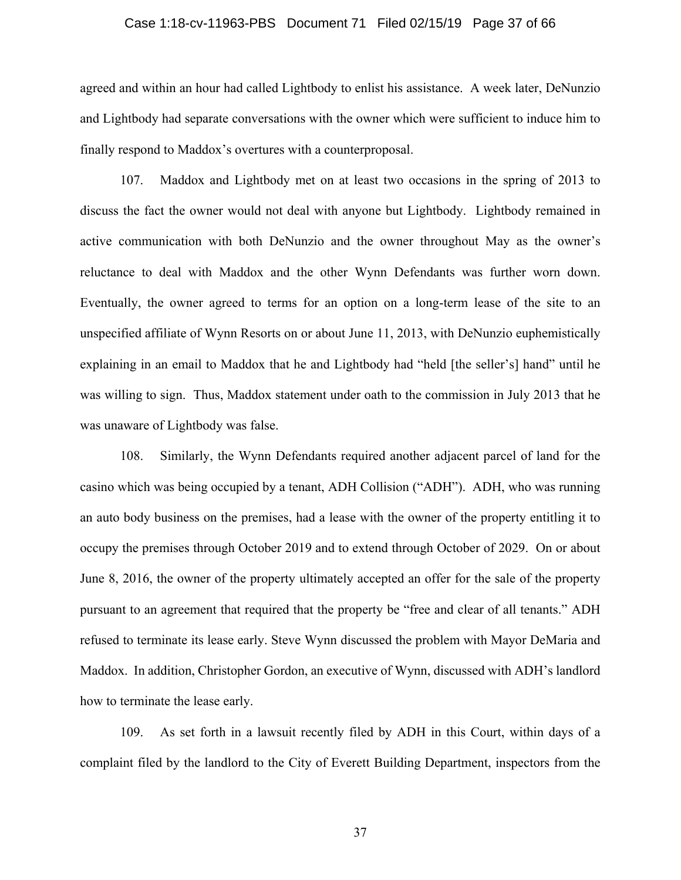agreed and within an hour had called Lightbody to enlist his assistance. A week later, DeNunzio and Lightbody had separate conversations with the owner which were sufficient to induce him to finally respond to Maddox's overtures with a counterproposal.

107. Maddox and Lightbody met on at least two occasions in the spring of 2013 to discuss the fact the owner would not deal with anyone but Lightbody. Lightbody remained in active communication with both DeNunzio and the owner throughout May as the owner's reluctance to deal with Maddox and the other Wynn Defendants was further worn down. Eventually, the owner agreed to terms for an option on a long-term lease of the site to an unspecified affiliate of Wynn Resorts on or about June 11, 2013, with DeNunzio euphemistically explaining in an email to Maddox that he and Lightbody had "held [the seller's] hand" until he was willing to sign. Thus, Maddox statement under oath to the commission in July 2013 that he was unaware of Lightbody was false.

108. Similarly, the Wynn Defendants required another adjacent parcel of land for the casino which was being occupied by a tenant, ADH Collision ("ADH"). ADH, who was running an auto body business on the premises, had a lease with the owner of the property entitling it to occupy the premises through October 2019 and to extend through October of 2029. On or about June 8, 2016, the owner of the property ultimately accepted an offer for the sale of the property pursuant to an agreement that required that the property be "free and clear of all tenants." ADH refused to terminate its lease early. Steve Wynn discussed the problem with Mayor DeMaria and Maddox. In addition, Christopher Gordon, an executive of Wynn, discussed with ADH's landlord how to terminate the lease early.

109. As set forth in a lawsuit recently filed by ADH in this Court, within days of a complaint filed by the landlord to the City of Everett Building Department, inspectors from the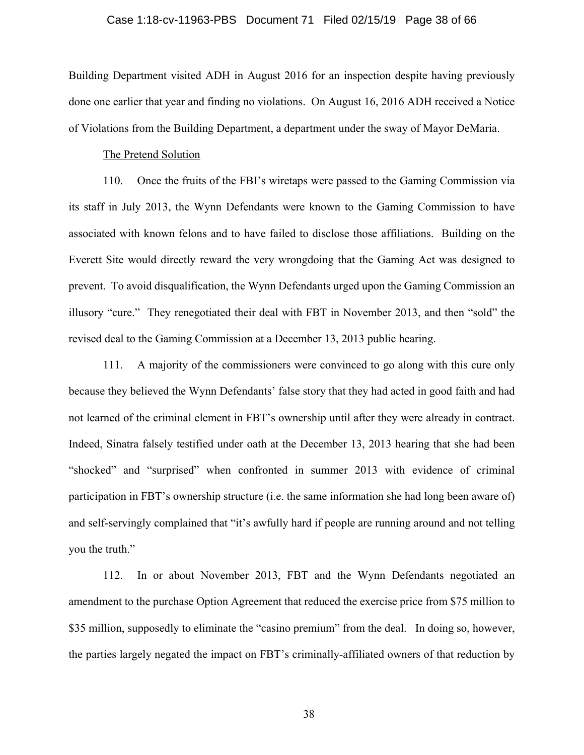Building Department visited ADH in August 2016 for an inspection despite having previously done one earlier that year and finding no violations. On August 16, 2016 ADH received a Notice of Violations from the Building Department, a department under the sway of Mayor DeMaria.

The Pretend Solution

110. Once the fruits of the FBI's wiretaps were passed to the Gaming Commission via its staff in July 2013, the Wynn Defendants were known to the Gaming Commission to have associated with known felons and to have failed to disclose those affiliations. Building on the Everett Site would directly reward the very wrongdoing that the Gaming Act was designed to prevent. To avoid disqualification, the Wynn Defendants urged upon the Gaming Commission an illusory "cure." They renegotiated their deal with FBT in November 2013, and then "sold" the revised deal to the Gaming Commission at a December 13, 2013 public hearing.

111. A majority of the commissioners were convinced to go along with this cure only because they believed the Wynn Defendants' false story that they had acted in good faith and had not learned of the criminal element in FBT's ownership until after they were already in contract. Indeed, Sinatra falsely testified under oath at the December 13, 2013 hearing that she had been "shocked" and "surprised" when confronted in summer 2013 with evidence of criminal participation in FBT's ownership structure (i.e. the same information she had long been aware of) and self-servingly complained that "it's awfully hard if people are running around and not telling you the truth."

112. In or about November 2013, FBT and the Wynn Defendants negotiated an amendment to the purchase Option Agreement that reduced the exercise price from $75 million to $35 million, supposedly to eliminate the "casino premium" from the deal. In doing so, however, the parties largely negated the impact on FBT's criminally-affiliated owners of that reduction by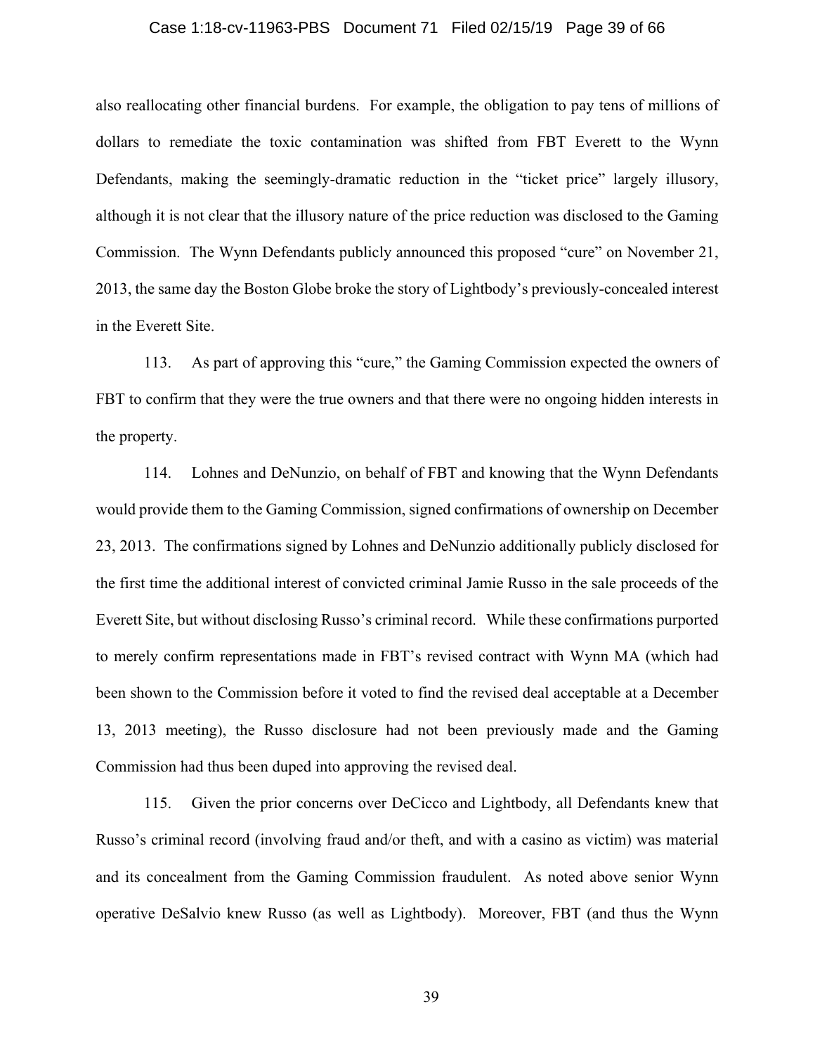also reallocating other financial burdens. For example, the obligation to pay tens of millions of dollars to remediate the toxic contamination was shifted from FBT Everett to the Wynn Defendants, making the seemingly-dramatic reduction in the "ticket price" largely illusory, although it is not clear that the illusory nature of the price reduction was disclosed to the Gaming Commission. The Wynn Defendants publicly announced this proposed "cure" on November 21, 2013, the same day the Boston Globe broke the story of Lightbody's previously-concealed interest in the Everett Site.

113. As part of approving this "cure," the Gaming Commission expected the owners of FBT to confirm that they were the true owners and that there were no ongoing hidden interests in the property.

114. Lohnes and DeNunzio, on behalf of FBT and knowing that the Wynn Defendants would provide them to the Gaming Commission, signed confirmations of ownership on December 23, 2013. The confirmations signed by Lohnes and DeNunzio additionally publicly disclosed for the first time the additional interest of convicted criminal Jamie Russo in the sale proceeds of the Everett Site, but without disclosing Russo's criminal record. While these confirmations purported to merely confirm representations made in FBT's revised contract with Wynn MA (which had been shown to the Commission before it voted to find the revised deal acceptable at a December 13, 2013 meeting), the Russo disclosure had not been previously made and the Gaming Commission had thus been duped into approving the revised deal.

115. Given the prior concerns over DeCicco and Lightbody, all Defendants knew that Russo's criminal record (involving fraud and/or theft, and with a casino as victim) was material and its concealment from the Gaming Commission fraudulent. As noted above senior Wynn operative DeSalvio knew Russo (as well as Lightbody). Moreover, FBT (and thus the Wynn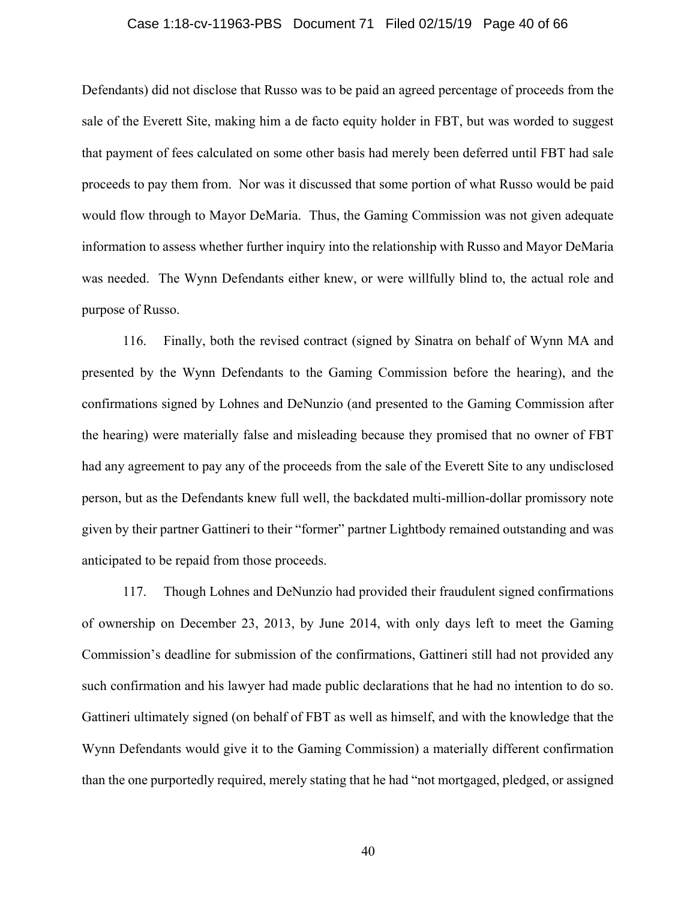Defendants) did not disclose that Russo was to be paid an agreed percentage of proceeds from the sale of the Everett Site, making him a de facto equity holder in FBT, but was worded to suggest that payment of fees calculated on some other basis had merely been deferred until FBT had sale proceeds to pay them from. Nor was it discussed that some portion of what Russo would be paid would flow through to Mayor DeMaria. Thus, the Gaming Commission was not given adequate information to assess whether further inquiry into the relationship with Russo and Mayor DeMaria was needed. The Wynn Defendants either knew, or were willfully blind to, the actual role and purpose of Russo.

116. Finally, both the revised contract (signed by Sinatra on behalf of Wynn MA and presented by the Wynn Defendants to the Gaming Commission before the hearing), and the confirmations signed by Lohnes and DeNunzio (and presented to the Gaming Commission after the hearing) were materially false and misleading because they promised that no owner of FBT had any agreement to pay any of the proceeds from the sale of the Everett Site to any undisclosed person, but as the Defendants knew full well, the backdated multi-million-dollar promissory note given by their partner Gattineri to their "former" partner Lightbody remained outstanding and was anticipated to be repaid from those proceeds.

117. Though Lohnes and DeNunzio had provided their fraudulent signed confirmations of ownership on December 23, 2013, by June 2014, with only days left to meet the Gaming Commission's deadline for submission of the confirmations, Gattineri still had not provided any such confirmation and his lawyer had made public declarations that he had no intention to do so. Gattineri ultimately signed (on behalf of FBT as well as himself, and with the knowledge that the Wynn Defendants would give it to the Gaming Commission) a materially different confirmation than the one purportedly required, merely stating that he had "not mortgaged, pledged, or assigned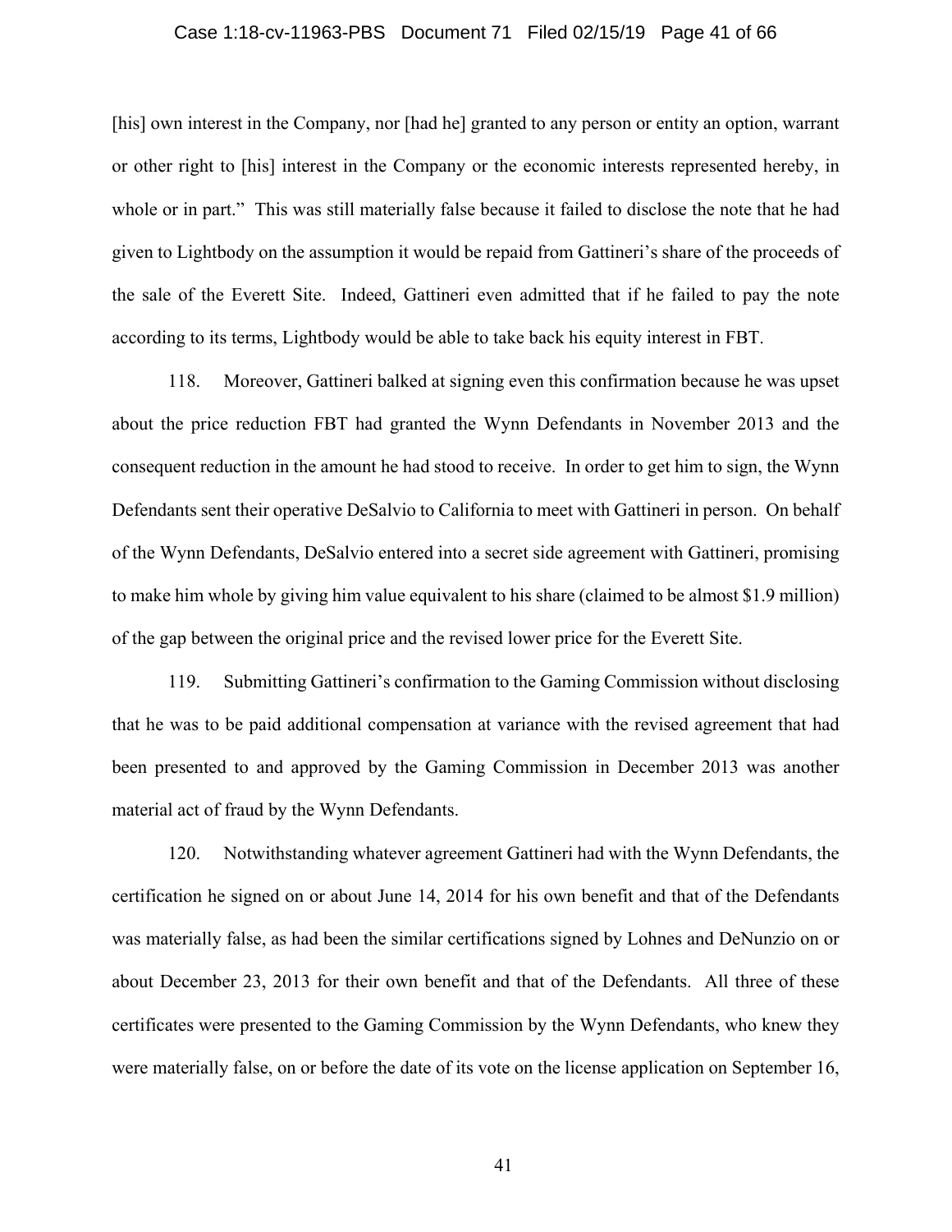[his] own interest in the Company, nor [had he] granted to any person or entity an option, warrant or other right to [his] interest in the Company or the economic interests represented hereby, in whole or in part." This was still materially false because it failed to disclose the note that he had given to Lightbody on the assumption it would be repaid from Gattineri's share of the proceeds of the sale of the Everett Site. Indeed, Gattineri even admitted that if he failed to pay the note according to its terms, Lightbody would be able to take back his equity interest in FBT.

118. Moreover, Gattineri balked at signing even this confirmation because he was upset about the price reduction FBT had granted the Wynn Defendants in November 2013 and the consequent reduction in the amount he had stood to receive. In order to get him to sign, the Wynn Defendants sent their operative DeSalvio to California to meet with Gattineri in person. On behalf of the Wynn Defendants, DeSalvio entered into a secret side agreement with Gattineri, promising to make him whole by giving him value equivalent to his share (claimed to be almost $1.9 million) of the gap between the original price and the revised lower price for the Everett Site.

119. Submitting Gattineri's confirmation to the Gaming Commission without disclosing that he was to be paid additional compensation at variance with the revised agreement that had been presented to and approved by the Gaming Commission in December 2013 was another material act of fraud by the Wynn Defendants.

120. Notwithstanding whatever agreement Gattineri had with the Wynn Defendants, the certification he signed on or about June 14, 2014 for his own benefit and that of the Defendants was materially false, as had been the similar certifications signed by Lohnes and DeNunzio on or about December 23, 2013 for their own benefit and that of the Defendants. All three of these certificates were presented to the Gaming Commission by the Wynn Defendants, who knew they were materially false, on or before the date of its vote on the license application on September 16,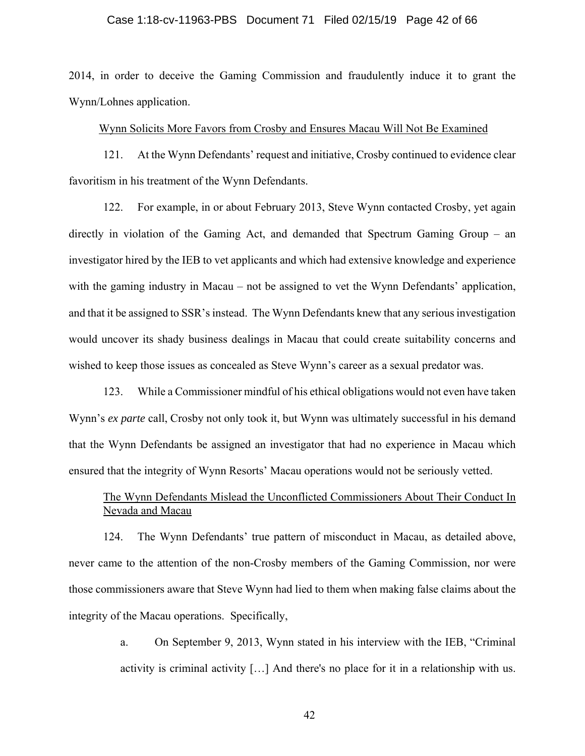2014, in order to deceive the Gaming Commission and fraudulently induce it to grant the Wynn/Lohnes application.

<u>Wynn Solicits More Favors from Crosby and Ensures Macau Will Not Be Examined</u>

121. At the Wynn Defendants' request and initiative, Crosby continued to evidence clear favoritism in his treatment of the Wynn Defendants.

122. For example, in or about February 2013, Steve Wynn contacted Crosby, yet again directly in violation of the Gaming Act, and demanded that Spectrum Gaming Group – an investigator hired by the IEB to vet applicants and which had extensive knowledge and experience with the gaming industry in Macau – not be assigned to vet the Wynn Defendants' application, and that it be assigned to SSR's instead. The Wynn Defendants knew that any serious investigation would uncover its shady business dealings in Macau that could create suitability concerns and wished to keep those issues as concealed as Steve Wynn's career as a sexual predator was.

123. While a Commissioner mindful of his ethical obligations would not even have taken Wynn's *ex parte* call, Crosby not only took it, but Wynn was ultimately successful in his demand that the Wynn Defendants be assigned an investigator that had no experience in Macau which ensured that the integrity of Wynn Resorts' Macau operations would not be seriously vetted.

<u>The Wynn Defendants Mislead the Unconflicted Commissioners About Their Conduct In Nevada and Macau</u>

124. The Wynn Defendants' true pattern of misconduct in Macau, as detailed above, never came to the attention of the non-Crosby members of the Gaming Commission, nor were those commissioners aware that Steve Wynn had lied to them when making false claims about the integrity of the Macau operations. Specifically,

a. On September 9, 2013, Wynn stated in his interview with the IEB, "Criminal activity is criminal activity […] And there's no place for it in a relationship with us.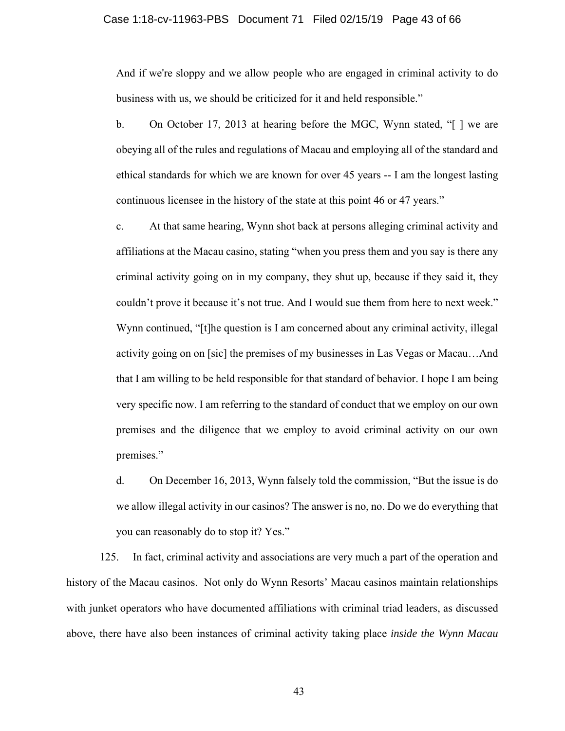And if we're sloppy and we allow people who are engaged in criminal activity to do business with us, we should be criticized for it and held responsible."

b. On October 17, 2013 at hearing before the MGC, Wynn stated, "[ ] we are obeying all of the rules and regulations of Macau and employing all of the standard and ethical standards for which we are known for over 45 years -- I am the longest lasting continuous licensee in the history of the state at this point 46 or 47 years."

c. At that same hearing, Wynn shot back at persons alleging criminal activity and affiliations at the Macau casino, stating "when you press them and you say is there any criminal activity going on in my company, they shut up, because if they said it, they couldn't prove it because it's not true. And I would sue them from here to next week." Wynn continued, "[t]he question is I am concerned about any criminal activity, illegal activity going on on [sic] the premises of my businesses in Las Vegas or Macau…And that I am willing to be held responsible for that standard of behavior. I hope I am being very specific now. I am referring to the standard of conduct that we employ on our own premises and the diligence that we employ to avoid criminal activity on our own premises."

d. On December 16, 2013, Wynn falsely told the commission, "But the issue is do we allow illegal activity in our casinos? The answer is no, no. Do we do everything that you can reasonably do to stop it? Yes."

125. In fact, criminal activity and associations are very much a part of the operation and history of the Macau casinos. Not only do Wynn Resorts' Macau casinos maintain relationships with junket operators who have documented affiliations with criminal triad leaders, as discussed above, there have also been instances of criminal activity taking place *inside the Wynn Macau*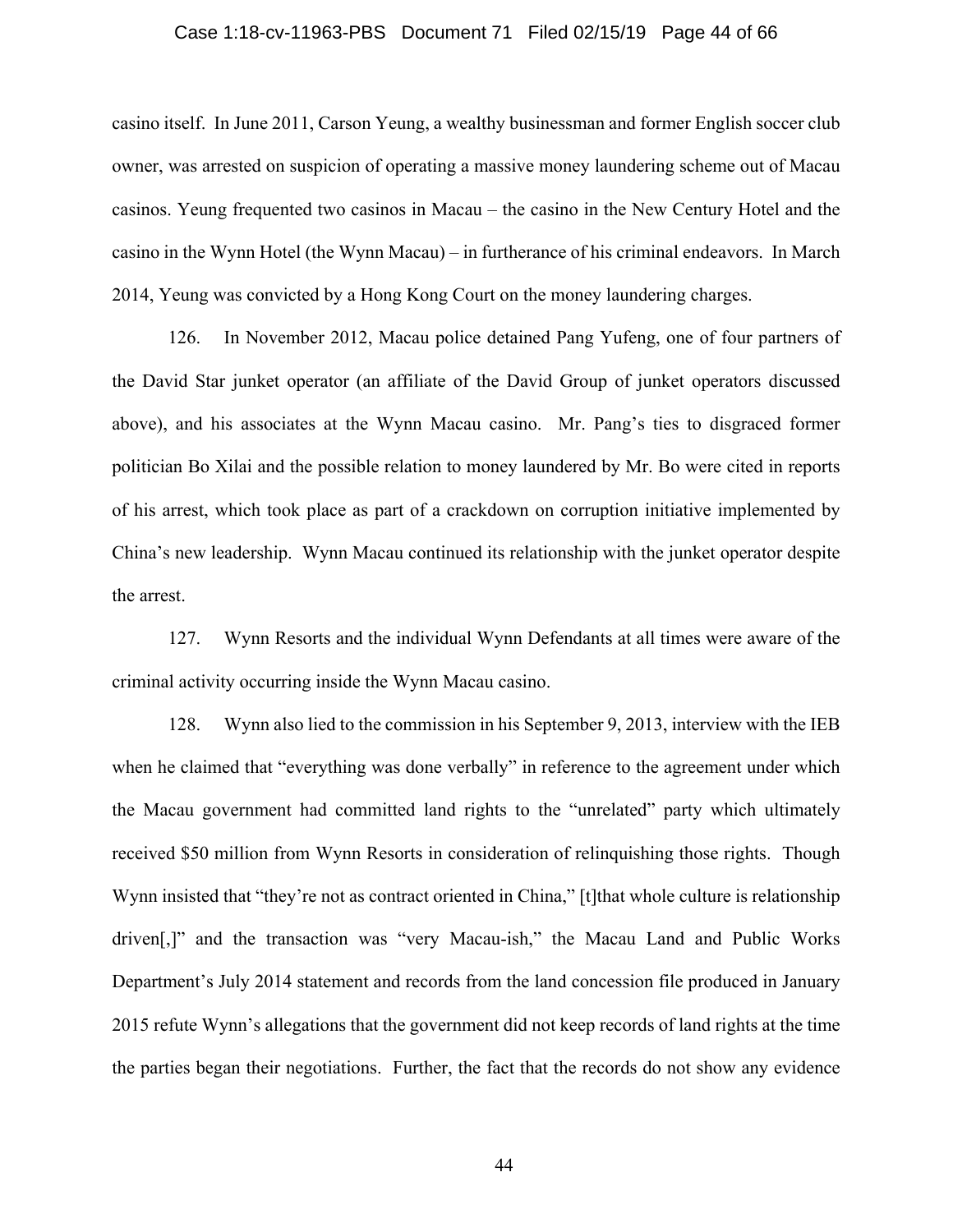casino itself. In June 2011, Carson Yeung, a wealthy businessman and former English soccer club owner, was arrested on suspicion of operating a massive money laundering scheme out of Macau casinos. Yeung frequented two casinos in Macau – the casino in the New Century Hotel and the casino in the Wynn Hotel (the Wynn Macau) – in furtherance of his criminal endeavors. In March 2014, Yeung was convicted by a Hong Kong Court on the money laundering charges.

126. In November 2012, Macau police detained Pang Yufeng, one of four partners of the David Star junket operator (an affiliate of the David Group of junket operators discussed above), and his associates at the Wynn Macau casino. Mr. Pang's ties to disgraced former politician Bo Xilai and the possible relation to money laundered by Mr. Bo were cited in reports of his arrest, which took place as part of a crackdown on corruption initiative implemented by China's new leadership. Wynn Macau continued its relationship with the junket operator despite the arrest.

127. Wynn Resorts and the individual Wynn Defendants at all times were aware of the criminal activity occurring inside the Wynn Macau casino.

128. Wynn also lied to the commission in his September 9, 2013, interview with the IEB when he claimed that "everything was done verbally" in reference to the agreement under which the Macau government had committed land rights to the "unrelated" party which ultimately received $50 million from Wynn Resorts in consideration of relinquishing those rights. Though Wynn insisted that "they're not as contract oriented in China," [t]that whole culture is relationship driven[,]" and the transaction was "very Macau-ish," the Macau Land and Public Works Department's July 2014 statement and records from the land concession file produced in January 2015 refute Wynn's allegations that the government did not keep records of land rights at the time the parties began their negotiations. Further, the fact that the records do not show any evidence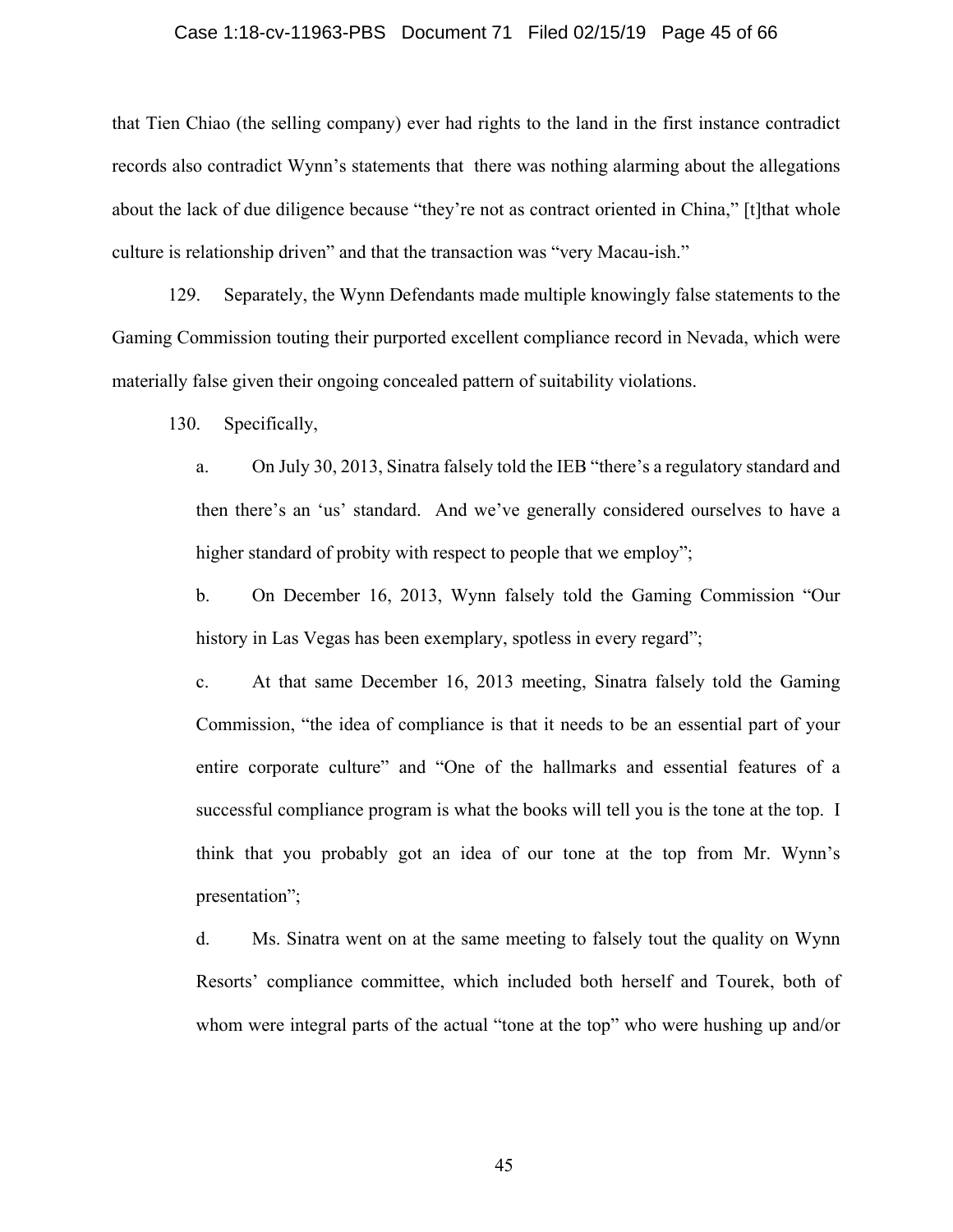that Tien Chiao (the selling company) ever had rights to the land in the first instance contradict records also contradict Wynn's statements that there was nothing alarming about the allegations about the lack of due diligence because "they're not as contract oriented in China," [t]that whole culture is relationship driven" and that the transaction was "very Macau-ish."

129. Separately, the Wynn Defendants made multiple knowingly false statements to the Gaming Commission touting their purported excellent compliance record in Nevada, which were materially false given their ongoing concealed pattern of suitability violations.

130. Specifically,

a. On July 30, 2013, Sinatra falsely told the IEB "there's a regulatory standard and then there's an 'us' standard. And we've generally considered ourselves to have a higher standard of probity with respect to people that we employ";

b. On December 16, 2013, Wynn falsely told the Gaming Commission "Our history in Las Vegas has been exemplary, spotless in every regard";

c. At that same December 16, 2013 meeting, Sinatra falsely told the Gaming Commission, "the idea of compliance is that it needs to be an essential part of your entire corporate culture" and "One of the hallmarks and essential features of a successful compliance program is what the books will tell you is the tone at the top. I think that you probably got an idea of our tone at the top from Mr. Wynn's presentation";

d. Ms. Sinatra went on at the same meeting to falsely tout the quality on Wynn Resorts' compliance committee, which included both herself and Tourek, both of whom were integral parts of the actual "tone at the top" who were hushing up and/or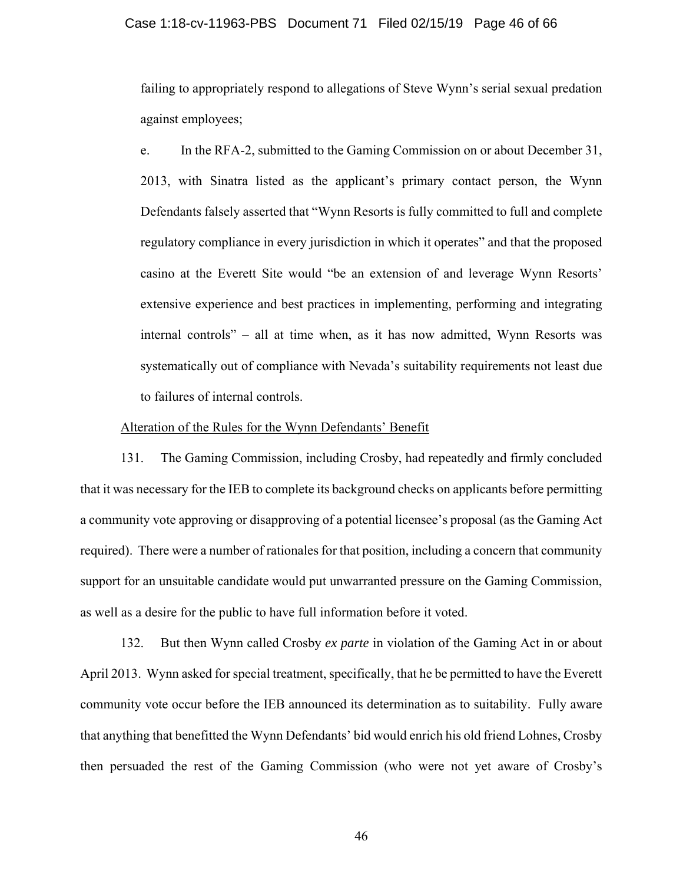failing to appropriately respond to allegations of Steve Wynn's serial sexual predation against employees;

e. In the RFA-2, submitted to the Gaming Commission on or about December 31, 2013, with Sinatra listed as the applicant's primary contact person, the Wynn Defendants falsely asserted that "Wynn Resorts is fully committed to full and complete regulatory compliance in every jurisdiction in which it operates" and that the proposed casino at the Everett Site would "be an extension of and leverage Wynn Resorts' extensive experience and best practices in implementing, performing and integrating internal controls" – all at time when, as it has now admitted, Wynn Resorts was systematically out of compliance with Nevada's suitability requirements not least due to failures of internal controls.

<u>Alteration of the Rules for the Wynn Defendants' Benefit</u>

131. The Gaming Commission, including Crosby, had repeatedly and firmly concluded that it was necessary for the IEB to complete its background checks on applicants before permitting a community vote approving or disapproving of a potential licensee's proposal (as the Gaming Act required). There were a number of rationales for that position, including a concern that community support for an unsuitable candidate would put unwarranted pressure on the Gaming Commission, as well as a desire for the public to have full information before it voted.

132. But then Wynn called Crosby *ex parte* in violation of the Gaming Act in or about April 2013. Wynn asked for special treatment, specifically, that he be permitted to have the Everett community vote occur before the IEB announced its determination as to suitability. Fully aware that anything that benefitted the Wynn Defendants' bid would enrich his old friend Lohnes, Crosby then persuaded the rest of the Gaming Commission (who were not yet aware of Crosby's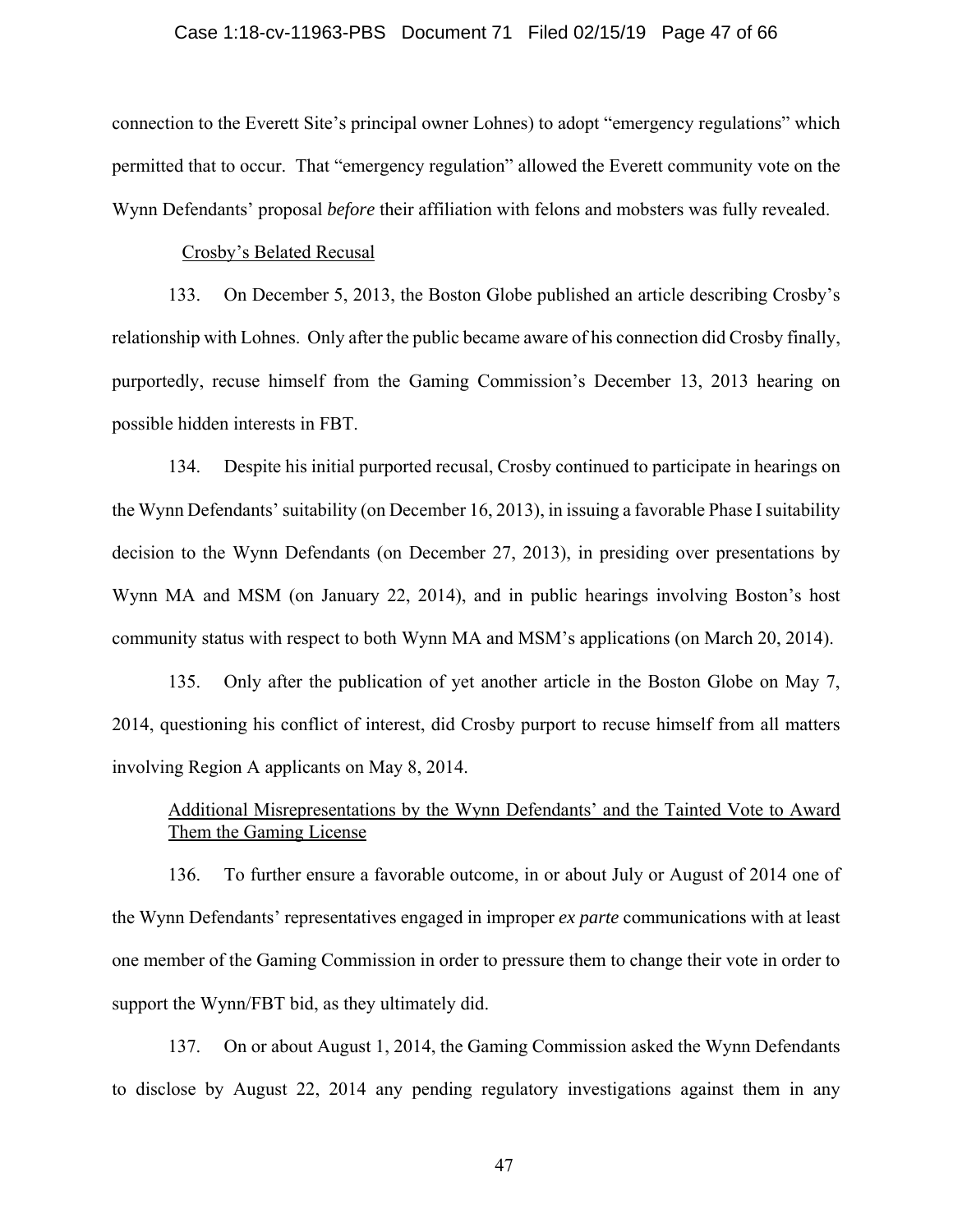connection to the Everett Site's principal owner Lohnes) to adopt "emergency regulations" which permitted that to occur. That "emergency regulation" allowed the Everett community vote on the Wynn Defendants' proposal *before* their affiliation with felons and mobsters was fully revealed.

<u>Crosby's Belated Recusal</u>

133. On December 5, 2013, the Boston Globe published an article describing Crosby's relationship with Lohnes. Only after the public became aware of his connection did Crosby finally, purportedly, recuse himself from the Gaming Commission's December 13, 2013 hearing on possible hidden interests in FBT.

134. Despite his initial purported recusal, Crosby continued to participate in hearings on the Wynn Defendants' suitability (on December 16, 2013), in issuing a favorable Phase I suitability decision to the Wynn Defendants (on December 27, 2013), in presiding over presentations by Wynn MA and MSM (on January 22, 2014), and in public hearings involving Boston's host community status with respect to both Wynn MA and MSM's applications (on March 20, 2014).

135. Only after the publication of yet another article in the Boston Globe on May 7, 2014, questioning his conflict of interest, did Crosby purport to recuse himself from all matters involving Region A applicants on May 8, 2014.

<u>Additional Misrepresentations by the Wynn Defendants' and the Tainted Vote to Award Them the Gaming License</u>

136. To further ensure a favorable outcome, in or about July or August of 2014 one of the Wynn Defendants' representatives engaged in improper *ex parte* communications with at least one member of the Gaming Commission in order to pressure them to change their vote in order to support the Wynn/FBT bid, as they ultimately did.

137. On or about August 1, 2014, the Gaming Commission asked the Wynn Defendants to disclose by August 22, 2014 any pending regulatory investigations against them in any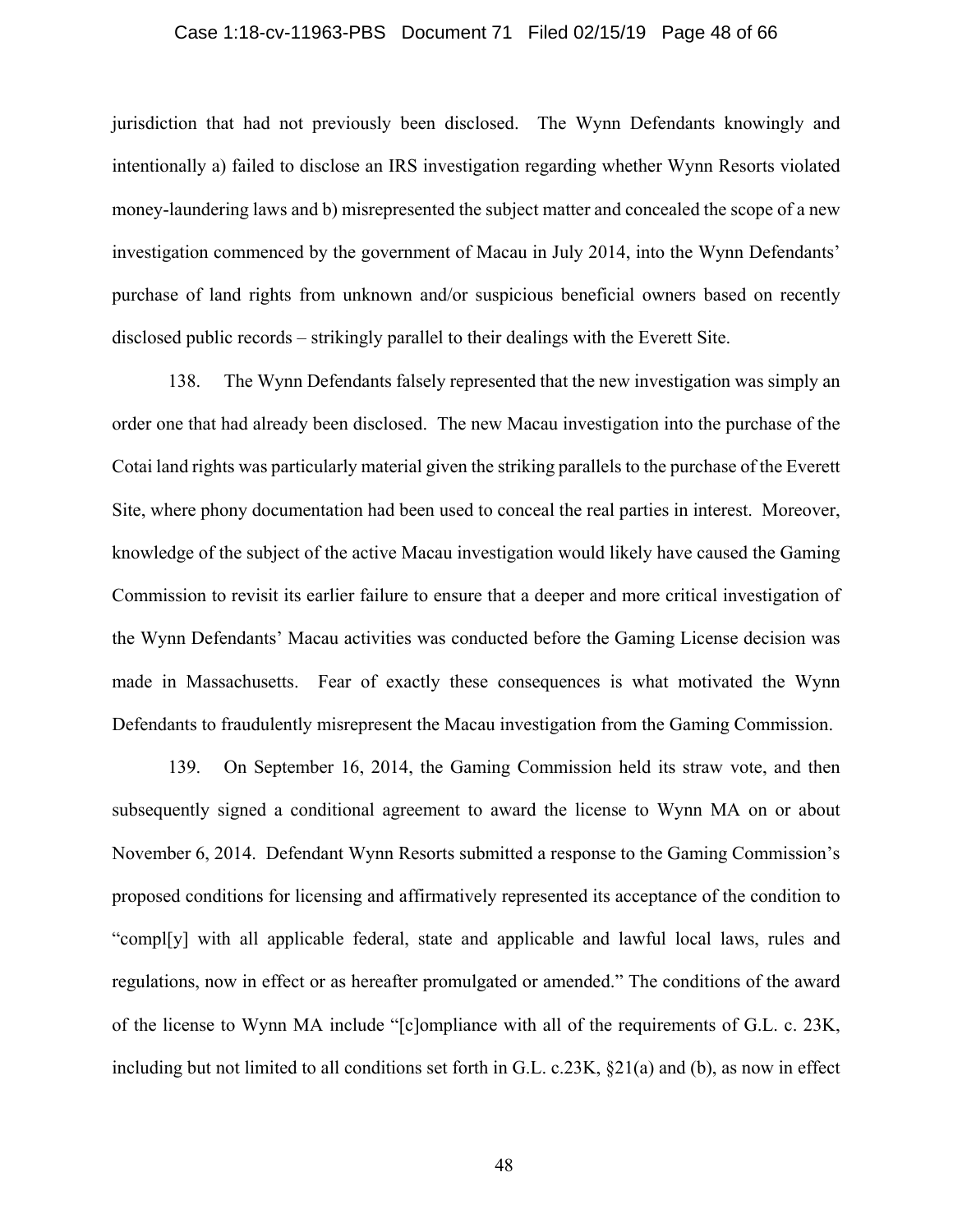jurisdiction that had not previously been disclosed. The Wynn Defendants knowingly and intentionally a) failed to disclose an IRS investigation regarding whether Wynn Resorts violated money-laundering laws and b) misrepresented the subject matter and concealed the scope of a new investigation commenced by the government of Macau in July 2014, into the Wynn Defendants' purchase of land rights from unknown and/or suspicious beneficial owners based on recently disclosed public records – strikingly parallel to their dealings with the Everett Site.

138. The Wynn Defendants falsely represented that the new investigation was simply an order one that had already been disclosed. The new Macau investigation into the purchase of the Cotai land rights was particularly material given the striking parallels to the purchase of the Everett Site, where phony documentation had been used to conceal the real parties in interest. Moreover, knowledge of the subject of the active Macau investigation would likely have caused the Gaming Commission to revisit its earlier failure to ensure that a deeper and more critical investigation of the Wynn Defendants' Macau activities was conducted before the Gaming License decision was made in Massachusetts. Fear of exactly these consequences is what motivated the Wynn Defendants to fraudulently misrepresent the Macau investigation from the Gaming Commission.

139. On September 16, 2014, the Gaming Commission held its straw vote, and then subsequently signed a conditional agreement to award the license to Wynn MA on or about November 6, 2014. Defendant Wynn Resorts submitted a response to the Gaming Commission's proposed conditions for licensing and affirmatively represented its acceptance of the condition to "compl[y] with all applicable federal, state and applicable and lawful local laws, rules and regulations, now in effect or as hereafter promulgated or amended." The conditions of the award of the license to Wynn MA include "[c]ompliance with all of the requirements of G.L. c. 23K, including but not limited to all conditions set forth in G.L. c.23K, §21(a) and (b), as now in effect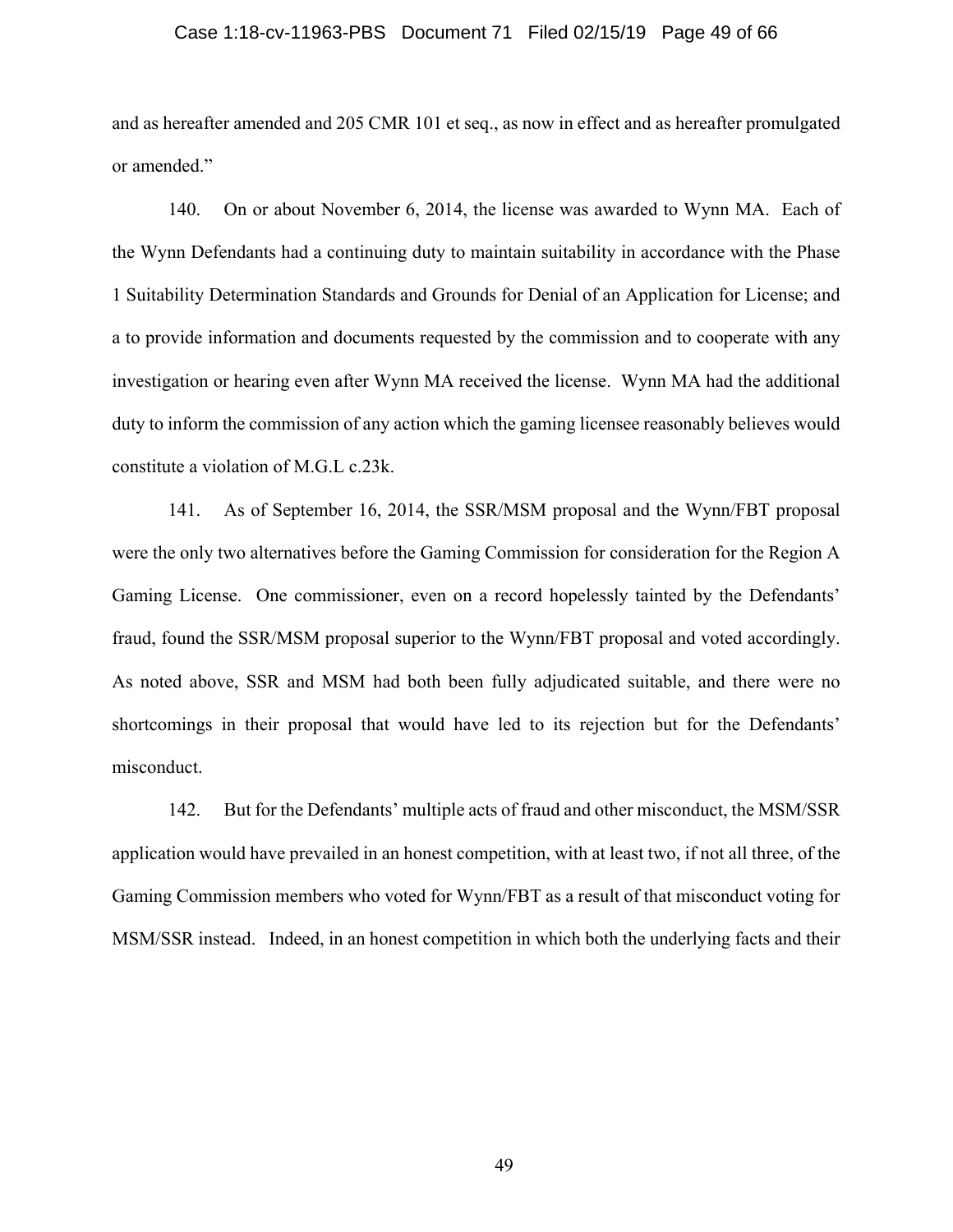and as hereafter amended and 205 CMR 101 et seq., as now in effect and as hereafter promulgated or amended."

140. On or about November 6, 2014, the license was awarded to Wynn MA. Each of the Wynn Defendants had a continuing duty to maintain suitability in accordance with the Phase 1 Suitability Determination Standards and Grounds for Denial of an Application for License; and a to provide information and documents requested by the commission and to cooperate with any investigation or hearing even after Wynn MA received the license. Wynn MA had the additional duty to inform the commission of any action which the gaming licensee reasonably believes would constitute a violation of M.G.L c.23k.

141. As of September 16, 2014, the SSR/MSM proposal and the Wynn/FBT proposal were the only two alternatives before the Gaming Commission for consideration for the Region A Gaming License. One commissioner, even on a record hopelessly tainted by the Defendants' fraud, found the SSR/MSM proposal superior to the Wynn/FBT proposal and voted accordingly. As noted above, SSR and MSM had both been fully adjudicated suitable, and there were no shortcomings in their proposal that would have led to its rejection but for the Defendants' misconduct.

142. But for the Defendants' multiple acts of fraud and other misconduct, the MSM/SSR application would have prevailed in an honest competition, with at least two, if not all three, of the Gaming Commission members who voted for Wynn/FBT as a result of that misconduct voting for MSM/SSR instead. Indeed, in an honest competition in which both the underlying facts and their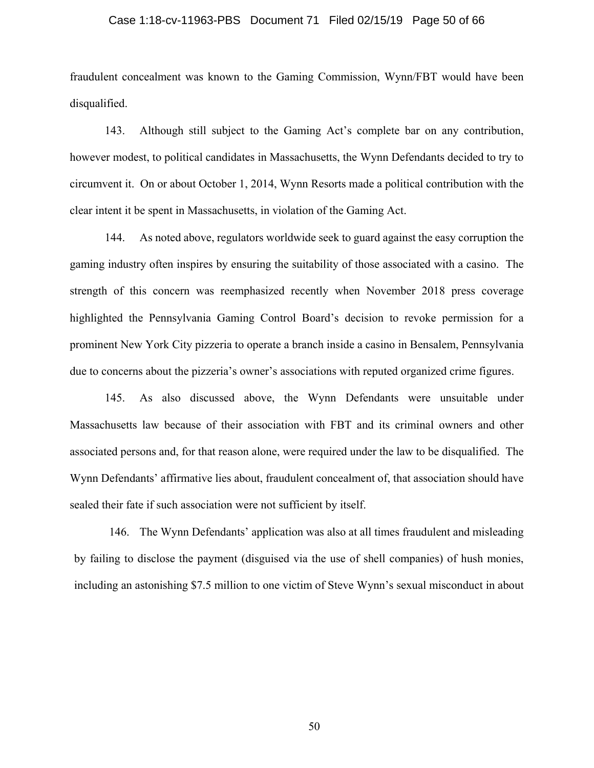fraudulent concealment was known to the Gaming Commission, Wynn/FBT would have been disqualified.

143. Although still subject to the Gaming Act's complete bar on any contribution, however modest, to political candidates in Massachusetts, the Wynn Defendants decided to try to circumvent it. On or about October 1, 2014, Wynn Resorts made a political contribution with the clear intent it be spent in Massachusetts, in violation of the Gaming Act.

144. As noted above, regulators worldwide seek to guard against the easy corruption the gaming industry often inspires by ensuring the suitability of those associated with a casino. The strength of this concern was reemphasized recently when November 2018 press coverage highlighted the Pennsylvania Gaming Control Board's decision to revoke permission for a prominent New York City pizzeria to operate a branch inside a casino in Bensalem, Pennsylvania due to concerns about the pizzeria's owner's associations with reputed organized crime figures.

145. As also discussed above, the Wynn Defendants were unsuitable under Massachusetts law because of their association with FBT and its criminal owners and other associated persons and, for that reason alone, were required under the law to be disqualified. The Wynn Defendants' affirmative lies about, fraudulent concealment of, that association should have sealed their fate if such association were not sufficient by itself.

146. The Wynn Defendants' application was also at all times fraudulent and misleading by failing to disclose the payment (disguised via the use of shell companies) of hush monies, including an astonishing $7.5 million to one victim of Steve Wynn's sexual misconduct in about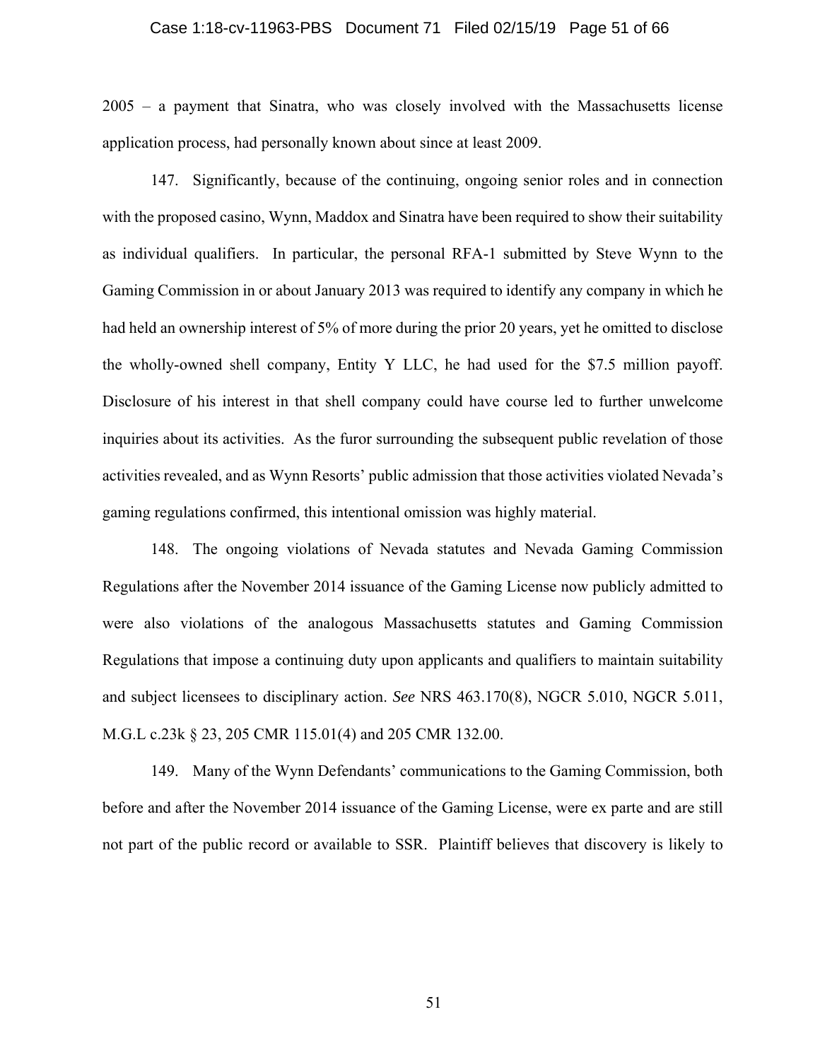2005 – a payment that Sinatra, who was closely involved with the Massachusetts license application process, had personally known about since at least 2009.

147. Significantly, because of the continuing, ongoing senior roles and in connection with the proposed casino, Wynn, Maddox and Sinatra have been required to show their suitability as individual qualifiers. In particular, the personal RFA-1 submitted by Steve Wynn to the Gaming Commission in or about January 2013 was required to identify any company in which he had held an ownership interest of 5% of more during the prior 20 years, yet he omitted to disclose the wholly-owned shell company, Entity Y LLC, he had used for the $7.5 million payoff. Disclosure of his interest in that shell company could have course led to further unwelcome inquiries about its activities. As the furor surrounding the subsequent public revelation of those activities revealed, and as Wynn Resorts' public admission that those activities violated Nevada's gaming regulations confirmed, this intentional omission was highly material.

148. The ongoing violations of Nevada statutes and Nevada Gaming Commission Regulations after the November 2014 issuance of the Gaming License now publicly admitted to were also violations of the analogous Massachusetts statutes and Gaming Commission Regulations that impose a continuing duty upon applicants and qualifiers to maintain suitability and subject licensees to disciplinary action. *See* NRS 463.170(8), NGCR 5.010, NGCR 5.011, M.G.L c.23k § 23, 205 CMR 115.01(4) and 205 CMR 132.00.

149. Many of the Wynn Defendants' communications to the Gaming Commission, both before and after the November 2014 issuance of the Gaming License, were ex parte and are still not part of the public record or available to SSR. Plaintiff believes that discovery is likely to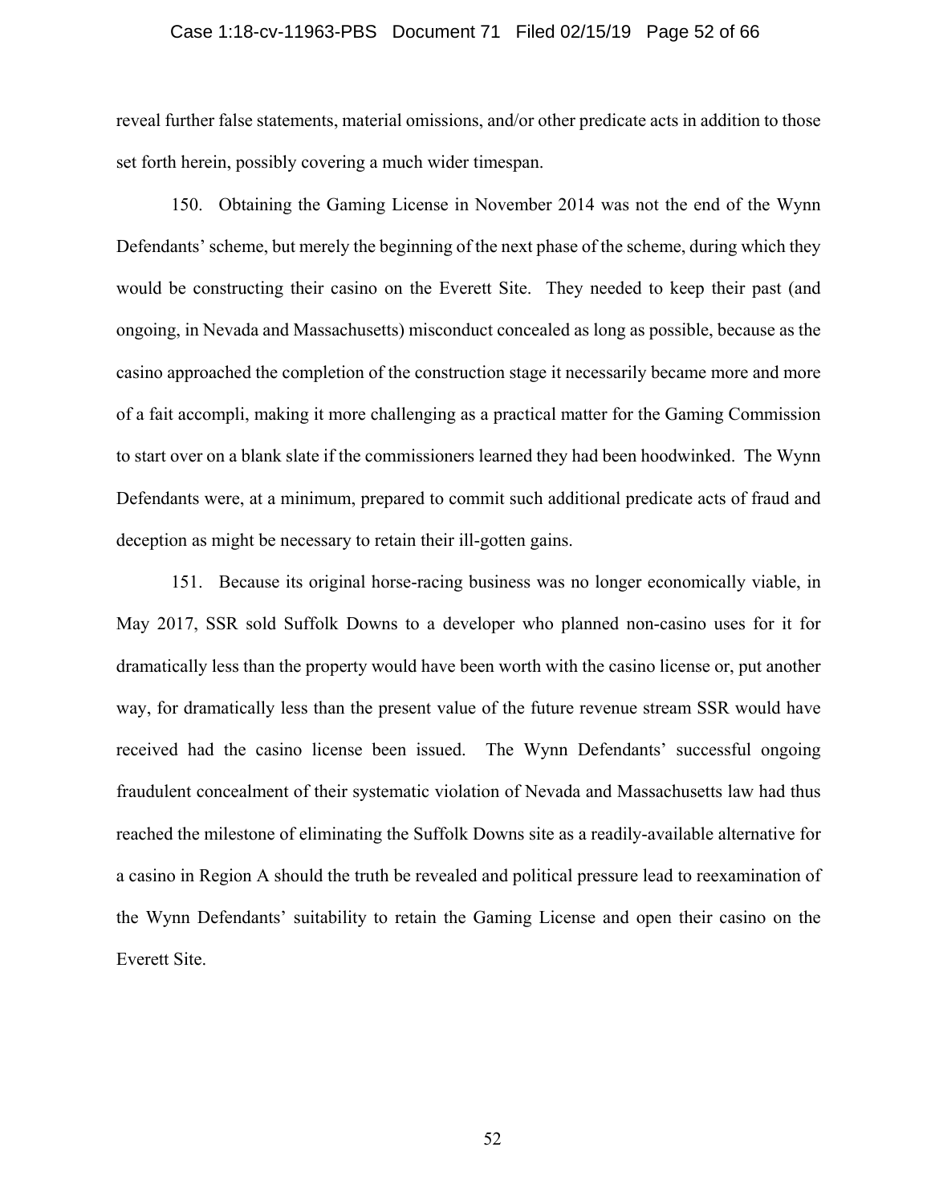reveal further false statements, material omissions, and/or other predicate acts in addition to those set forth herein, possibly covering a much wider timespan.

150. Obtaining the Gaming License in November 2014 was not the end of the Wynn Defendants' scheme, but merely the beginning of the next phase of the scheme, during which they would be constructing their casino on the Everett Site. They needed to keep their past (and ongoing, in Nevada and Massachusetts) misconduct concealed as long as possible, because as the casino approached the completion of the construction stage it necessarily became more and more of a fait accompli, making it more challenging as a practical matter for the Gaming Commission to start over on a blank slate if the commissioners learned they had been hoodwinked. The Wynn Defendants were, at a minimum, prepared to commit such additional predicate acts of fraud and deception as might be necessary to retain their ill-gotten gains.

151. Because its original horse-racing business was no longer economically viable, in May 2017, SSR sold Suffolk Downs to a developer who planned non-casino uses for it for dramatically less than the property would have been worth with the casino license or, put another way, for dramatically less than the present value of the future revenue stream SSR would have received had the casino license been issued. The Wynn Defendants' successful ongoing fraudulent concealment of their systematic violation of Nevada and Massachusetts law had thus reached the milestone of eliminating the Suffolk Downs site as a readily-available alternative for a casino in Region A should the truth be revealed and political pressure lead to reexamination of the Wynn Defendants' suitability to retain the Gaming License and open their casino on the Everett Site.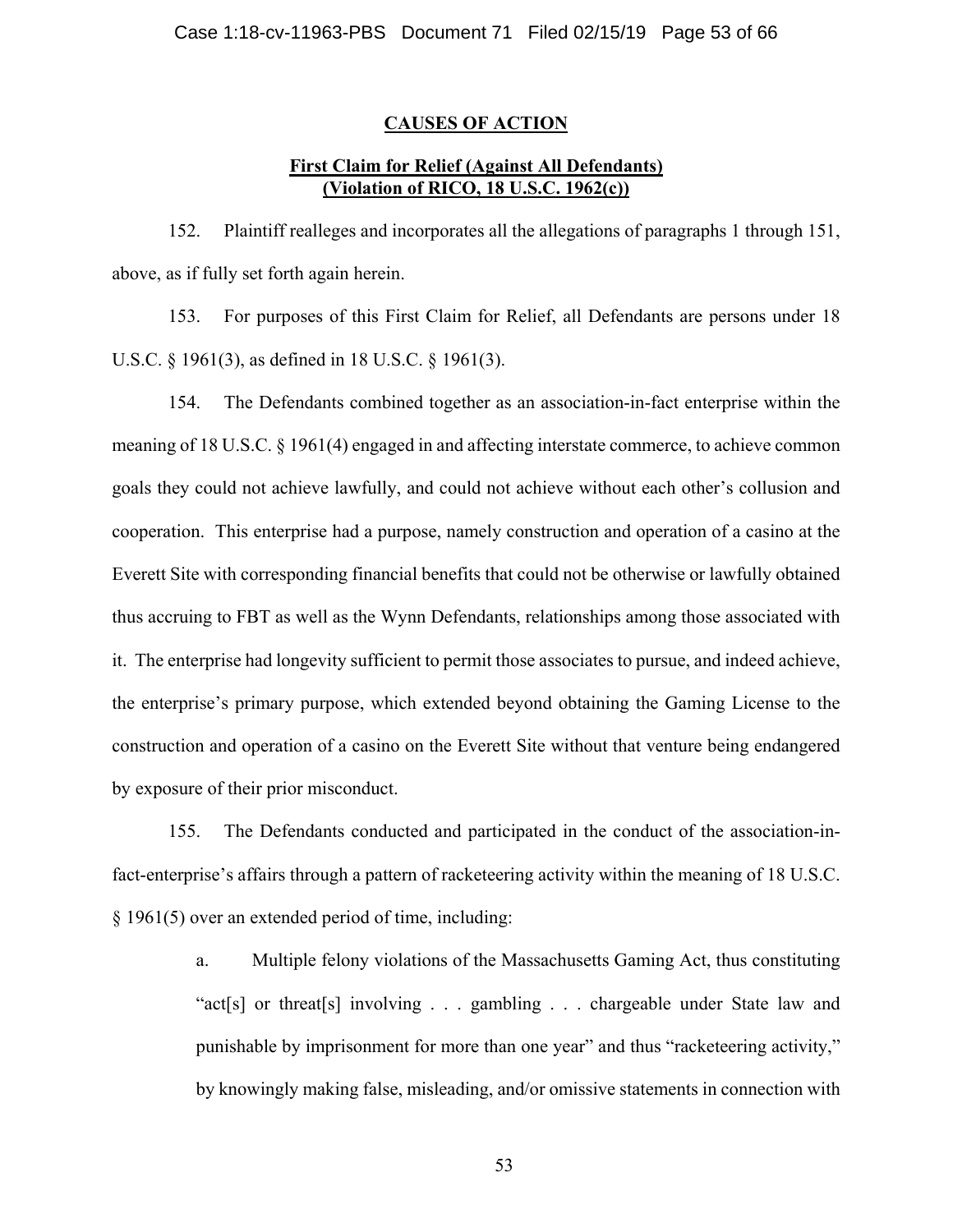## CAUSES OF ACTION

### First Claim for Relief (Against All Defendants) (Violation of RICO, 18 U.S.C. 1962(c))

152. Plaintiff realleges and incorporates all the allegations of paragraphs 1 through 151, above, as if fully set forth again herein.

153. For purposes of this First Claim for Relief, all Defendants are persons under 18 U.S.C. § 1961(3), as defined in 18 U.S.C. § 1961(3).

154. The Defendants combined together as an association-in-fact enterprise within the meaning of 18 U.S.C. § 1961(4) engaged in and affecting interstate commerce, to achieve common goals they could not achieve lawfully, and could not achieve without each other's collusion and cooperation. This enterprise had a purpose, namely construction and operation of a casino at the Everett Site with corresponding financial benefits that could not be otherwise or lawfully obtained thus accruing to FBT as well as the Wynn Defendants, relationships among those associated with it. The enterprise had longevity sufficient to permit those associates to pursue, and indeed achieve, the enterprise's primary purpose, which extended beyond obtaining the Gaming License to the construction and operation of a casino on the Everett Site without that venture being endangered by exposure of their prior misconduct.

155. The Defendants conducted and participated in the conduct of the association-in-fact-enterprise's affairs through a pattern of racketeering activity within the meaning of 18 U.S.C. § 1961(5) over an extended period of time, including:

> a. Multiple felony violations of the Massachusetts Gaming Act, thus constituting "act[s] or threat[s] involving . . . gambling . . . chargeable under State law and punishable by imprisonment for more than one year" and thus "racketeering activity," by knowingly making false, misleading, and/or omissive statements in connection with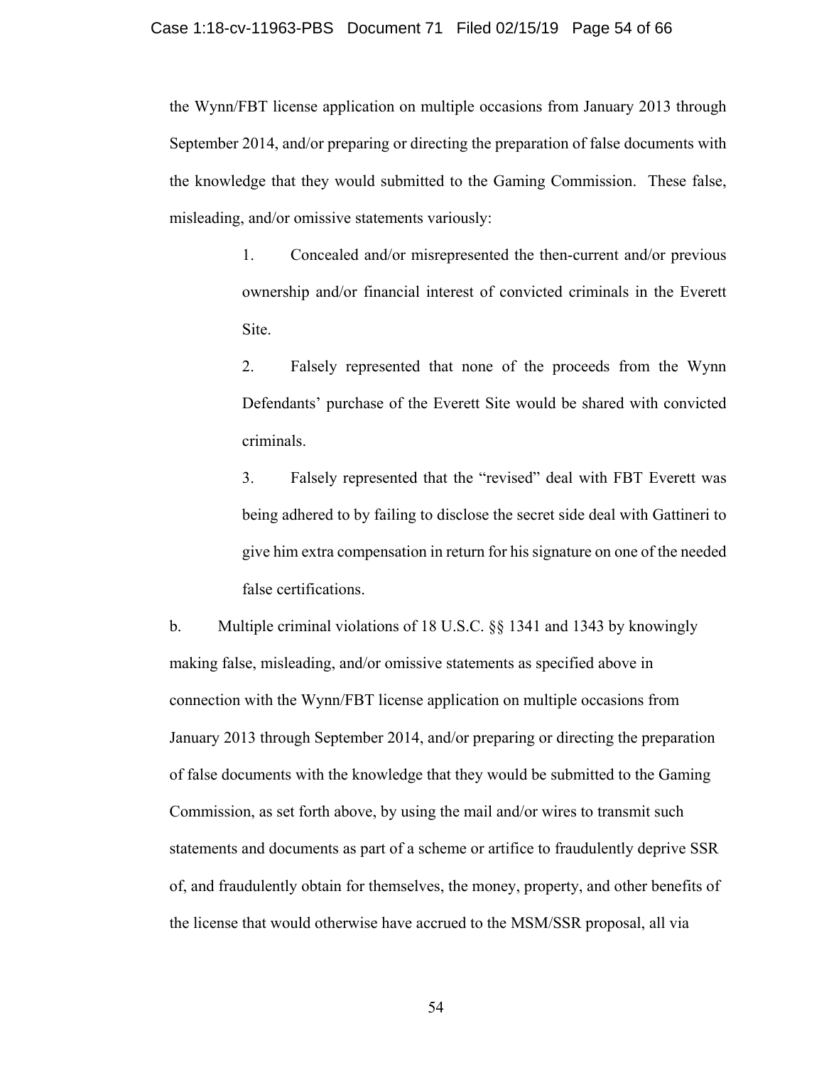the Wynn/FBT license application on multiple occasions from January 2013 through September 2014, and/or preparing or directing the preparation of false documents with the knowledge that they would submitted to the Gaming Commission. These false, misleading, and/or omissive statements variously:

1. Concealed and/or misrepresented the then-current and/or previous ownership and/or financial interest of convicted criminals in the Everett Site.

2. Falsely represented that none of the proceeds from the Wynn Defendants' purchase of the Everett Site would be shared with convicted criminals.

3. Falsely represented that the "revised" deal with FBT Everett was being adhered to by failing to disclose the secret side deal with Gattineri to give him extra compensation in return for his signature on one of the needed false certifications.

b. Multiple criminal violations of 18 U.S.C. §§ 1341 and 1343 by knowingly making false, misleading, and/or omissive statements as specified above in connection with the Wynn/FBT license application on multiple occasions from January 2013 through September 2014, and/or preparing or directing the preparation of false documents with the knowledge that they would be submitted to the Gaming Commission, as set forth above, by using the mail and/or wires to transmit such statements and documents as part of a scheme or artifice to fraudulently deprive SSR of, and fraudulently obtain for themselves, the money, property, and other benefits of the license that would otherwise have accrued to the MSM/SSR proposal, all via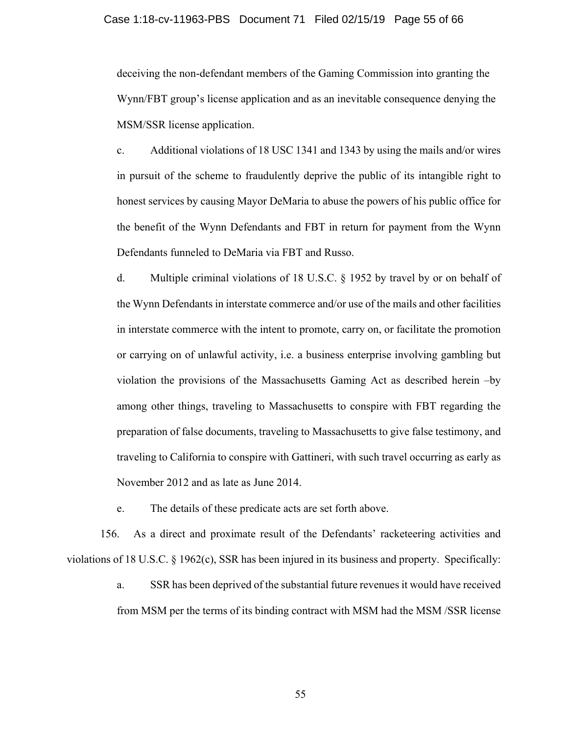deceiving the non-defendant members of the Gaming Commission into granting the Wynn/FBT group's license application and as an inevitable consequence denying the MSM/SSR license application.

c. Additional violations of 18 USC 1341 and 1343 by using the mails and/or wires in pursuit of the scheme to fraudulently deprive the public of its intangible right to honest services by causing Mayor DeMaria to abuse the powers of his public office for the benefit of the Wynn Defendants and FBT in return for payment from the Wynn Defendants funneled to DeMaria via FBT and Russo.

d. Multiple criminal violations of 18 U.S.C. § 1952 by travel by or on behalf of the Wynn Defendants in interstate commerce and/or use of the mails and other facilities in interstate commerce with the intent to promote, carry on, or facilitate the promotion or carrying on of unlawful activity, i.e. a business enterprise involving gambling but violation the provisions of the Massachusetts Gaming Act as described herein –by among other things, traveling to Massachusetts to conspire with FBT regarding the preparation of false documents, traveling to Massachusetts to give false testimony, and traveling to California to conspire with Gattineri, with such travel occurring as early as November 2012 and as late as June 2014.

e. The details of these predicate acts are set forth above.

156. As a direct and proximate result of the Defendants' racketeering activities and violations of 18 U.S.C. § 1962(c), SSR has been injured in its business and property. Specifically:

a. SSR has been deprived of the substantial future revenues it would have received from MSM per the terms of its binding contract with MSM had the MSM /SSR license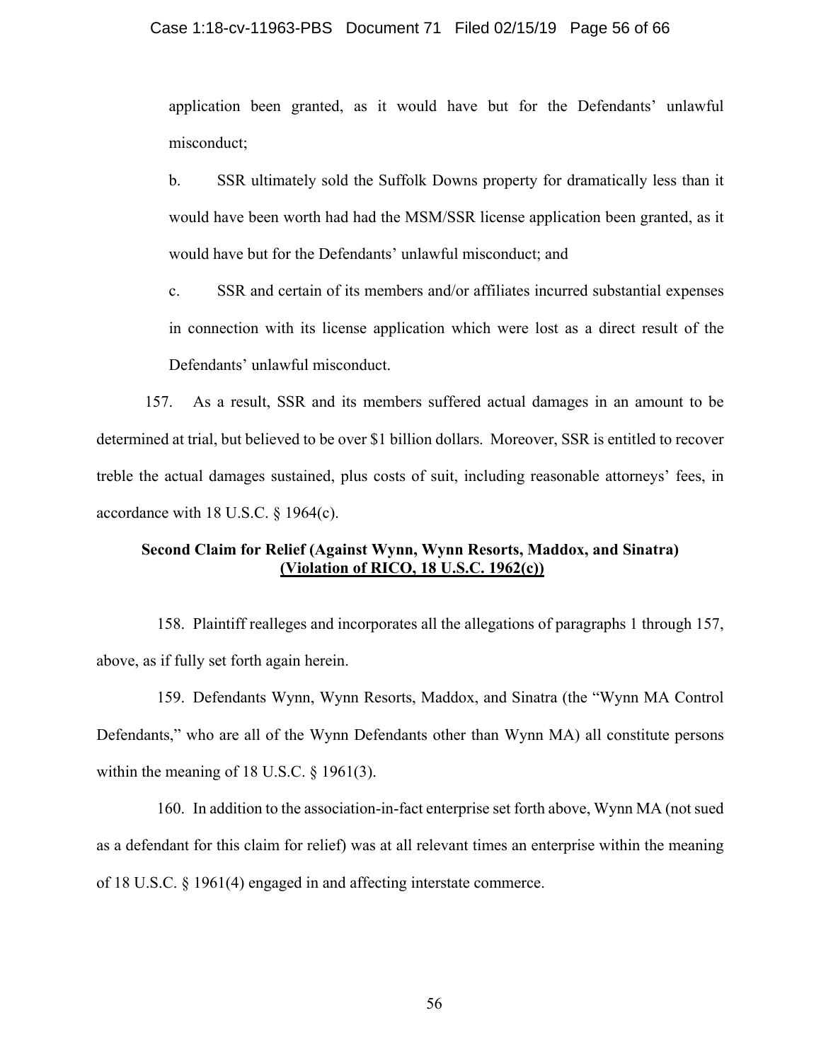application been granted, as it would have but for the Defendants' unlawful misconduct;

b. SSR ultimately sold the Suffolk Downs property for dramatically less than it would have been worth had had the MSM/SSR license application been granted, as it would have but for the Defendants' unlawful misconduct; and

c. SSR and certain of its members and/or affiliates incurred substantial expenses in connection with its license application which were lost as a direct result of the Defendants' unlawful misconduct.

157. As a result, SSR and its members suffered actual damages in an amount to be determined at trial, but believed to be over $1 billion dollars. Moreover, SSR is entitled to recover treble the actual damages sustained, plus costs of suit, including reasonable attorneys' fees, in accordance with 18 U.S.C. § 1964(c).

**Second Claim for Relief (Against Wynn, Wynn Resorts, Maddox, and Sinatra)**
**(Violation of RICO, 18 U.S.C. 1962(c))**

158. Plaintiff realleges and incorporates all the allegations of paragraphs 1 through 157, above, as if fully set forth again herein.

159. Defendants Wynn, Wynn Resorts, Maddox, and Sinatra (the "Wynn MA Control Defendants," who are all of the Wynn Defendants other than Wynn MA) all constitute persons within the meaning of 18 U.S.C. § 1961(3).

160. In addition to the association-in-fact enterprise set forth above, Wynn MA (not sued as a defendant for this claim for relief) was at all relevant times an enterprise within the meaning of 18 U.S.C. § 1961(4) engaged in and affecting interstate commerce.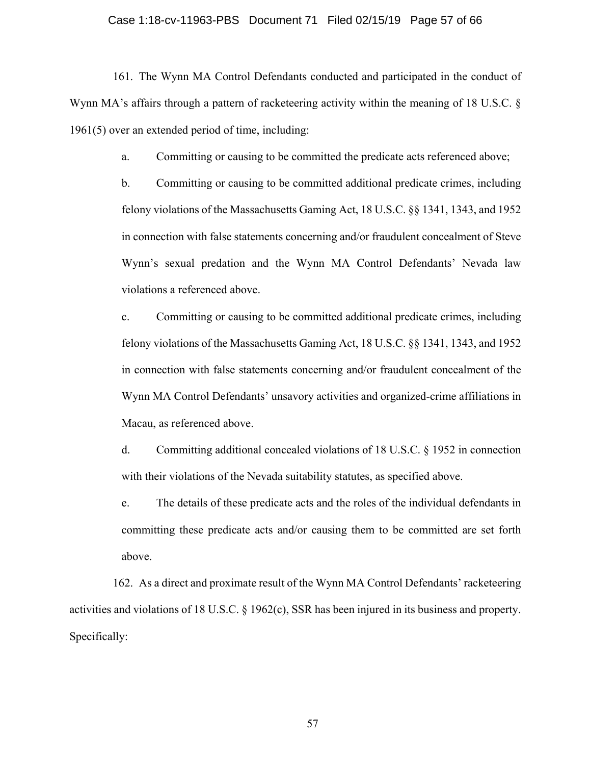161. The Wynn MA Control Defendants conducted and participated in the conduct of Wynn MA's affairs through a pattern of racketeering activity within the meaning of 18 U.S.C. § 1961(5) over an extended period of time, including:

a. Committing or causing to be committed the predicate acts referenced above;

b. Committing or causing to be committed additional predicate crimes, including felony violations of the Massachusetts Gaming Act, 18 U.S.C. §§ 1341, 1343, and 1952 in connection with false statements concerning and/or fraudulent concealment of Steve Wynn's sexual predation and the Wynn MA Control Defendants' Nevada law violations a referenced above.

c. Committing or causing to be committed additional predicate crimes, including felony violations of the Massachusetts Gaming Act, 18 U.S.C. §§ 1341, 1343, and 1952 in connection with false statements concerning and/or fraudulent concealment of the Wynn MA Control Defendants' unsavory activities and organized-crime affiliations in Macau, as referenced above.

d. Committing additional concealed violations of 18 U.S.C. § 1952 in connection with their violations of the Nevada suitability statutes, as specified above.

e. The details of these predicate acts and the roles of the individual defendants in committing these predicate acts and/or causing them to be committed are set forth above.

162. As a direct and proximate result of the Wynn MA Control Defendants' racketeering activities and violations of 18 U.S.C. § 1962(c), SSR has been injured in its business and property. Specifically: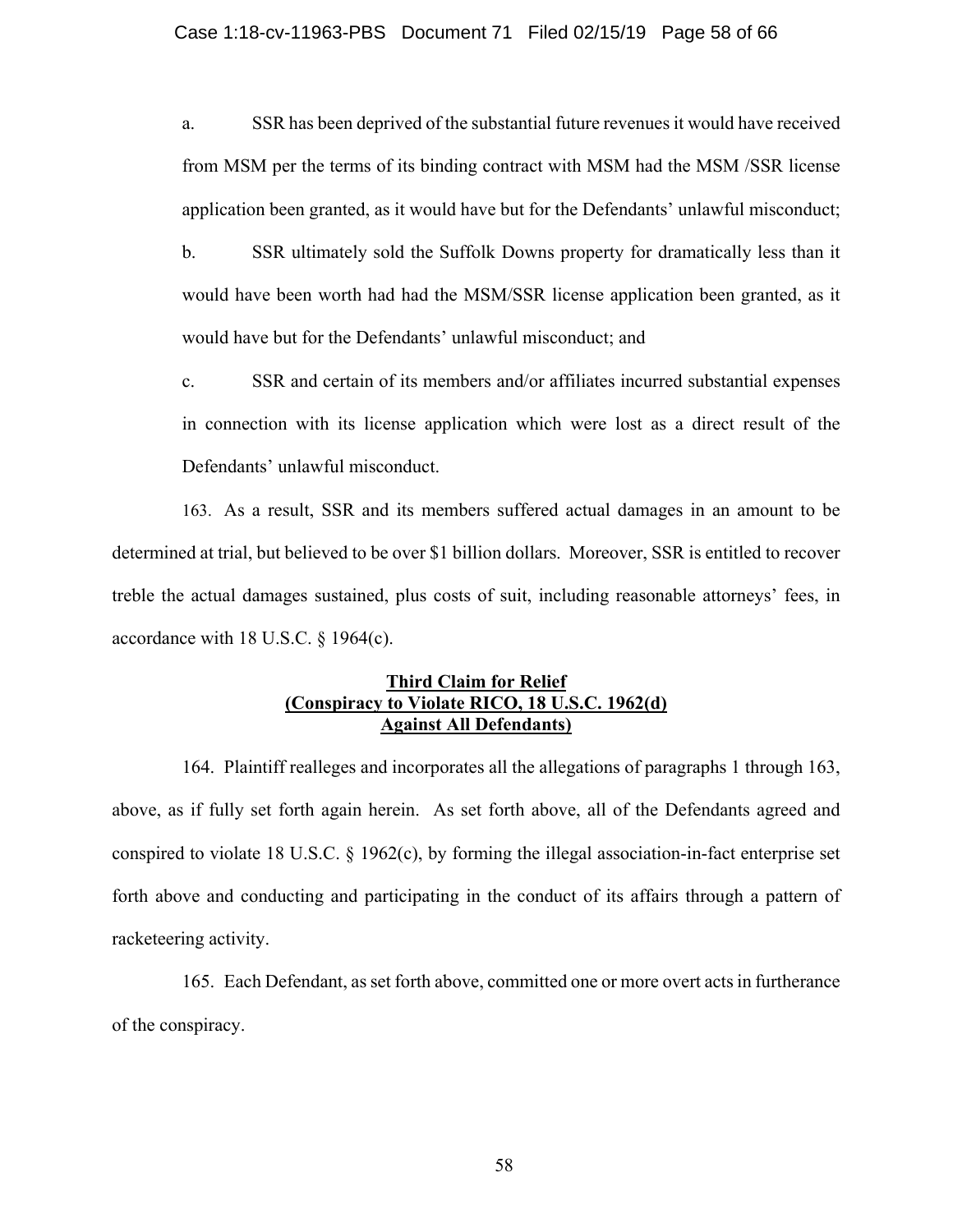a. SSR has been deprived of the substantial future revenues it would have received from MSM per the terms of its binding contract with MSM had the MSM /SSR license application been granted, as it would have but for the Defendants' unlawful misconduct;

b. SSR ultimately sold the Suffolk Downs property for dramatically less than it would have been worth had had the MSM/SSR license application been granted, as it would have but for the Defendants' unlawful misconduct; and

c. SSR and certain of its members and/or affiliates incurred substantial expenses in connection with its license application which were lost as a direct result of the Defendants' unlawful misconduct.

163. As a result, SSR and its members suffered actual damages in an amount to be determined at trial, but believed to be over $1 billion dollars. Moreover, SSR is entitled to recover treble the actual damages sustained, plus costs of suit, including reasonable attorneys' fees, in accordance with 18 U.S.C. § 1964(c).

## Third Claim for Relief (Conspiracy to Violate RICO, 18 U.S.C. 1962(d) Against All Defendants)

164. Plaintiff realleges and incorporates all the allegations of paragraphs 1 through 163, above, as if fully set forth again herein. As set forth above, all of the Defendants agreed and conspired to violate 18 U.S.C. § 1962(c), by forming the illegal association-in-fact enterprise set forth above and conducting and participating in the conduct of its affairs through a pattern of racketeering activity.

165. Each Defendant, as set forth above, committed one or more overt acts in furtherance of the conspiracy.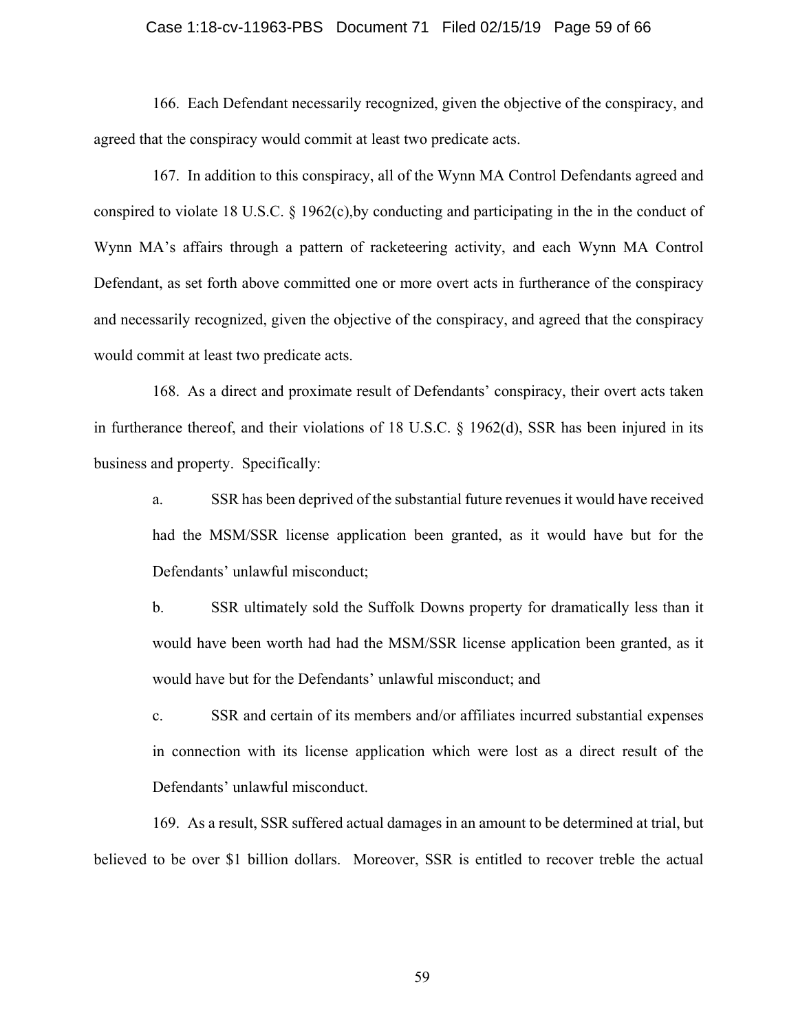166. Each Defendant necessarily recognized, given the objective of the conspiracy, and agreed that the conspiracy would commit at least two predicate acts.

167. In addition to this conspiracy, all of the Wynn MA Control Defendants agreed and conspired to violate 18 U.S.C. § 1962(c),by conducting and participating in the in the conduct of Wynn MA's affairs through a pattern of racketeering activity, and each Wynn MA Control Defendant, as set forth above committed one or more overt acts in furtherance of the conspiracy and necessarily recognized, given the objective of the conspiracy, and agreed that the conspiracy would commit at least two predicate acts.

168. As a direct and proximate result of Defendants' conspiracy, their overt acts taken in furtherance thereof, and their violations of 18 U.S.C. § 1962(d), SSR has been injured in its business and property. Specifically:

a. SSR has been deprived of the substantial future revenues it would have received had the MSM/SSR license application been granted, as it would have but for the Defendants' unlawful misconduct;

b. SSR ultimately sold the Suffolk Downs property for dramatically less than it would have been worth had had the MSM/SSR license application been granted, as it would have but for the Defendants' unlawful misconduct; and

c. SSR and certain of its members and/or affiliates incurred substantial expenses in connection with its license application which were lost as a direct result of the Defendants' unlawful misconduct.

169. As a result, SSR suffered actual damages in an amount to be determined at trial, but believed to be over $1 billion dollars. Moreover, SSR is entitled to recover treble the actual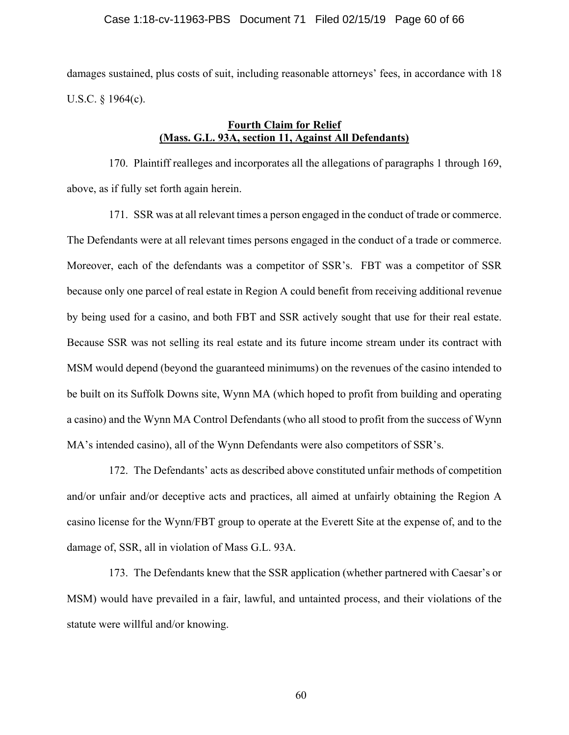damages sustained, plus costs of suit, including reasonable attorneys' fees, in accordance with 18 U.S.C. § 1964(c).

**Fourth Claim for Relief**
**(Mass. G.L. 93A, section 11, Against All Defendants)**

170. Plaintiff realleges and incorporates all the allegations of paragraphs 1 through 169, above, as if fully set forth again herein.

171. SSR was at all relevant times a person engaged in the conduct of trade or commerce. The Defendants were at all relevant times persons engaged in the conduct of a trade or commerce. Moreover, each of the defendants was a competitor of SSR's. FBT was a competitor of SSR because only one parcel of real estate in Region A could benefit from receiving additional revenue by being used for a casino, and both FBT and SSR actively sought that use for their real estate. Because SSR was not selling its real estate and its future income stream under its contract with MSM would depend (beyond the guaranteed minimums) on the revenues of the casino intended to be built on its Suffolk Downs site, Wynn MA (which hoped to profit from building and operating a casino) and the Wynn MA Control Defendants (who all stood to profit from the success of Wynn MA's intended casino), all of the Wynn Defendants were also competitors of SSR's.

172. The Defendants' acts as described above constituted unfair methods of competition and/or unfair and/or deceptive acts and practices, all aimed at unfairly obtaining the Region A casino license for the Wynn/FBT group to operate at the Everett Site at the expense of, and to the damage of, SSR, all in violation of Mass G.L. 93A.

173. The Defendants knew that the SSR application (whether partnered with Caesar's or MSM) would have prevailed in a fair, lawful, and untainted process, and their violations of the statute were willful and/or knowing.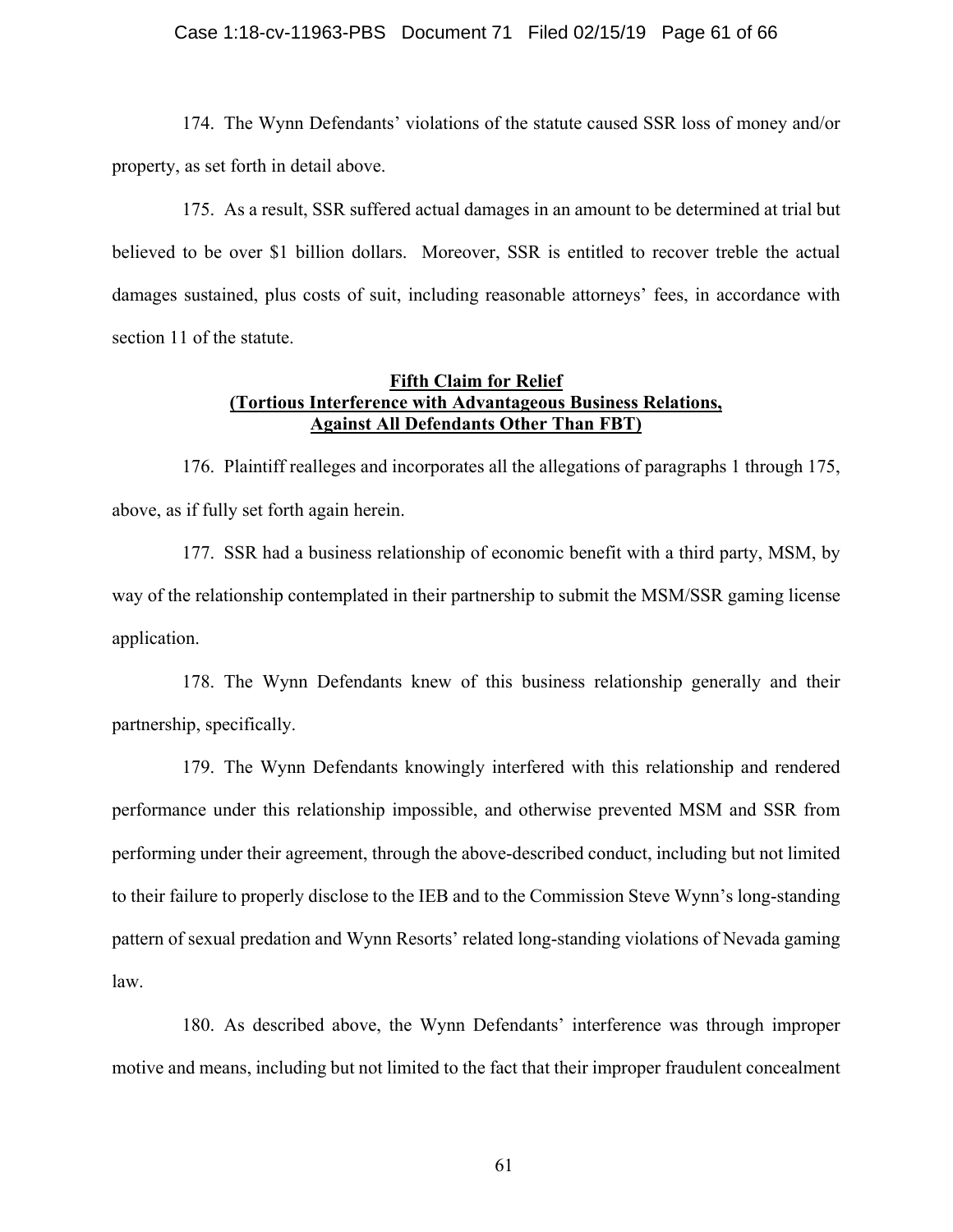174. The Wynn Defendants' violations of the statute caused SSR loss of money and/or property, as set forth in detail above.

175. As a result, SSR suffered actual damages in an amount to be determined at trial but believed to be over $1 billion dollars. Moreover, SSR is entitled to recover treble the actual damages sustained, plus costs of suit, including reasonable attorneys' fees, in accordance with section 11 of the statute.

**Fifth Claim for Relief**
**(Tortious Interference with Advantageous Business Relations, Against All Defendants Other Than FBT)**

176. Plaintiff realleges and incorporates all the allegations of paragraphs 1 through 175, above, as if fully set forth again herein.

177. SSR had a business relationship of economic benefit with a third party, MSM, by way of the relationship contemplated in their partnership to submit the MSM/SSR gaming license application.

178. The Wynn Defendants knew of this business relationship generally and their partnership, specifically.

179. The Wynn Defendants knowingly interfered with this relationship and rendered performance under this relationship impossible, and otherwise prevented MSM and SSR from performing under their agreement, through the above-described conduct, including but not limited to their failure to properly disclose to the IEB and to the Commission Steve Wynn's long-standing pattern of sexual predation and Wynn Resorts' related long-standing violations of Nevada gaming law.

180. As described above, the Wynn Defendants' interference was through improper motive and means, including but not limited to the fact that their improper fraudulent concealment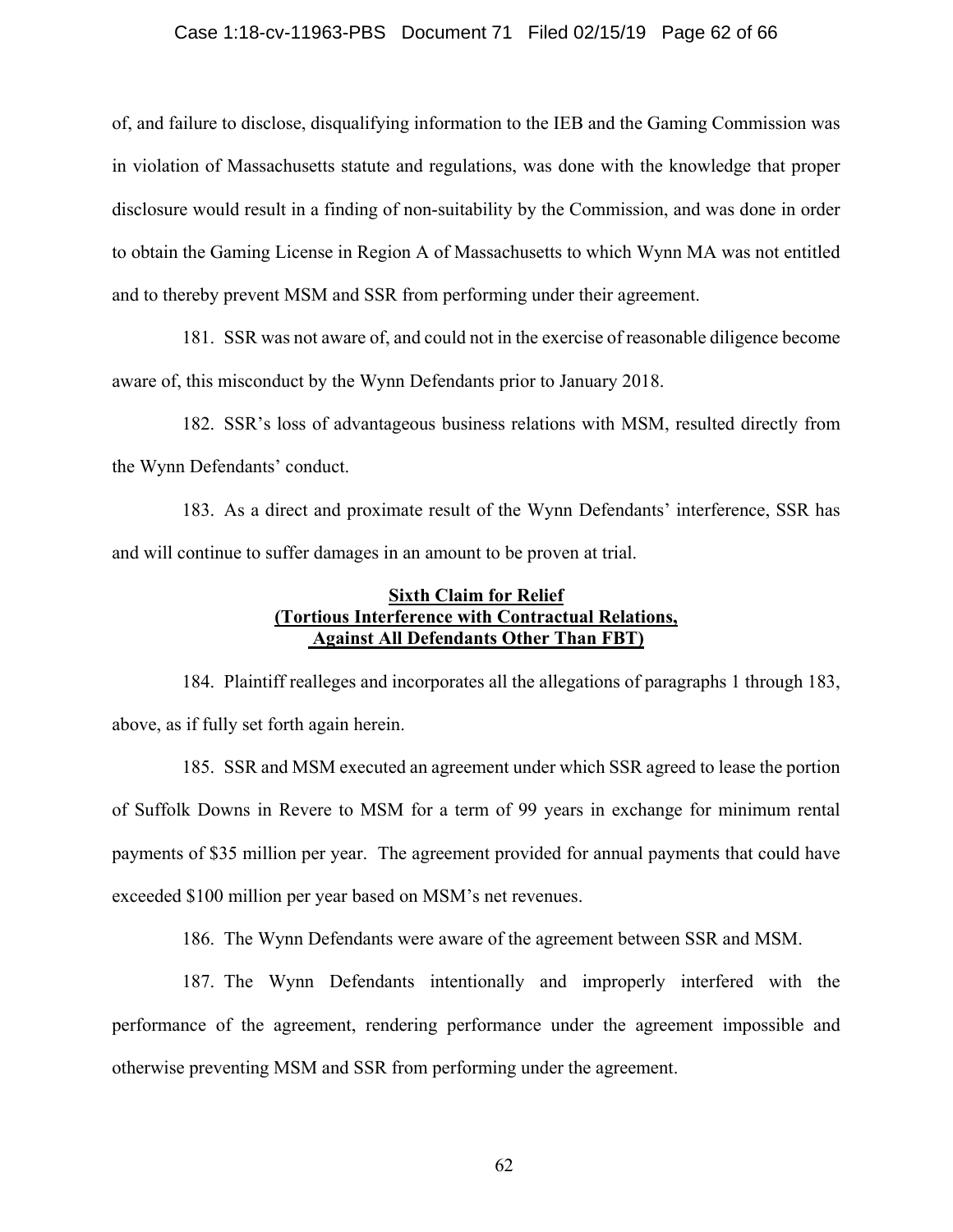of, and failure to disclose, disqualifying information to the IEB and the Gaming Commission was in violation of Massachusetts statute and regulations, was done with the knowledge that proper disclosure would result in a finding of non-suitability by the Commission, and was done in order to obtain the Gaming License in Region A of Massachusetts to which Wynn MA was not entitled and to thereby prevent MSM and SSR from performing under their agreement.

181. SSR was not aware of, and could not in the exercise of reasonable diligence become aware of, this misconduct by the Wynn Defendants prior to January 2018.

182. SSR's loss of advantageous business relations with MSM, resulted directly from the Wynn Defendants' conduct.

183. As a direct and proximate result of the Wynn Defendants' interference, SSR has and will continue to suffer damages in an amount to be proven at trial.

**Sixth Claim for Relief**
**(Tortious Interference with Contractual Relations, Against All Defendants Other Than FBT)**

184. Plaintiff realleges and incorporates all the allegations of paragraphs 1 through 183, above, as if fully set forth again herein.

185. SSR and MSM executed an agreement under which SSR agreed to lease the portion of Suffolk Downs in Revere to MSM for a term of 99 years in exchange for minimum rental payments of $35 million per year. The agreement provided for annual payments that could have exceeded $100 million per year based on MSM's net revenues.

186. The Wynn Defendants were aware of the agreement between SSR and MSM.

187. The Wynn Defendants intentionally and improperly interfered with the performance of the agreement, rendering performance under the agreement impossible and otherwise preventing MSM and SSR from performing under the agreement.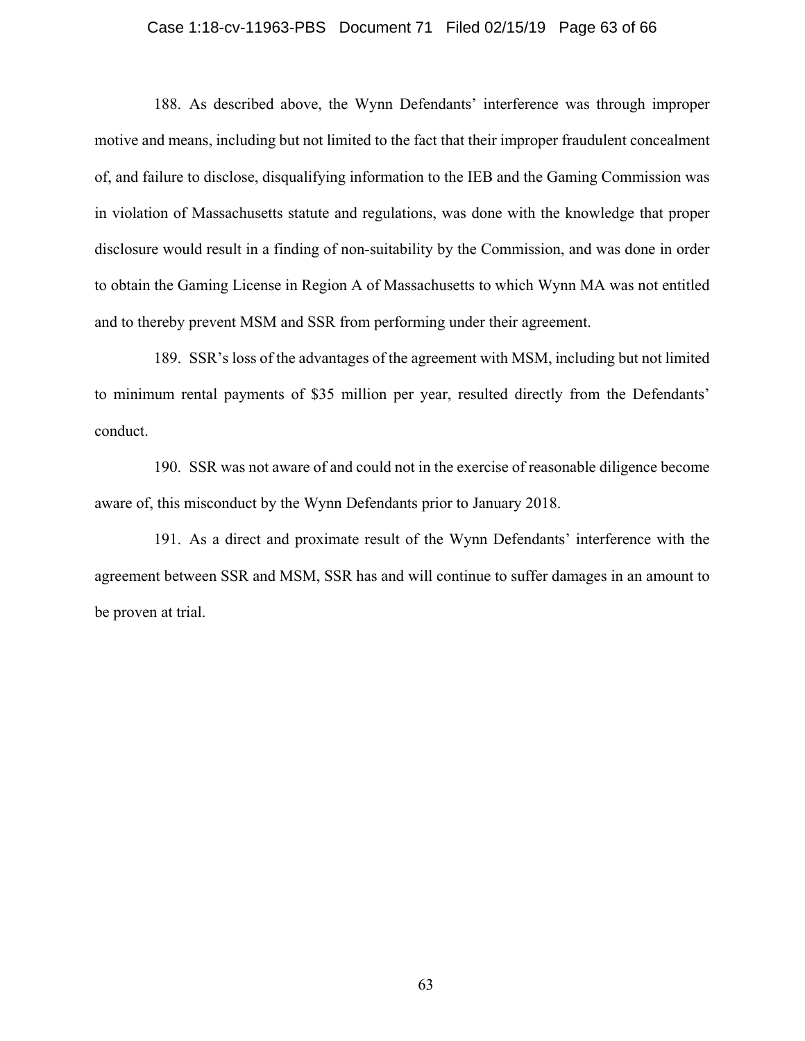188. As described above, the Wynn Defendants' interference was through improper motive and means, including but not limited to the fact that their improper fraudulent concealment of, and failure to disclose, disqualifying information to the IEB and the Gaming Commission was in violation of Massachusetts statute and regulations, was done with the knowledge that proper disclosure would result in a finding of non-suitability by the Commission, and was done in order to obtain the Gaming License in Region A of Massachusetts to which Wynn MA was not entitled and to thereby prevent MSM and SSR from performing under their agreement.

189. SSR's loss of the advantages of the agreement with MSM, including but not limited to minimum rental payments of $35 million per year, resulted directly from the Defendants' conduct.

190. SSR was not aware of and could not in the exercise of reasonable diligence become aware of, this misconduct by the Wynn Defendants prior to January 2018.

191. As a direct and proximate result of the Wynn Defendants' interference with the agreement between SSR and MSM, SSR has and will continue to suffer damages in an amount to be proven at trial.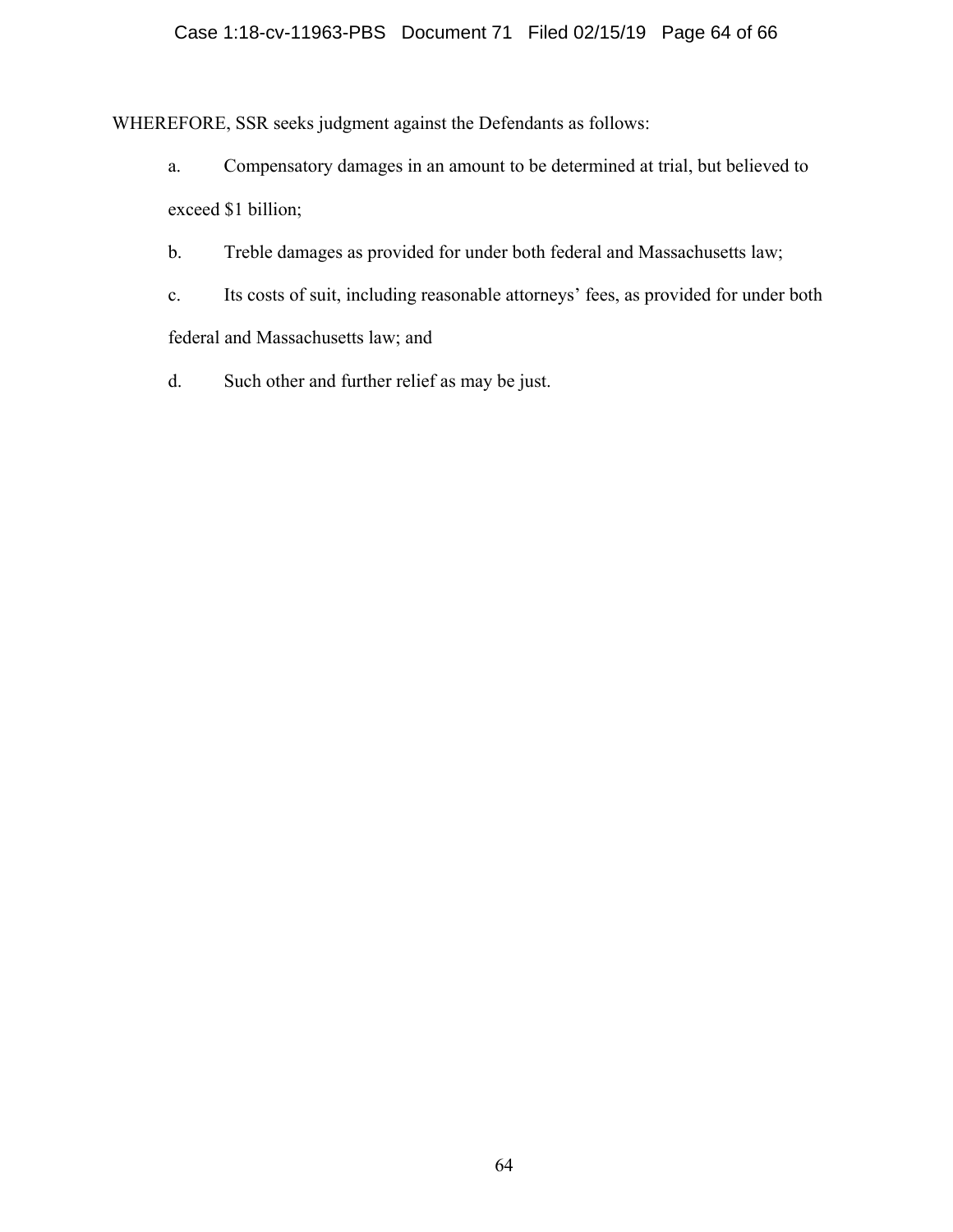WHEREFORE, SSR seeks judgment against the Defendants as follows:

a. Compensatory damages in an amount to be determined at trial, but believed to exceed $1 billion;

b. Treble damages as provided for under both federal and Massachusetts law;

c. Its costs of suit, including reasonable attorneys' fees, as provided for under both federal and Massachusetts law; and

d. Such other and further relief as may be just.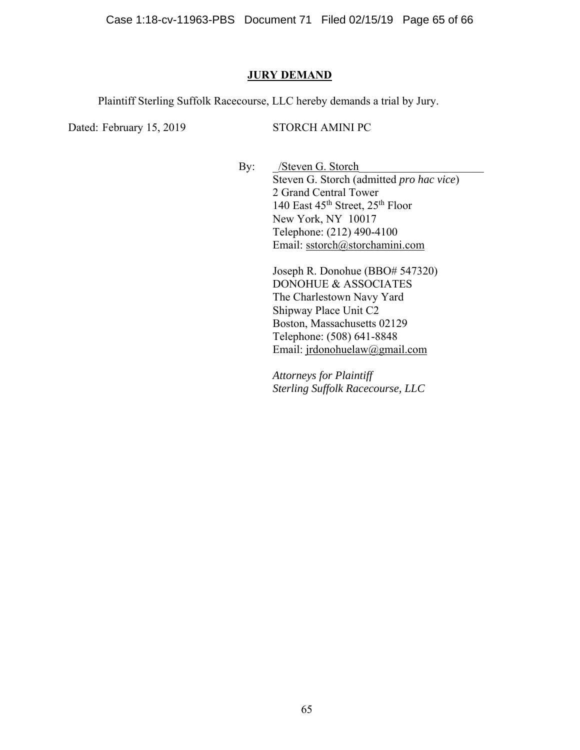## JURY DEMAND

Plaintiff Sterling Suffolk Racecourse, LLC hereby demands a trial by Jury.

Dated: February 15, 2019

STORCH AMINI PC

By: /Steven G. Storch

Steven G. Storch (admitted *pro hac vice*)
2 Grand Central Tower
140 East 45th Street, 25th Floor
New York, NY 10017
Telephone: (212) 490-4100
Email: sstorch@storchamini.com

Joseph R. Donohue (BBO# 547320)
DONOHUE & ASSOCIATES
The Charlestown Navy Yard
Shipway Place Unit C2
Boston, Massachusetts 02129
Telephone: (508) 641-8848
Email: jrdonohuelaw@gmail.com

*Attorneys for Plaintiff*
*Sterling Suffolk Racecourse, LLC*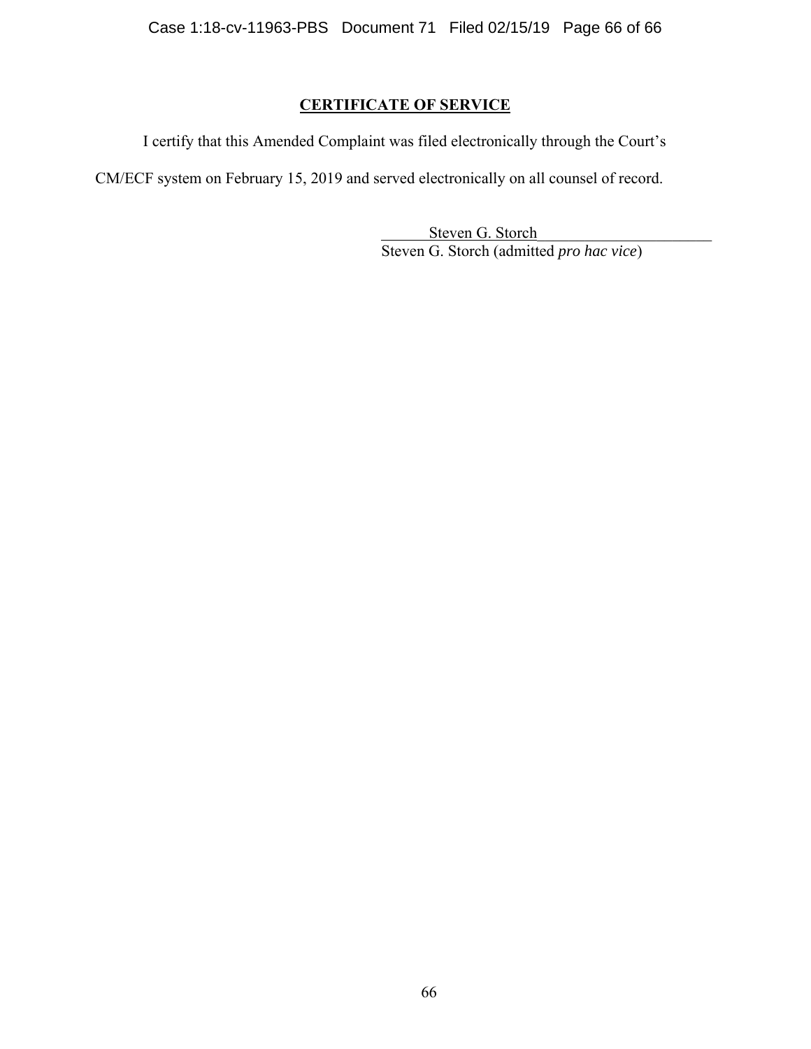## CERTIFICATE OF SERVICE

I certify that this Amended Complaint was filed electronically through the Court's CM/ECF system on February 15, 2019 and served electronically on all counsel of record.

Steven G. Storch
Steven G. Storch (admitted *pro hac vice*)